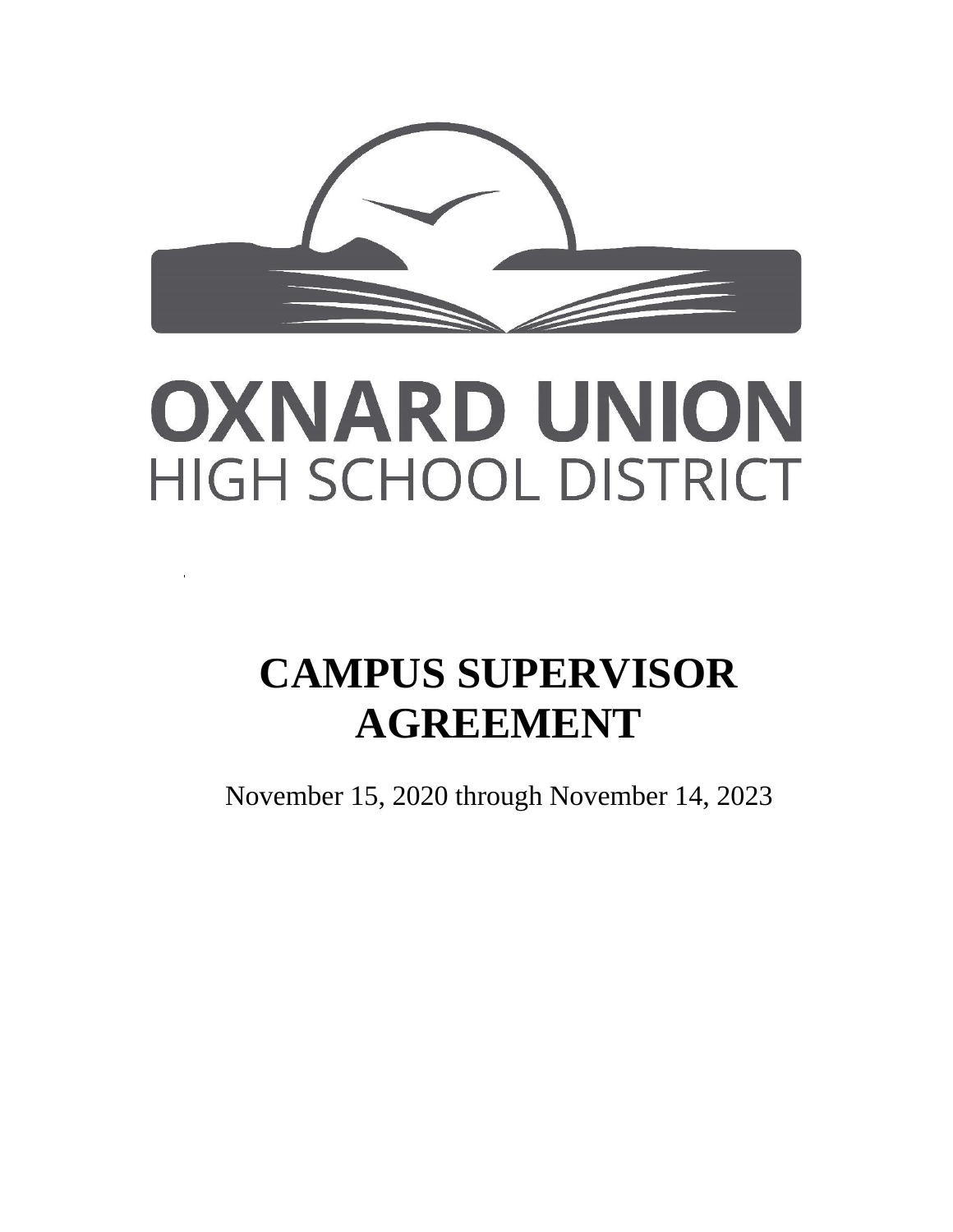OXNARD UNION
HIGH SCHOOL DISTRICT

# CAMPUS SUPERVISOR AGREEMENT

November 15, 2020 through November 14, 2023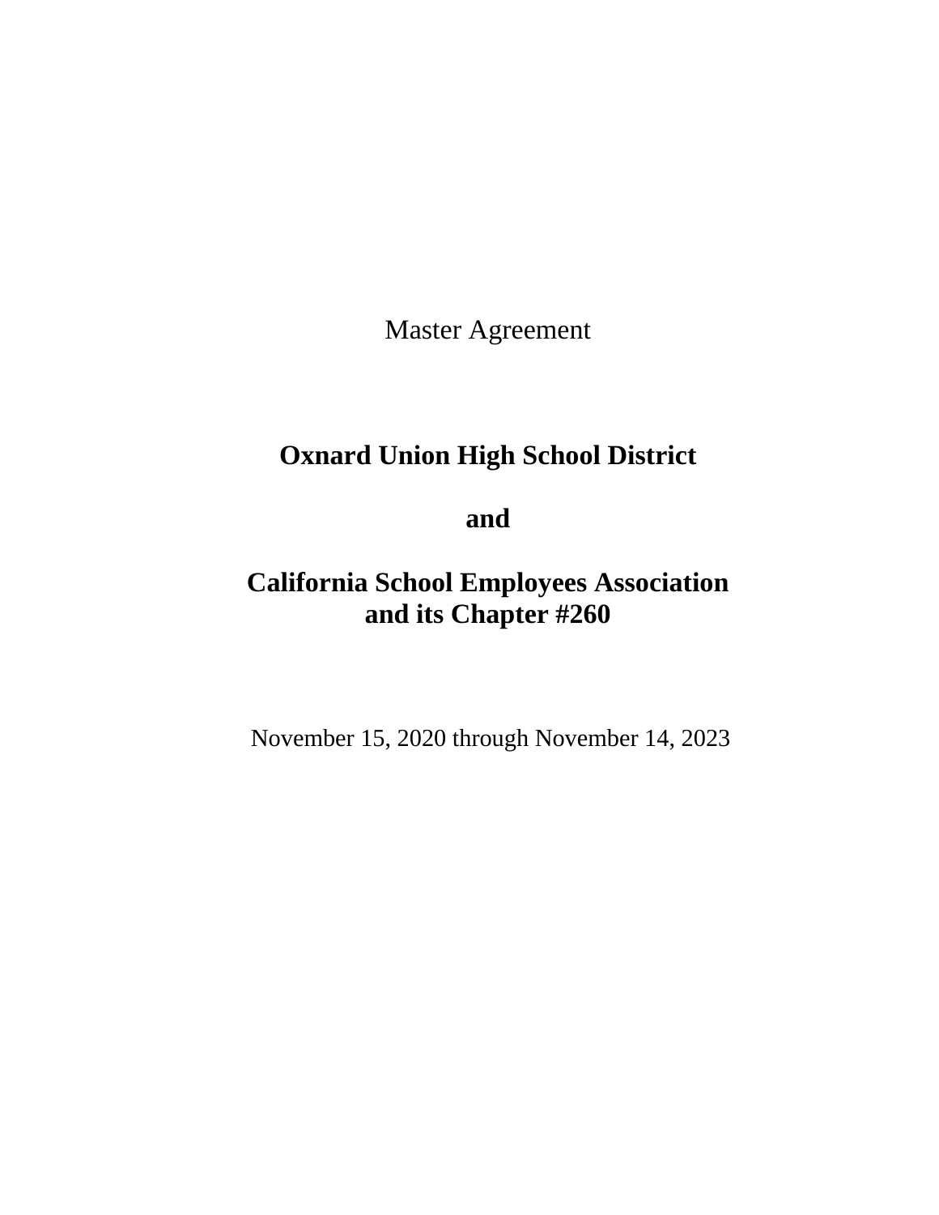Master Agreement

# Oxnard Union High School District

# and

# California School Employees Association and its Chapter #260

November 15, 2020 through November 14, 2023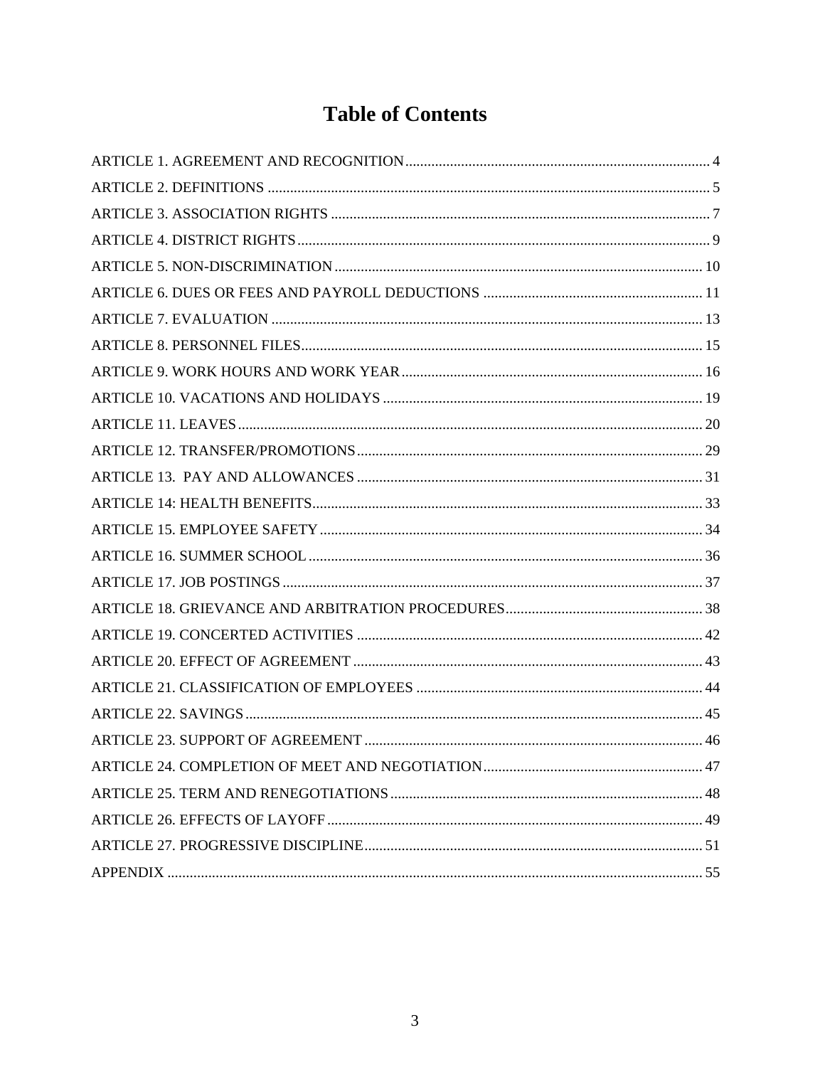# Table of Contents

ARTICLE 1. AGREEMENT AND RECOGNITION ..... 4
ARTICLE 2. DEFINITIONS ..... 5
ARTICLE 3. ASSOCIATION RIGHTS ..... 7
ARTICLE 4. DISTRICT RIGHTS ..... 9
ARTICLE 5. NON-DISCRIMINATION ..... 10
ARTICLE 6. DUES OR FEES AND PAYROLL DEDUCTIONS ..... 11
ARTICLE 7. EVALUATION ..... 13
ARTICLE 8. PERSONNEL FILES ..... 15
ARTICLE 9. WORK HOURS AND WORK YEAR ..... 16
ARTICLE 10. VACATIONS AND HOLIDAYS ..... 19
ARTICLE 11. LEAVES ..... 20
ARTICLE 12. TRANSFER/PROMOTIONS ..... 29
ARTICLE 13. PAY AND ALLOWANCES ..... 31
ARTICLE 14: HEALTH BENEFITS ..... 33
ARTICLE 15. EMPLOYEE SAFETY ..... 34
ARTICLE 16. SUMMER SCHOOL ..... 36
ARTICLE 17. JOB POSTINGS ..... 37
ARTICLE 18. GRIEVANCE AND ARBITRATION PROCEDURES ..... 38
ARTICLE 19. CONCERTED ACTIVITIES ..... 42
ARTICLE 20. EFFECT OF AGREEMENT ..... 43
ARTICLE 21. CLASSIFICATION OF EMPLOYEES ..... 44
ARTICLE 22. SAVINGS ..... 45
ARTICLE 23. SUPPORT OF AGREEMENT ..... 46
ARTICLE 24. COMPLETION OF MEET AND NEGOTIATION ..... 47
ARTICLE 25. TERM AND RENEGOTIATIONS ..... 48
ARTICLE 26. EFFECTS OF LAYOFF ..... 49
ARTICLE 27. PROGRESSIVE DISCIPLINE ..... 51
APPENDIX ..... 55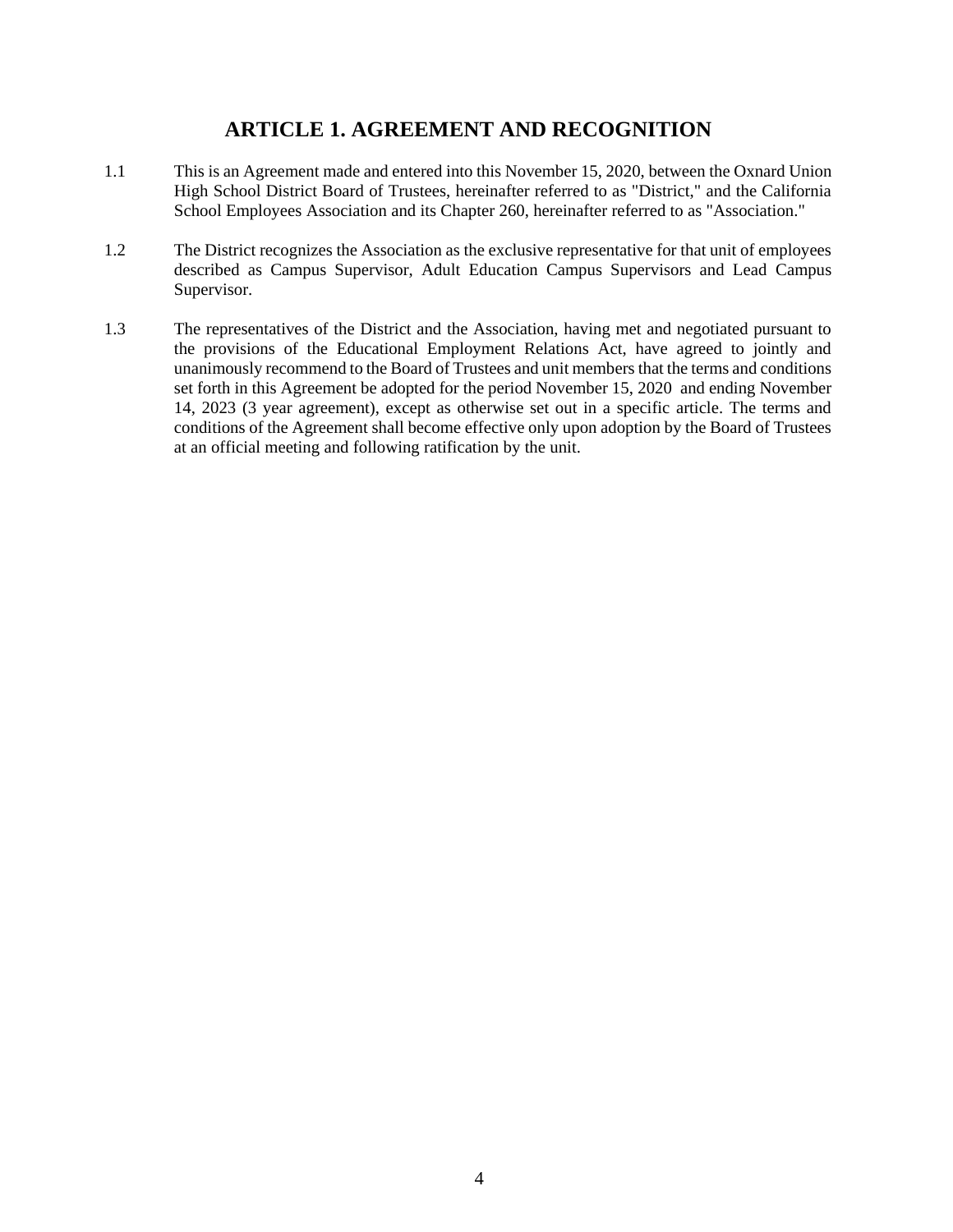# ARTICLE 1. AGREEMENT AND RECOGNITION

1.1 This is an Agreement made and entered into this November 15, 2020, between the Oxnard Union High School District Board of Trustees, hereinafter referred to as "District," and the California School Employees Association and its Chapter 260, hereinafter referred to as "Association."

1.2 The District recognizes the Association as the exclusive representative for that unit of employees described as Campus Supervisor, Adult Education Campus Supervisors and Lead Campus Supervisor.

1.3 The representatives of the District and the Association, having met and negotiated pursuant to the provisions of the Educational Employment Relations Act, have agreed to jointly and unanimously recommend to the Board of Trustees and unit members that the terms and conditions set forth in this Agreement be adopted for the period November 15, 2020 and ending November 14, 2023 (3 year agreement), except as otherwise set out in a specific article. The terms and conditions of the Agreement shall become effective only upon adoption by the Board of Trustees at an official meeting and following ratification by the unit.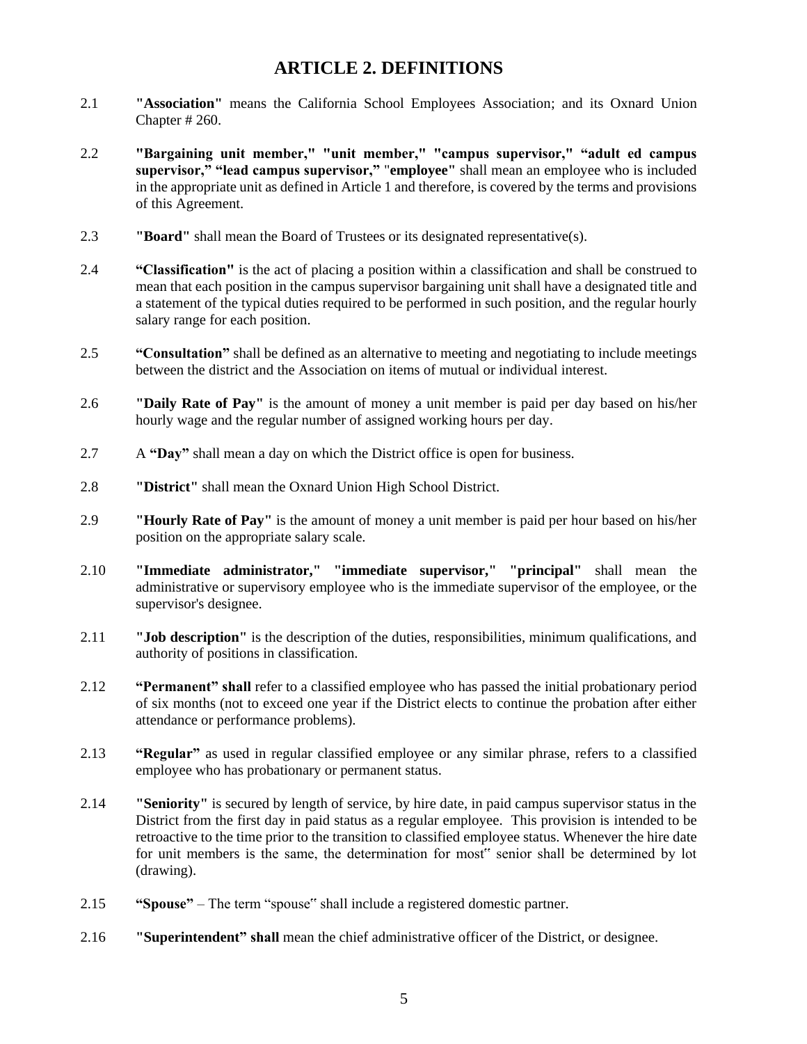# ARTICLE 2. DEFINITIONS

2.1 **"Association"** means the California School Employees Association; and its Oxnard Union Chapter # 260.

2.2 **"Bargaining unit member," "unit member," "campus supervisor," "adult ed campus supervisor," "lead campus supervisor,"** "**employee"** shall mean an employee who is included in the appropriate unit as defined in Article 1 and therefore, is covered by the terms and provisions of this Agreement.

2.3 **"Board"** shall mean the Board of Trustees or its designated representative(s).

2.4 **"Classification"** is the act of placing a position within a classification and shall be construed to mean that each position in the campus supervisor bargaining unit shall have a designated title and a statement of the typical duties required to be performed in such position, and the regular hourly salary range for each position.

2.5 **"Consultation"** shall be defined as an alternative to meeting and negotiating to include meetings between the district and the Association on items of mutual or individual interest.

2.6 **"Daily Rate of Pay"** is the amount of money a unit member is paid per day based on his/her hourly wage and the regular number of assigned working hours per day.

2.7 A **"Day"** shall mean a day on which the District office is open for business.

2.8 **"District"** shall mean the Oxnard Union High School District.

2.9 **"Hourly Rate of Pay"** is the amount of money a unit member is paid per hour based on his/her position on the appropriate salary scale.

2.10 **"Immediate administrator," "immediate supervisor," "principal"** shall mean the administrative or supervisory employee who is the immediate supervisor of the employee, or the supervisor's designee.

2.11 **"Job description"** is the description of the duties, responsibilities, minimum qualifications, and authority of positions in classification.

2.12 **"Permanent" shall** refer to a classified employee who has passed the initial probationary period of six months (not to exceed one year if the District elects to continue the probation after either attendance or performance problems).

2.13 **"Regular"** as used in regular classified employee or any similar phrase, refers to a classified employee who has probationary or permanent status.

2.14 **"Seniority"** is secured by length of service, by hire date, in paid campus supervisor status in the District from the first day in paid status as a regular employee. This provision is intended to be retroactive to the time prior to the transition to classified employee status. Whenever the hire date for unit members is the same, the determination for most" senior shall be determined by lot (drawing).

2.15 **"Spouse"** – The term "spouse" shall include a registered domestic partner.

2.16 **"Superintendent" shall** mean the chief administrative officer of the District, or designee.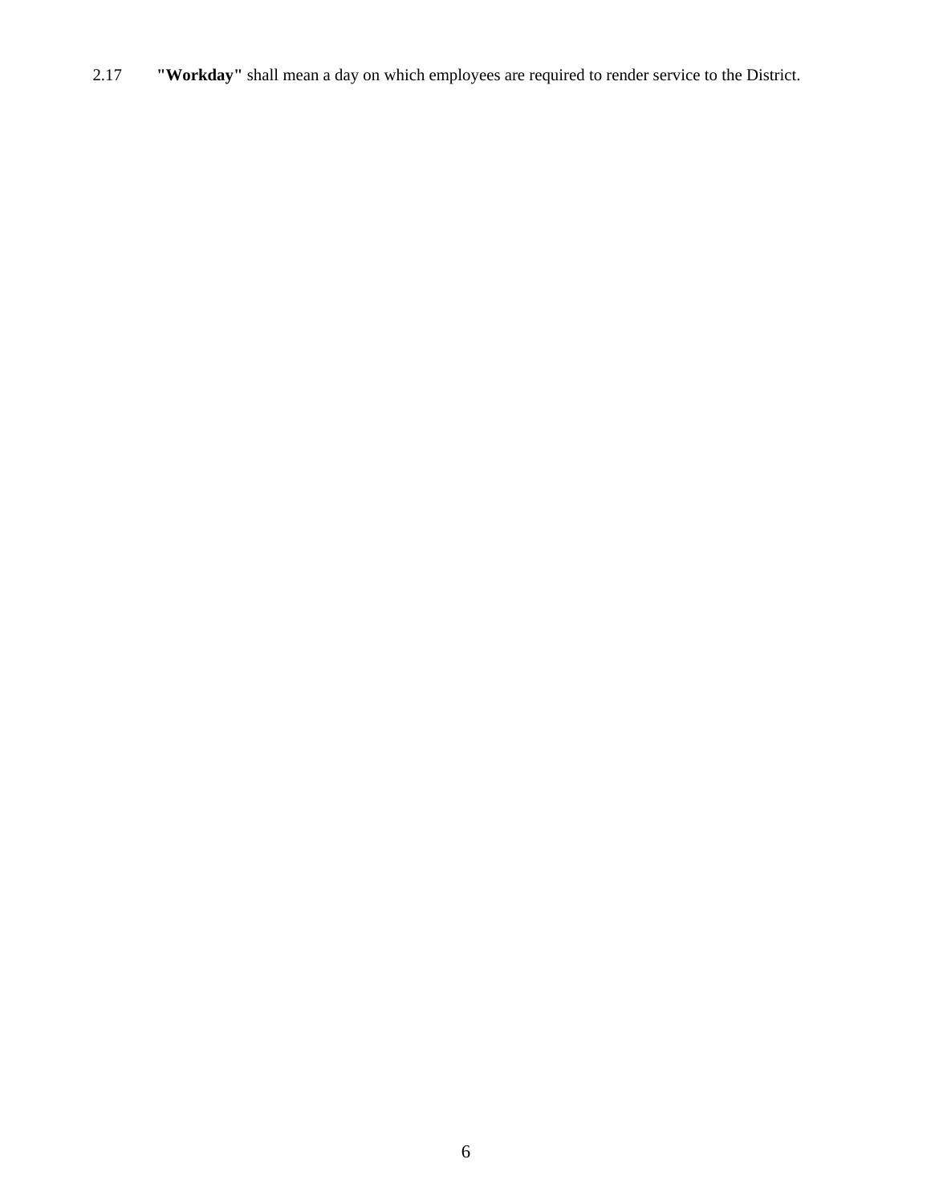2.17 **"Workday"** shall mean a day on which employees are required to render service to the District.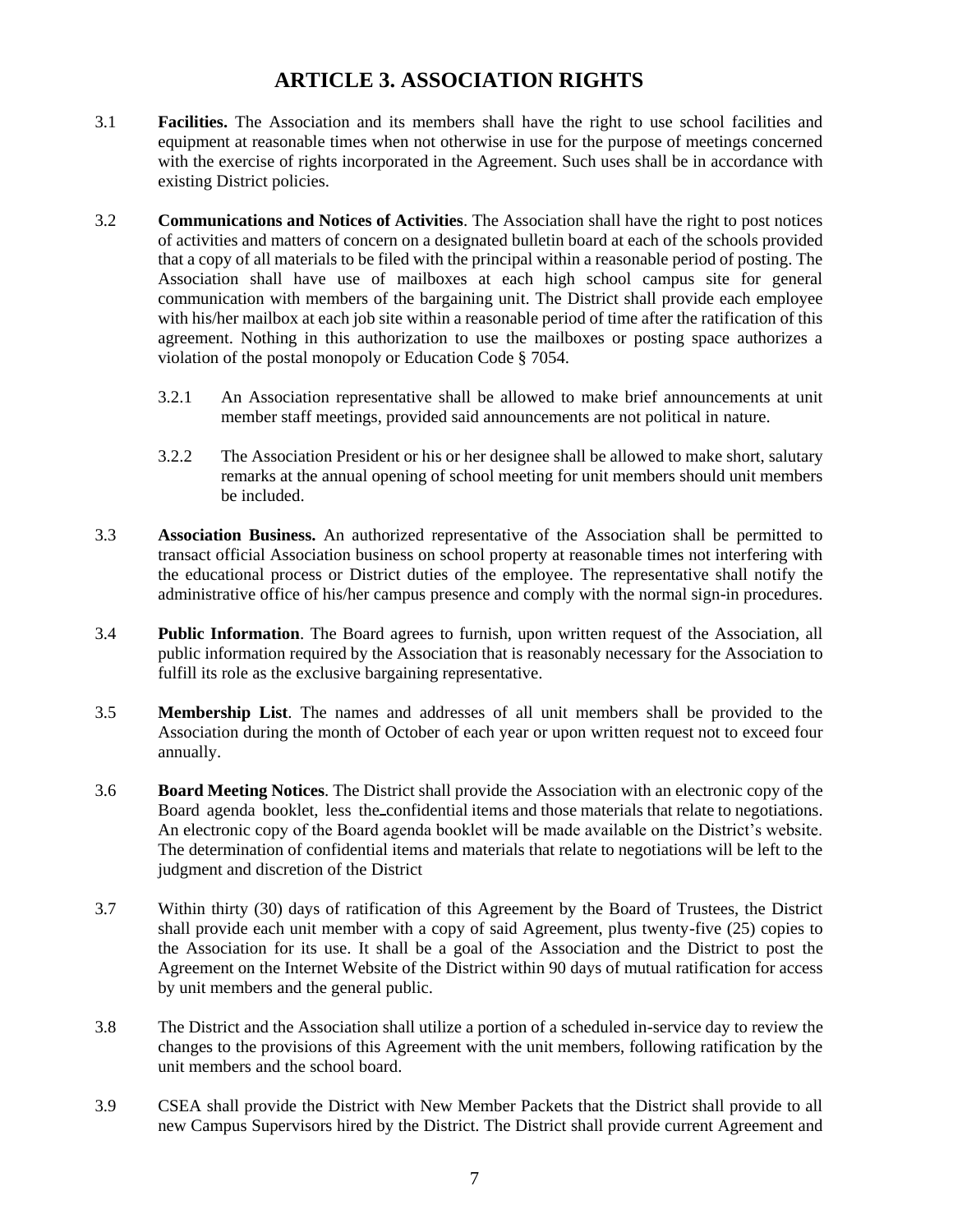# ARTICLE 3. ASSOCIATION RIGHTS

3.1 **Facilities.** The Association and its members shall have the right to use school facilities and equipment at reasonable times when not otherwise in use for the purpose of meetings concerned with the exercise of rights incorporated in the Agreement. Such uses shall be in accordance with existing District policies.

3.2 **Communications and Notices of Activities**. The Association shall have the right to post notices of activities and matters of concern on a designated bulletin board at each of the schools provided that a copy of all materials to be filed with the principal within a reasonable period of posting. The Association shall have use of mailboxes at each high school campus site for general communication with members of the bargaining unit. The District shall provide each employee with his/her mailbox at each job site within a reasonable period of time after the ratification of this agreement. Nothing in this authorization to use the mailboxes or posting space authorizes a violation of the postal monopoly or Education Code § 7054.

3.2.1 An Association representative shall be allowed to make brief announcements at unit member staff meetings, provided said announcements are not political in nature.

3.2.2 The Association President or his or her designee shall be allowed to make short, salutary remarks at the annual opening of school meeting for unit members should unit members be included.

3.3 **Association Business.** An authorized representative of the Association shall be permitted to transact official Association business on school property at reasonable times not interfering with the educational process or District duties of the employee. The representative shall notify the administrative office of his/her campus presence and comply with the normal sign-in procedures.

3.4 **Public Information**. The Board agrees to furnish, upon written request of the Association, all public information required by the Association that is reasonably necessary for the Association to fulfill its role as the exclusive bargaining representative.

3.5 **Membership List**. The names and addresses of all unit members shall be provided to the Association during the month of October of each year or upon written request not to exceed four annually.

3.6 **Board Meeting Notices**. The District shall provide the Association with an electronic copy of the Board agenda booklet, less the confidential items and those materials that relate to negotiations. An electronic copy of the Board agenda booklet will be made available on the District's website. The determination of confidential items and materials that relate to negotiations will be left to the judgment and discretion of the District

3.7 Within thirty (30) days of ratification of this Agreement by the Board of Trustees, the District shall provide each unit member with a copy of said Agreement, plus twenty-five (25) copies to the Association for its use. It shall be a goal of the Association and the District to post the Agreement on the Internet Website of the District within 90 days of mutual ratification for access by unit members and the general public.

3.8 The District and the Association shall utilize a portion of a scheduled in-service day to review the changes to the provisions of this Agreement with the unit members, following ratification by the unit members and the school board.

3.9 CSEA shall provide the District with New Member Packets that the District shall provide to all new Campus Supervisors hired by the District. The District shall provide current Agreement and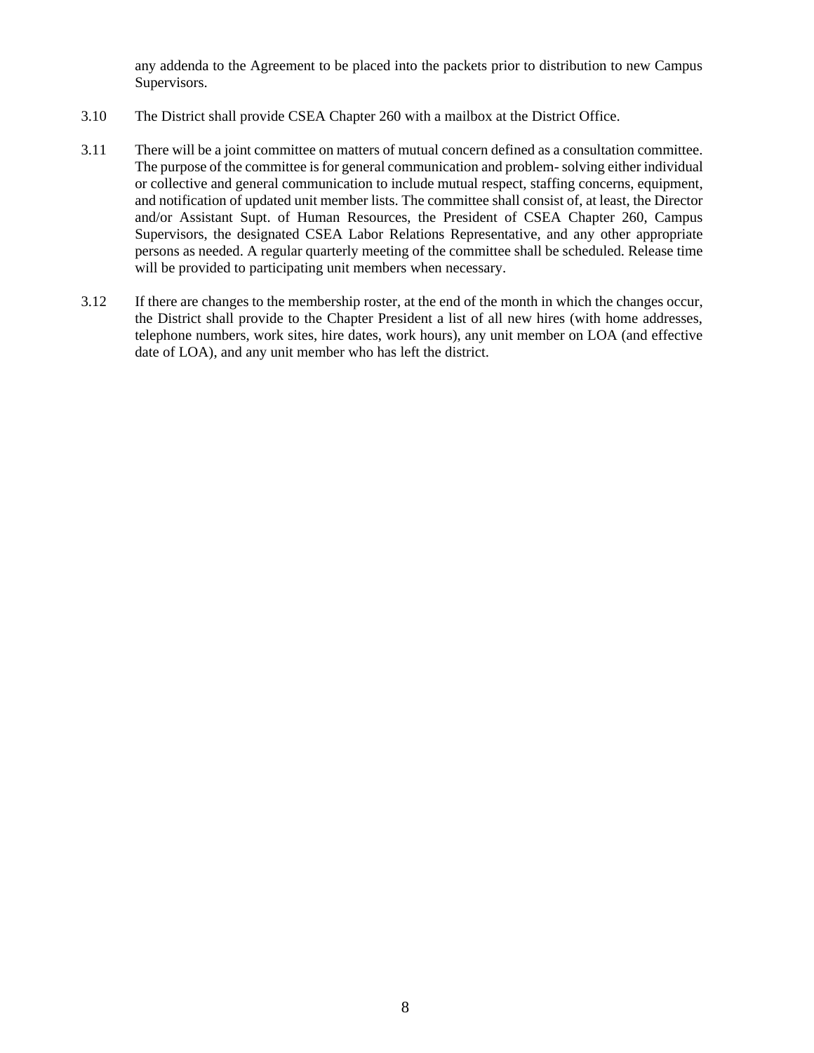any addenda to the Agreement to be placed into the packets prior to distribution to new Campus Supervisors.

3.10 The District shall provide CSEA Chapter 260 with a mailbox at the District Office.

3.11 There will be a joint committee on matters of mutual concern defined as a consultation committee. The purpose of the committee is for general communication and problem- solving either individual or collective and general communication to include mutual respect, staffing concerns, equipment, and notification of updated unit member lists. The committee shall consist of, at least, the Director and/or Assistant Supt. of Human Resources, the President of CSEA Chapter 260, Campus Supervisors, the designated CSEA Labor Relations Representative, and any other appropriate persons as needed. A regular quarterly meeting of the committee shall be scheduled. Release time will be provided to participating unit members when necessary.

3.12 If there are changes to the membership roster, at the end of the month in which the changes occur, the District shall provide to the Chapter President a list of all new hires (with home addresses, telephone numbers, work sites, hire dates, work hours), any unit member on LOA (and effective date of LOA), and any unit member who has left the district.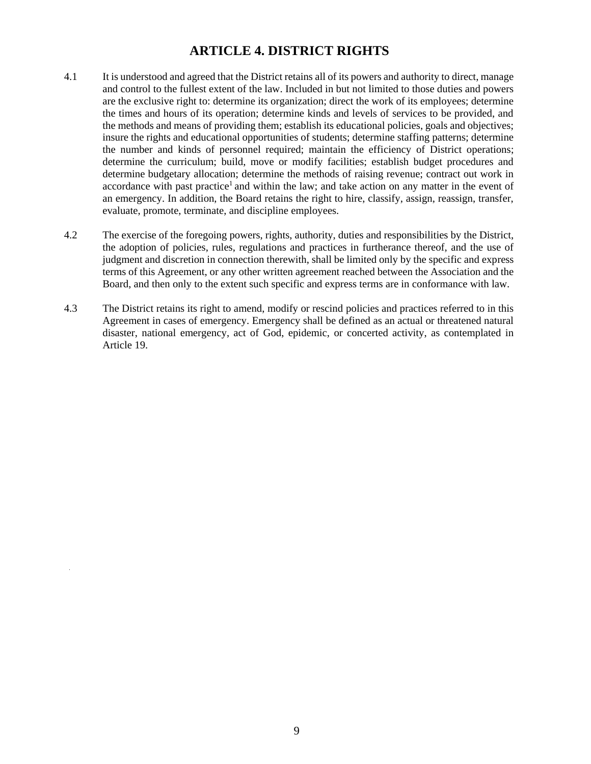# ARTICLE 4. DISTRICT RIGHTS

4.1 It is understood and agreed that the District retains all of its powers and authority to direct, manage and control to the fullest extent of the law. Included in but not limited to those duties and powers are the exclusive right to: determine its organization; direct the work of its employees; determine the times and hours of its operation; determine kinds and levels of services to be provided, and the methods and means of providing them; establish its educational policies, goals and objectives; insure the rights and educational opportunities of students; determine staffing patterns; determine the number and kinds of personnel required; maintain the efficiency of District operations; determine the curriculum; build, move or modify facilities; establish budget procedures and determine budgetary allocation; determine the methods of raising revenue; contract out work in accordance with past practice[1] and within the law; and take action on any matter in the event of an emergency. In addition, the Board retains the right to hire, classify, assign, reassign, transfer, evaluate, promote, terminate, and discipline employees.

4.2 The exercise of the foregoing powers, rights, authority, duties and responsibilities by the District, the adoption of policies, rules, regulations and practices in furtherance thereof, and the use of judgment and discretion in connection therewith, shall be limited only by the specific and express terms of this Agreement, or any other written agreement reached between the Association and the Board, and then only to the extent such specific and express terms are in conformance with law.

4.3 The District retains its right to amend, modify or rescind policies and practices referred to in this Agreement in cases of emergency. Emergency shall be defined as an actual or threatened natural disaster, national emergency, act of God, epidemic, or concerted activity, as contemplated in Article 19.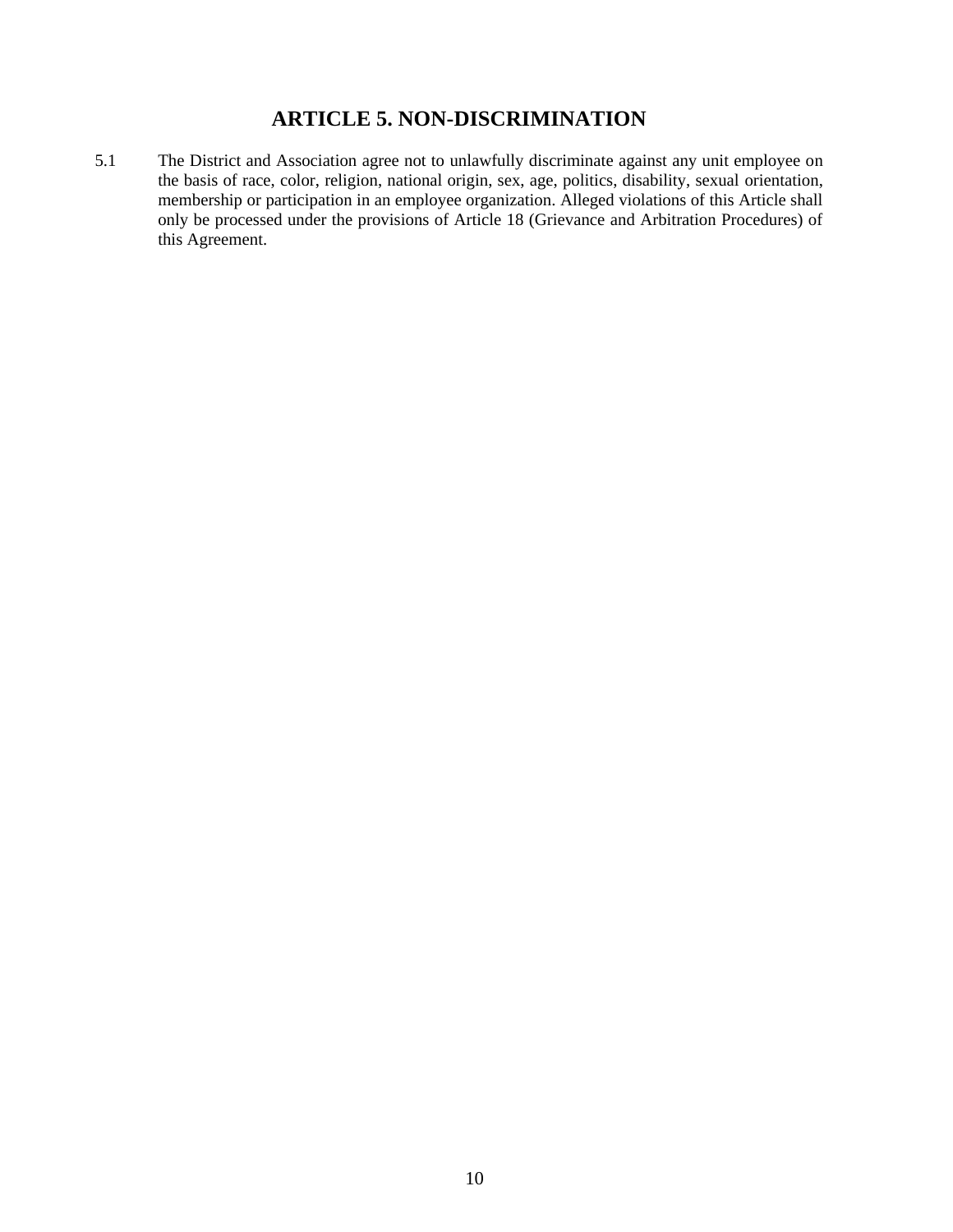# ARTICLE 5. NON-DISCRIMINATION

5.1 The District and Association agree not to unlawfully discriminate against any unit employee on the basis of race, color, religion, national origin, sex, age, politics, disability, sexual orientation, membership or participation in an employee organization. Alleged violations of this Article shall only be processed under the provisions of Article 18 (Grievance and Arbitration Procedures) of this Agreement.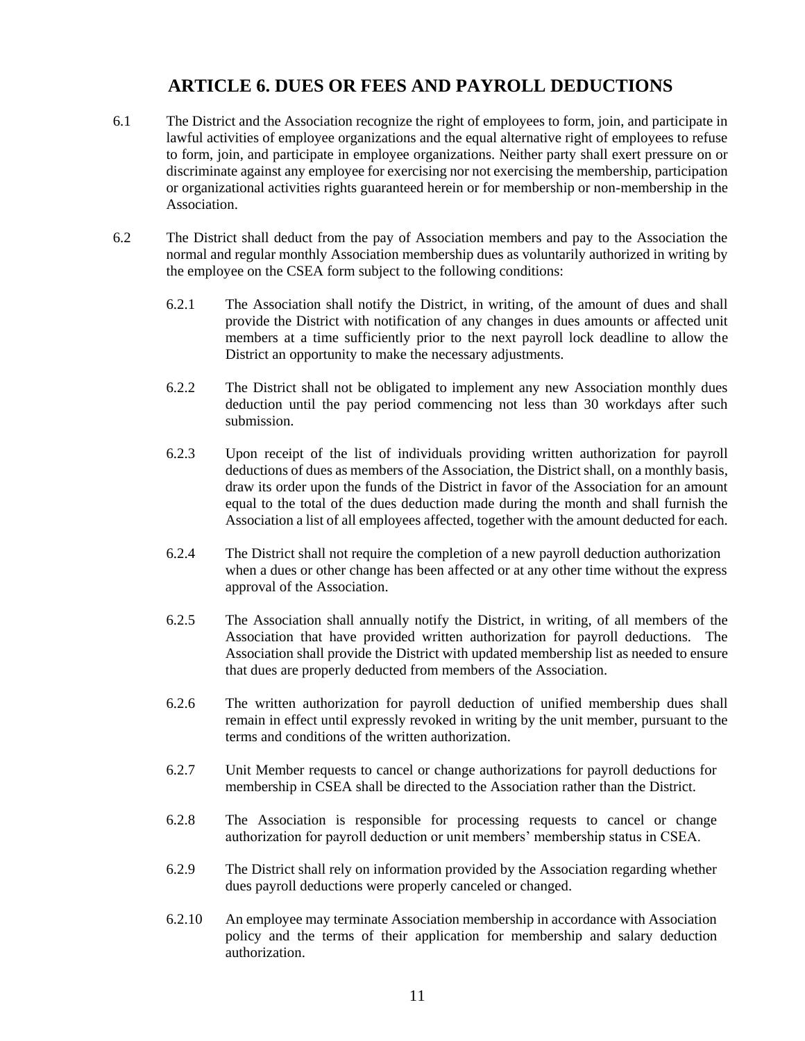## ARTICLE 6. DUES OR FEES AND PAYROLL DEDUCTIONS

6.1 The District and the Association recognize the right of employees to form, join, and participate in lawful activities of employee organizations and the equal alternative right of employees to refuse to form, join, and participate in employee organizations. Neither party shall exert pressure on or discriminate against any employee for exercising nor not exercising the membership, participation or organizational activities rights guaranteed herein or for membership or non-membership in the Association.

6.2 The District shall deduct from the pay of Association members and pay to the Association the normal and regular monthly Association membership dues as voluntarily authorized in writing by the employee on the CSEA form subject to the following conditions:

6.2.1 The Association shall notify the District, in writing, of the amount of dues and shall provide the District with notification of any changes in dues amounts or affected unit members at a time sufficiently prior to the next payroll lock deadline to allow the District an opportunity to make the necessary adjustments.

6.2.2 The District shall not be obligated to implement any new Association monthly dues deduction until the pay period commencing not less than 30 workdays after such submission.

6.2.3 Upon receipt of the list of individuals providing written authorization for payroll deductions of dues as members of the Association, the District shall, on a monthly basis, draw its order upon the funds of the District in favor of the Association for an amount equal to the total of the dues deduction made during the month and shall furnish the Association a list of all employees affected, together with the amount deducted for each.

6.2.4 The District shall not require the completion of a new payroll deduction authorization when a dues or other change has been affected or at any other time without the express approval of the Association.

6.2.5 The Association shall annually notify the District, in writing, of all members of the Association that have provided written authorization for payroll deductions. The Association shall provide the District with updated membership list as needed to ensure that dues are properly deducted from members of the Association.

6.2.6 The written authorization for payroll deduction of unified membership dues shall remain in effect until expressly revoked in writing by the unit member, pursuant to the terms and conditions of the written authorization.

6.2.7 Unit Member requests to cancel or change authorizations for payroll deductions for membership in CSEA shall be directed to the Association rather than the District.

6.2.8 The Association is responsible for processing requests to cancel or change authorization for payroll deduction or unit members' membership status in CSEA.

6.2.9 The District shall rely on information provided by the Association regarding whether dues payroll deductions were properly canceled or changed.

6.2.10 An employee may terminate Association membership in accordance with Association policy and the terms of their application for membership and salary deduction authorization.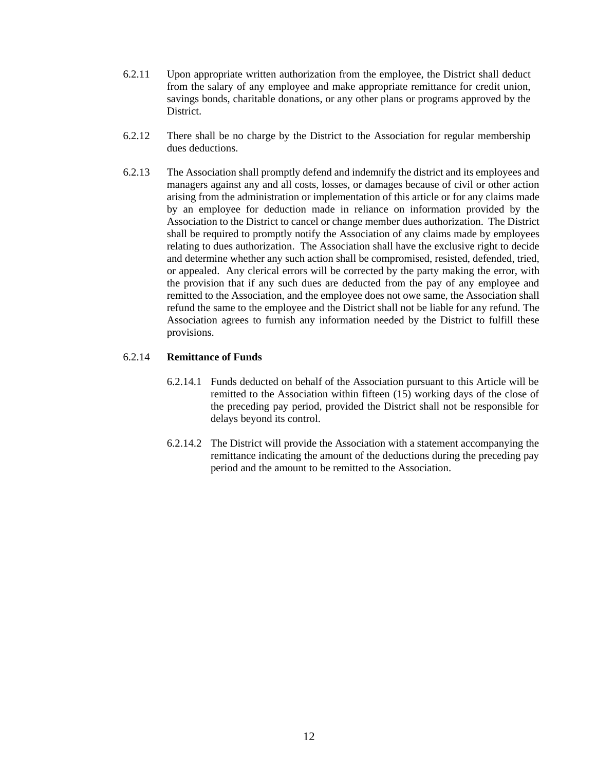6.2.11 Upon appropriate written authorization from the employee, the District shall deduct from the salary of any employee and make appropriate remittance for credit union, savings bonds, charitable donations, or any other plans or programs approved by the District.

6.2.12 There shall be no charge by the District to the Association for regular membership dues deductions.

6.2.13 The Association shall promptly defend and indemnify the district and its employees and managers against any and all costs, losses, or damages because of civil or other action arising from the administration or implementation of this article or for any claims made by an employee for deduction made in reliance on information provided by the Association to the District to cancel or change member dues authorization. The District shall be required to promptly notify the Association of any claims made by employees relating to dues authorization. The Association shall have the exclusive right to decide and determine whether any such action shall be compromised, resisted, defended, tried, or appealed. Any clerical errors will be corrected by the party making the error, with the provision that if any such dues are deducted from the pay of any employee and remitted to the Association, and the employee does not owe same, the Association shall refund the same to the employee and the District shall not be liable for any refund. The Association agrees to furnish any information needed by the District to fulfill these provisions.

6.2.14 **Remittance of Funds**

6.2.14.1 Funds deducted on behalf of the Association pursuant to this Article will be remitted to the Association within fifteen (15) working days of the close of the preceding pay period, provided the District shall not be responsible for delays beyond its control.

6.2.14.2 The District will provide the Association with a statement accompanying the remittance indicating the amount of the deductions during the preceding pay period and the amount to be remitted to the Association.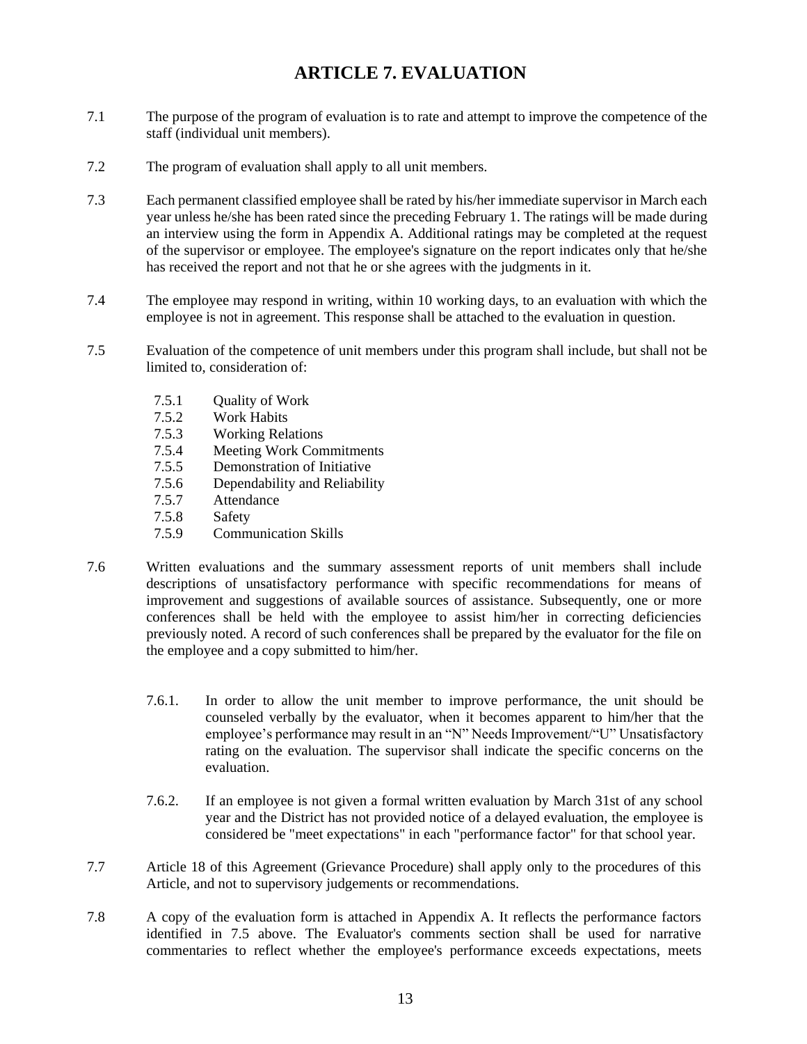# ARTICLE 7. EVALUATION

7.1 The purpose of the program of evaluation is to rate and attempt to improve the competence of the staff (individual unit members).

7.2 The program of evaluation shall apply to all unit members.

7.3 Each permanent classified employee shall be rated by his/her immediate supervisor in March each year unless he/she has been rated since the preceding February 1. The ratings will be made during an interview using the form in Appendix A. Additional ratings may be completed at the request of the supervisor or employee. The employee's signature on the report indicates only that he/she has received the report and not that he or she agrees with the judgments in it.

7.4 The employee may respond in writing, within 10 working days, to an evaluation with which the employee is not in agreement. This response shall be attached to the evaluation in question.

7.5 Evaluation of the competence of unit members under this program shall include, but shall not be limited to, consideration of:

- 7.5.1 Quality of Work
- 7.5.2 Work Habits
- 7.5.3 Working Relations
- 7.5.4 Meeting Work Commitments
- 7.5.5 Demonstration of Initiative
- 7.5.6 Dependability and Reliability
- 7.5.7 Attendance
- 7.5.8 Safety
- 7.5.9 Communication Skills

7.6 Written evaluations and the summary assessment reports of unit members shall include descriptions of unsatisfactory performance with specific recommendations for means of improvement and suggestions of available sources of assistance. Subsequently, one or more conferences shall be held with the employee to assist him/her in correcting deficiencies previously noted. A record of such conferences shall be prepared by the evaluator for the file on the employee and a copy submitted to him/her.

7.6.1. In order to allow the unit member to improve performance, the unit should be counseled verbally by the evaluator, when it becomes apparent to him/her that the employee's performance may result in an "N" Needs Improvement/"U" Unsatisfactory rating on the evaluation. The supervisor shall indicate the specific concerns on the evaluation.

7.6.2. If an employee is not given a formal written evaluation by March 31st of any school year and the District has not provided notice of a delayed evaluation, the employee is considered be "meet expectations" in each "performance factor" for that school year.

7.7 Article 18 of this Agreement (Grievance Procedure) shall apply only to the procedures of this Article, and not to supervisory judgements or recommendations.

7.8 A copy of the evaluation form is attached in Appendix A. It reflects the performance factors identified in 7.5 above. The Evaluator's comments section shall be used for narrative commentaries to reflect whether the employee's performance exceeds expectations, meets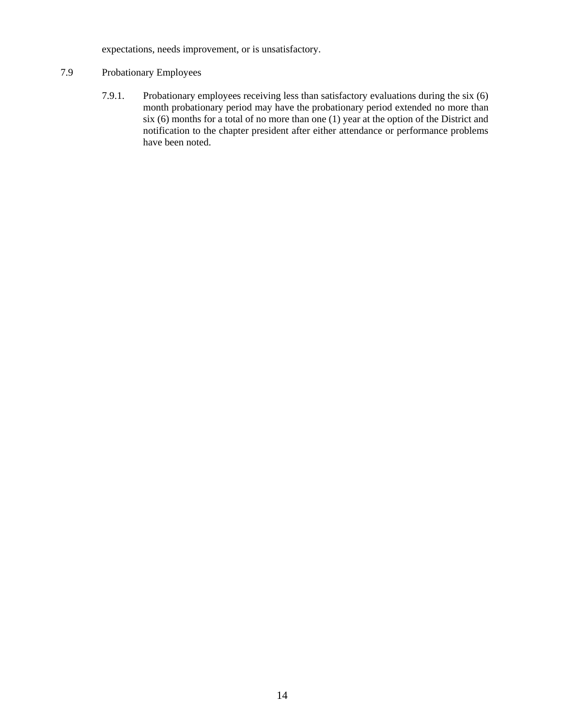expectations, needs improvement, or is unsatisfactory.

7.9 Probationary Employees

7.9.1. Probationary employees receiving less than satisfactory evaluations during the six (6) month probationary period may have the probationary period extended no more than six (6) months for a total of no more than one (1) year at the option of the District and notification to the chapter president after either attendance or performance problems have been noted.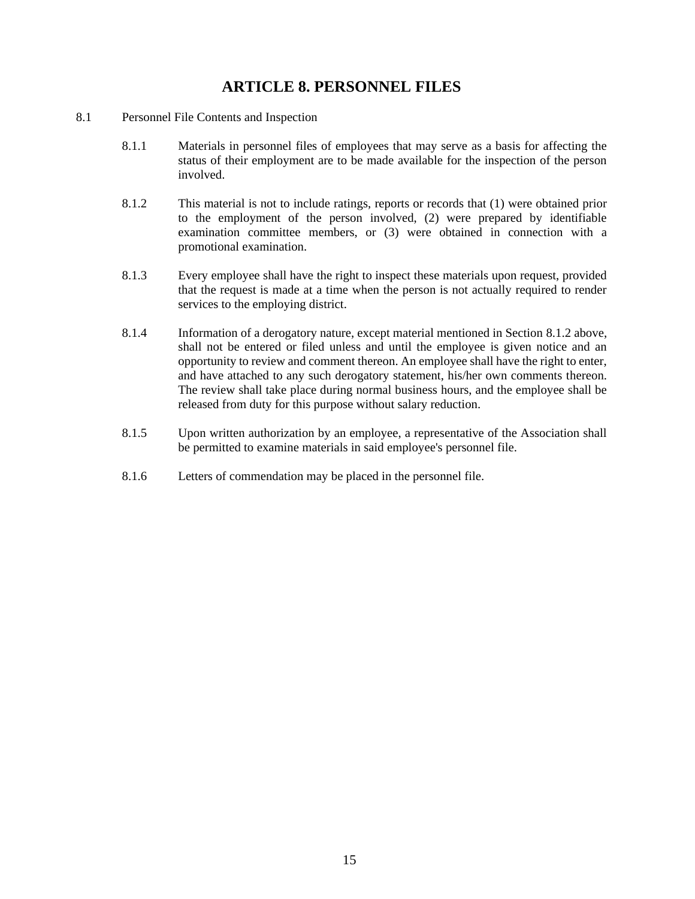# ARTICLE 8. PERSONNEL FILES

8.1 Personnel File Contents and Inspection

8.1.1 Materials in personnel files of employees that may serve as a basis for affecting the status of their employment are to be made available for the inspection of the person involved.

8.1.2 This material is not to include ratings, reports or records that (1) were obtained prior to the employment of the person involved, (2) were prepared by identifiable examination committee members, or (3) were obtained in connection with a promotional examination.

8.1.3 Every employee shall have the right to inspect these materials upon request, provided that the request is made at a time when the person is not actually required to render services to the employing district.

8.1.4 Information of a derogatory nature, except material mentioned in Section 8.1.2 above, shall not be entered or filed unless and until the employee is given notice and an opportunity to review and comment thereon. An employee shall have the right to enter, and have attached to any such derogatory statement, his/her own comments thereon. The review shall take place during normal business hours, and the employee shall be released from duty for this purpose without salary reduction.

8.1.5 Upon written authorization by an employee, a representative of the Association shall be permitted to examine materials in said employee's personnel file.

8.1.6 Letters of commendation may be placed in the personnel file.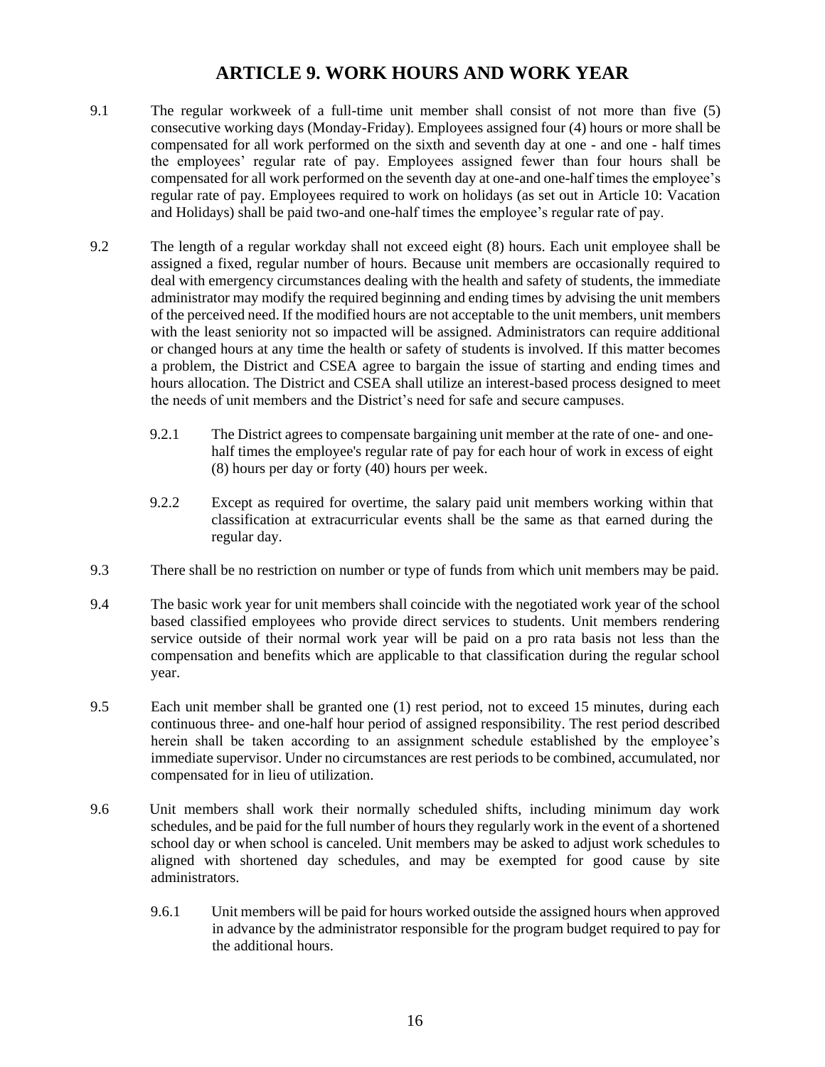# ARTICLE 9. WORK HOURS AND WORK YEAR

9.1 The regular workweek of a full-time unit member shall consist of not more than five (5) consecutive working days (Monday-Friday). Employees assigned four (4) hours or more shall be compensated for all work performed on the sixth and seventh day at one - and one - half times the employees' regular rate of pay. Employees assigned fewer than four hours shall be compensated for all work performed on the seventh day at one-and one-half times the employee's regular rate of pay. Employees required to work on holidays (as set out in Article 10: Vacation and Holidays) shall be paid two-and one-half times the employee's regular rate of pay.

9.2 The length of a regular workday shall not exceed eight (8) hours. Each unit employee shall be assigned a fixed, regular number of hours. Because unit members are occasionally required to deal with emergency circumstances dealing with the health and safety of students, the immediate administrator may modify the required beginning and ending times by advising the unit members of the perceived need. If the modified hours are not acceptable to the unit members, unit members with the least seniority not so impacted will be assigned. Administrators can require additional or changed hours at any time the health or safety of students is involved. If this matter becomes a problem, the District and CSEA agree to bargain the issue of starting and ending times and hours allocation. The District and CSEA shall utilize an interest-based process designed to meet the needs of unit members and the District's need for safe and secure campuses.

9.2.1 The District agrees to compensate bargaining unit member at the rate of one- and one-half times the employee's regular rate of pay for each hour of work in excess of eight (8) hours per day or forty (40) hours per week.

9.2.2 Except as required for overtime, the salary paid unit members working within that classification at extracurricular events shall be the same as that earned during the regular day.

9.3 There shall be no restriction on number or type of funds from which unit members may be paid.

9.4 The basic work year for unit members shall coincide with the negotiated work year of the school based classified employees who provide direct services to students. Unit members rendering service outside of their normal work year will be paid on a pro rata basis not less than the compensation and benefits which are applicable to that classification during the regular school year.

9.5 Each unit member shall be granted one (1) rest period, not to exceed 15 minutes, during each continuous three- and one-half hour period of assigned responsibility. The rest period described herein shall be taken according to an assignment schedule established by the employee's immediate supervisor. Under no circumstances are rest periods to be combined, accumulated, nor compensated for in lieu of utilization.

9.6 Unit members shall work their normally scheduled shifts, including minimum day work schedules, and be paid for the full number of hours they regularly work in the event of a shortened school day or when school is canceled. Unit members may be asked to adjust work schedules to aligned with shortened day schedules, and may be exempted for good cause by site administrators.

9.6.1 Unit members will be paid for hours worked outside the assigned hours when approved in advance by the administrator responsible for the program budget required to pay for the additional hours.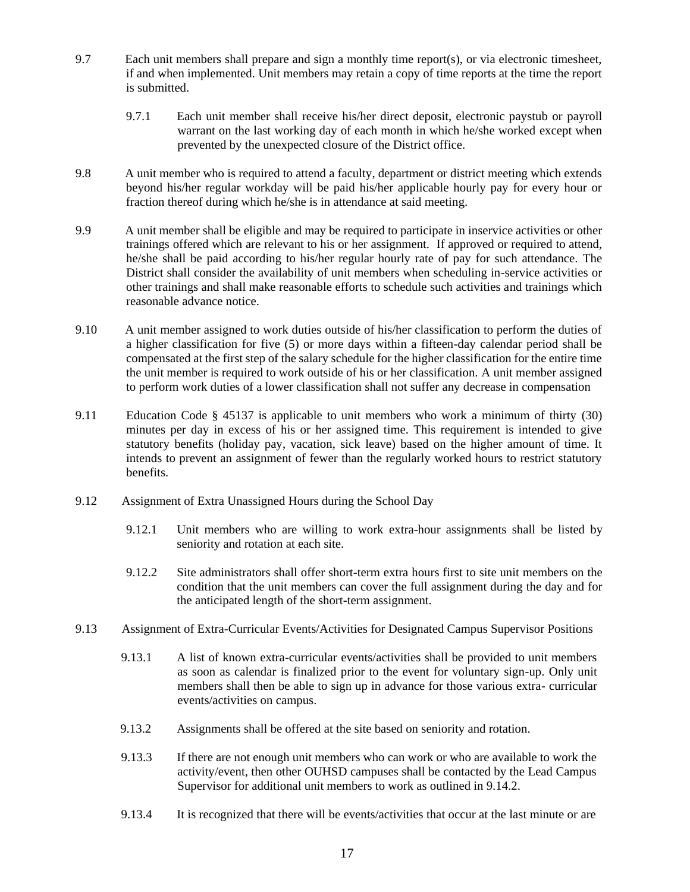9.7 Each unit members shall prepare and sign a monthly time report(s), or via electronic timesheet, if and when implemented. Unit members may retain a copy of time reports at the time the report is submitted.

9.7.1 Each unit member shall receive his/her direct deposit, electronic paystub or payroll warrant on the last working day of each month in which he/she worked except when prevented by the unexpected closure of the District office.

9.8 A unit member who is required to attend a faculty, department or district meeting which extends beyond his/her regular workday will be paid his/her applicable hourly pay for every hour or fraction thereof during which he/she is in attendance at said meeting.

9.9 A unit member shall be eligible and may be required to participate in inservice activities or other trainings offered which are relevant to his or her assignment. If approved or required to attend, he/she shall be paid according to his/her regular hourly rate of pay for such attendance. The District shall consider the availability of unit members when scheduling in-service activities or other trainings and shall make reasonable efforts to schedule such activities and trainings which reasonable advance notice.

9.10 A unit member assigned to work duties outside of his/her classification to perform the duties of a higher classification for five (5) or more days within a fifteen-day calendar period shall be compensated at the first step of the salary schedule for the higher classification for the entire time the unit member is required to work outside of his or her classification. A unit member assigned to perform work duties of a lower classification shall not suffer any decrease in compensation

9.11 Education Code § 45137 is applicable to unit members who work a minimum of thirty (30) minutes per day in excess of his or her assigned time. This requirement is intended to give statutory benefits (holiday pay, vacation, sick leave) based on the higher amount of time. It intends to prevent an assignment of fewer than the regularly worked hours to restrict statutory benefits.

9.12 Assignment of Extra Unassigned Hours during the School Day

9.12.1 Unit members who are willing to work extra-hour assignments shall be listed by seniority and rotation at each site.

9.12.2 Site administrators shall offer short-term extra hours first to site unit members on the condition that the unit members can cover the full assignment during the day and for the anticipated length of the short-term assignment.

9.13 Assignment of Extra-Curricular Events/Activities for Designated Campus Supervisor Positions

9.13.1 A list of known extra-curricular events/activities shall be provided to unit members as soon as calendar is finalized prior to the event for voluntary sign-up. Only unit members shall then be able to sign up in advance for those various extra- curricular events/activities on campus.

9.13.2 Assignments shall be offered at the site based on seniority and rotation.

9.13.3 If there are not enough unit members who can work or who are available to work the activity/event, then other OUHSD campuses shall be contacted by the Lead Campus Supervisor for additional unit members to work as outlined in 9.14.2.

9.13.4 It is recognized that there will be events/activities that occur at the last minute or are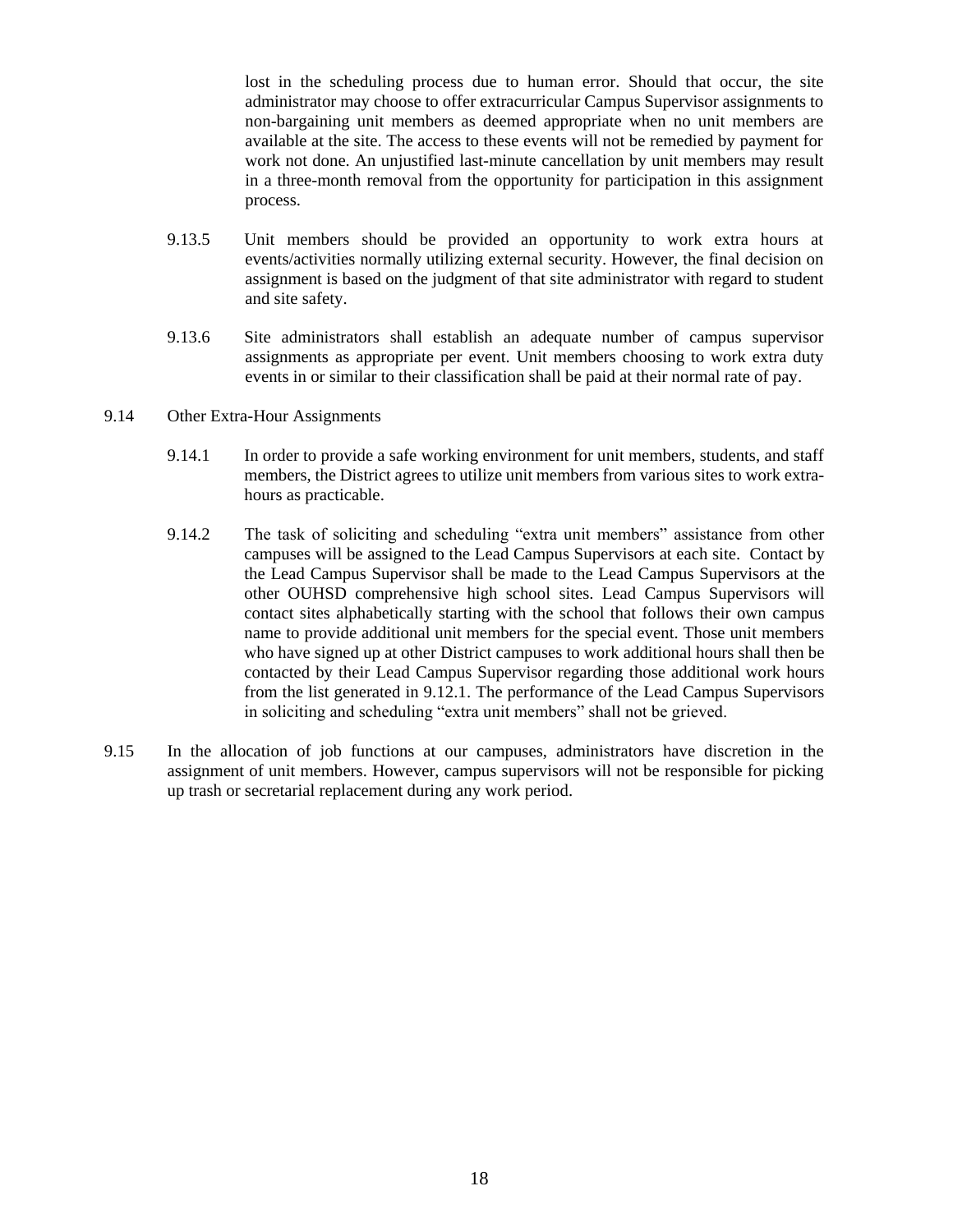lost in the scheduling process due to human error. Should that occur, the site administrator may choose to offer extracurricular Campus Supervisor assignments to non-bargaining unit members as deemed appropriate when no unit members are available at the site. The access to these events will not be remedied by payment for work not done. An unjustified last-minute cancellation by unit members may result in a three-month removal from the opportunity for participation in this assignment process.

9.13.5 Unit members should be provided an opportunity to work extra hours at events/activities normally utilizing external security. However, the final decision on assignment is based on the judgment of that site administrator with regard to student and site safety.

9.13.6 Site administrators shall establish an adequate number of campus supervisor assignments as appropriate per event. Unit members choosing to work extra duty events in or similar to their classification shall be paid at their normal rate of pay.

9.14 Other Extra-Hour Assignments

9.14.1 In order to provide a safe working environment for unit members, students, and staff members, the District agrees to utilize unit members from various sites to work extra-hours as practicable.

9.14.2 The task of soliciting and scheduling "extra unit members" assistance from other campuses will be assigned to the Lead Campus Supervisors at each site. Contact by the Lead Campus Supervisor shall be made to the Lead Campus Supervisors at the other OUHSD comprehensive high school sites. Lead Campus Supervisors will contact sites alphabetically starting with the school that follows their own campus name to provide additional unit members for the special event. Those unit members who have signed up at other District campuses to work additional hours shall then be contacted by their Lead Campus Supervisor regarding those additional work hours from the list generated in 9.12.1. The performance of the Lead Campus Supervisors in soliciting and scheduling "extra unit members" shall not be grieved.

9.15 In the allocation of job functions at our campuses, administrators have discretion in the assignment of unit members. However, campus supervisors will not be responsible for picking up trash or secretarial replacement during any work period.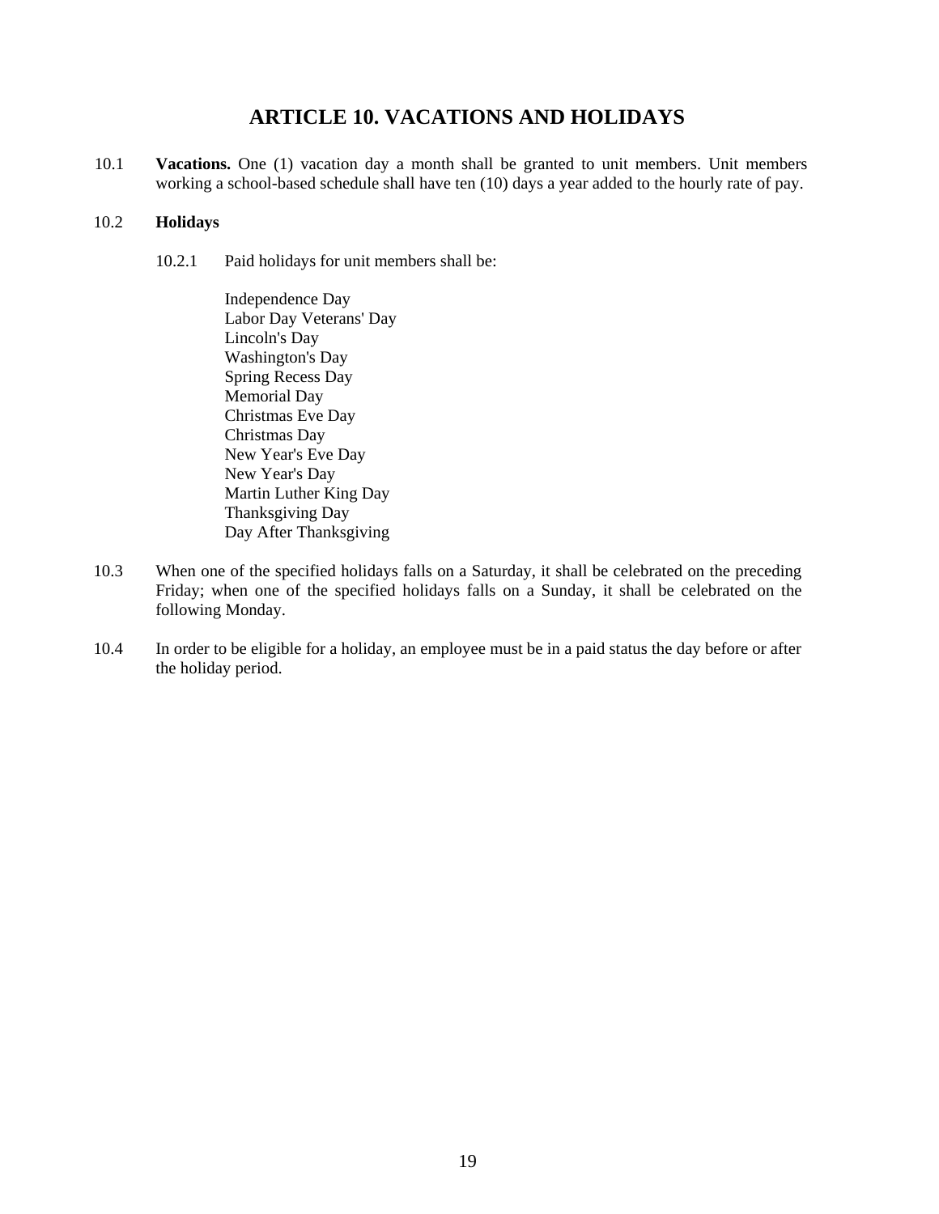# ARTICLE 10. VACATIONS AND HOLIDAYS

10.1 **Vacations.** One (1) vacation day a month shall be granted to unit members. Unit members working a school-based schedule shall have ten (10) days a year added to the hourly rate of pay.

10.2 **Holidays**

10.2.1 Paid holidays for unit members shall be:

Independence Day
Labor Day Veterans' Day
Lincoln's Day
Washington's Day
Spring Recess Day
Memorial Day
Christmas Eve Day
Christmas Day
New Year's Eve Day
New Year's Day
Martin Luther King Day
Thanksgiving Day
Day After Thanksgiving

10.3 When one of the specified holidays falls on a Saturday, it shall be celebrated on the preceding Friday; when one of the specified holidays falls on a Sunday, it shall be celebrated on the following Monday.

10.4 In order to be eligible for a holiday, an employee must be in a paid status the day before or after the holiday period.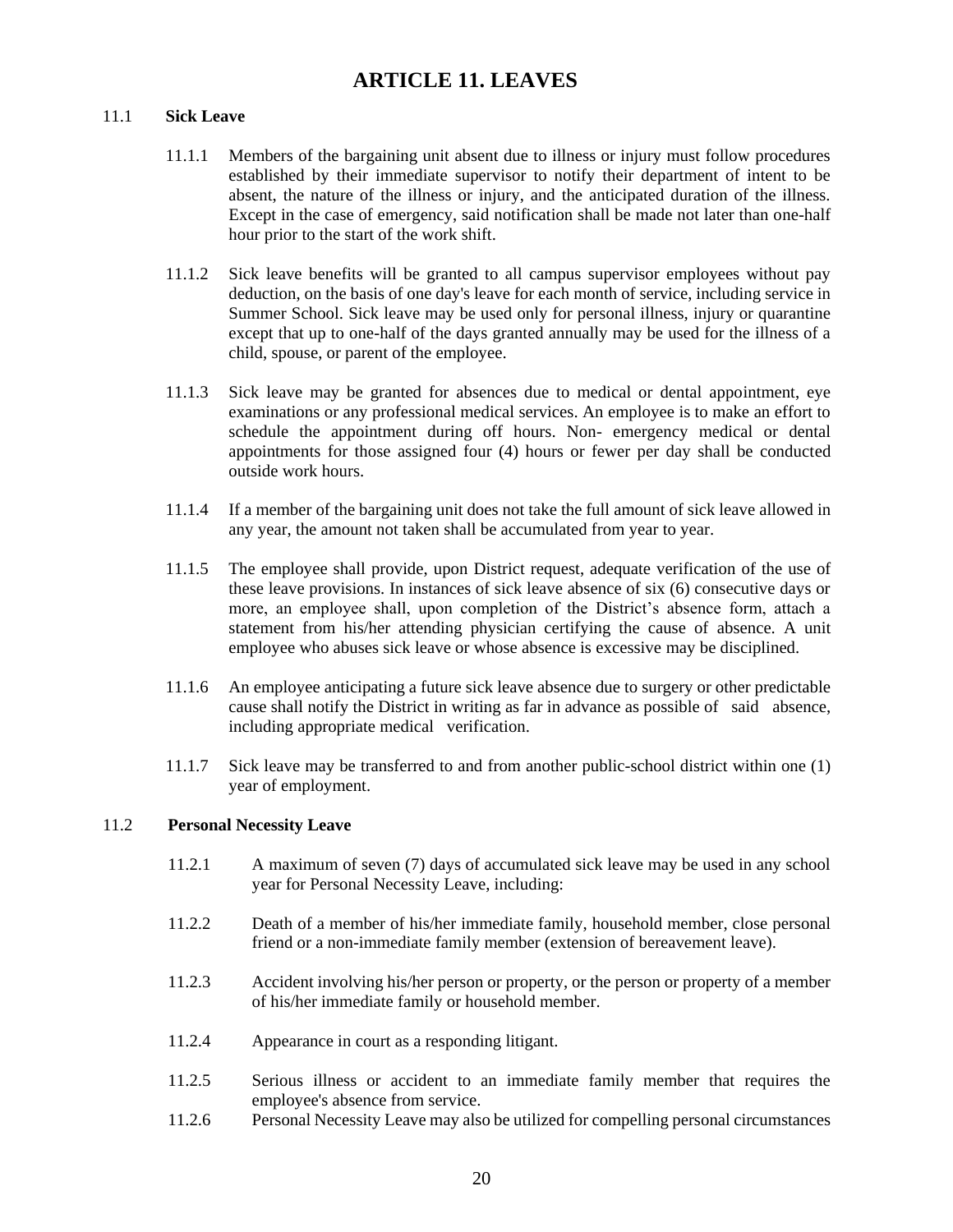# ARTICLE 11. LEAVES

11.1 **Sick Leave**

11.1.1 Members of the bargaining unit absent due to illness or injury must follow procedures established by their immediate supervisor to notify their department of intent to be absent, the nature of the illness or injury, and the anticipated duration of the illness. Except in the case of emergency, said notification shall be made not later than one-half hour prior to the start of the work shift.

11.1.2 Sick leave benefits will be granted to all campus supervisor employees without pay deduction, on the basis of one day's leave for each month of service, including service in Summer School. Sick leave may be used only for personal illness, injury or quarantine except that up to one-half of the days granted annually may be used for the illness of a child, spouse, or parent of the employee.

11.1.3 Sick leave may be granted for absences due to medical or dental appointment, eye examinations or any professional medical services. An employee is to make an effort to schedule the appointment during off hours. Non- emergency medical or dental appointments for those assigned four (4) hours or fewer per day shall be conducted outside work hours.

11.1.4 If a member of the bargaining unit does not take the full amount of sick leave allowed in any year, the amount not taken shall be accumulated from year to year.

11.1.5 The employee shall provide, upon District request, adequate verification of the use of these leave provisions. In instances of sick leave absence of six (6) consecutive days or more, an employee shall, upon completion of the District's absence form, attach a statement from his/her attending physician certifying the cause of absence. A unit employee who abuses sick leave or whose absence is excessive may be disciplined.

11.1.6 An employee anticipating a future sick leave absence due to surgery or other predictable cause shall notify the District in writing as far in advance as possible of said absence, including appropriate medical verification.

11.1.7 Sick leave may be transferred to and from another public-school district within one (1) year of employment.

11.2 **Personal Necessity Leave**

11.2.1 A maximum of seven (7) days of accumulated sick leave may be used in any school year for Personal Necessity Leave, including:

11.2.2 Death of a member of his/her immediate family, household member, close personal friend or a non-immediate family member (extension of bereavement leave).

11.2.3 Accident involving his/her person or property, or the person or property of a member of his/her immediate family or household member.

11.2.4 Appearance in court as a responding litigant.

11.2.5 Serious illness or accident to an immediate family member that requires the employee's absence from service.

11.2.6 Personal Necessity Leave may also be utilized for compelling personal circumstances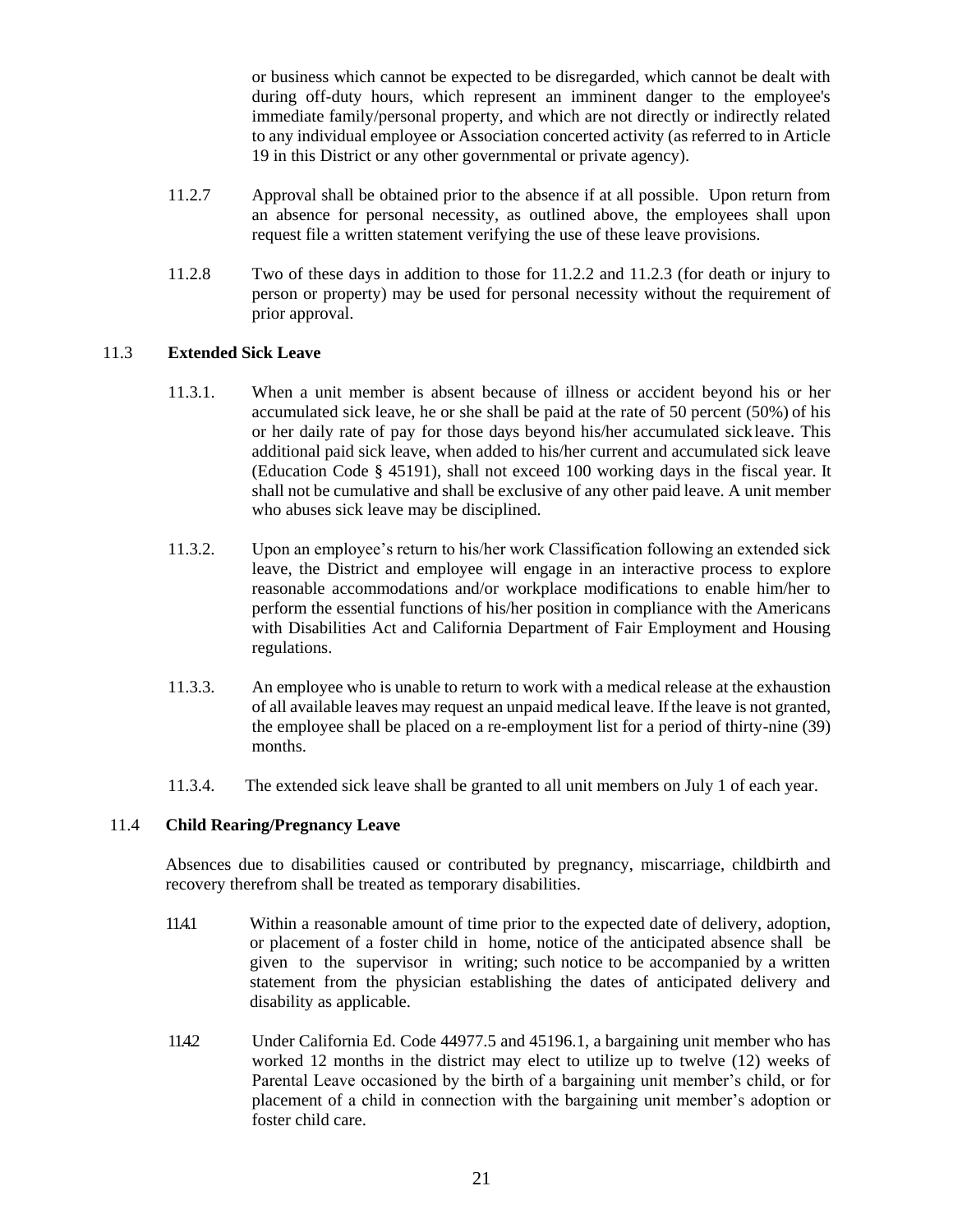or business which cannot be expected to be disregarded, which cannot be dealt with during off-duty hours, which represent an imminent danger to the employee's immediate family/personal property, and which are not directly or indirectly related to any individual employee or Association concerted activity (as referred to in Article 19 in this District or any other governmental or private agency).

11.2.7 Approval shall be obtained prior to the absence if at all possible. Upon return from an absence for personal necessity, as outlined above, the employees shall upon request file a written statement verifying the use of these leave provisions.

11.2.8 Two of these days in addition to those for 11.2.2 and 11.2.3 (for death or injury to person or property) may be used for personal necessity without the requirement of prior approval.

### 11.3 Extended Sick Leave

11.3.1. When a unit member is absent because of illness or accident beyond his or her accumulated sick leave, he or she shall be paid at the rate of 50 percent (50%) of his or her daily rate of pay for those days beyond his/her accumulated sick leave. This additional paid sick leave, when added to his/her current and accumulated sick leave (Education Code § 45191), shall not exceed 100 working days in the fiscal year. It shall not be cumulative and shall be exclusive of any other paid leave. A unit member who abuses sick leave may be disciplined.

11.3.2. Upon an employee's return to his/her work Classification following an extended sick leave, the District and employee will engage in an interactive process to explore reasonable accommodations and/or workplace modifications to enable him/her to perform the essential functions of his/her position in compliance with the Americans with Disabilities Act and California Department of Fair Employment and Housing regulations.

11.3.3. An employee who is unable to return to work with a medical release at the exhaustion of all available leaves may request an unpaid medical leave. If the leave is not granted, the employee shall be placed on a re-employment list for a period of thirty-nine (39) months.

11.3.4. The extended sick leave shall be granted to all unit members on July 1 of each year.

### 11.4 Child Rearing/Pregnancy Leave

Absences due to disabilities caused or contributed by pregnancy, miscarriage, childbirth and recovery therefrom shall be treated as temporary disabilities.

11.4.1 Within a reasonable amount of time prior to the expected date of delivery, adoption, or placement of a foster child in home, notice of the anticipated absence shall be given to the supervisor in writing; such notice to be accompanied by a written statement from the physician establishing the dates of anticipated delivery and disability as applicable.

11.4.2 Under California Ed. Code 44977.5 and 45196.1, a bargaining unit member who has worked 12 months in the district may elect to utilize up to twelve (12) weeks of Parental Leave occasioned by the birth of a bargaining unit member's child, or for placement of a child in connection with the bargaining unit member's adoption or foster child care.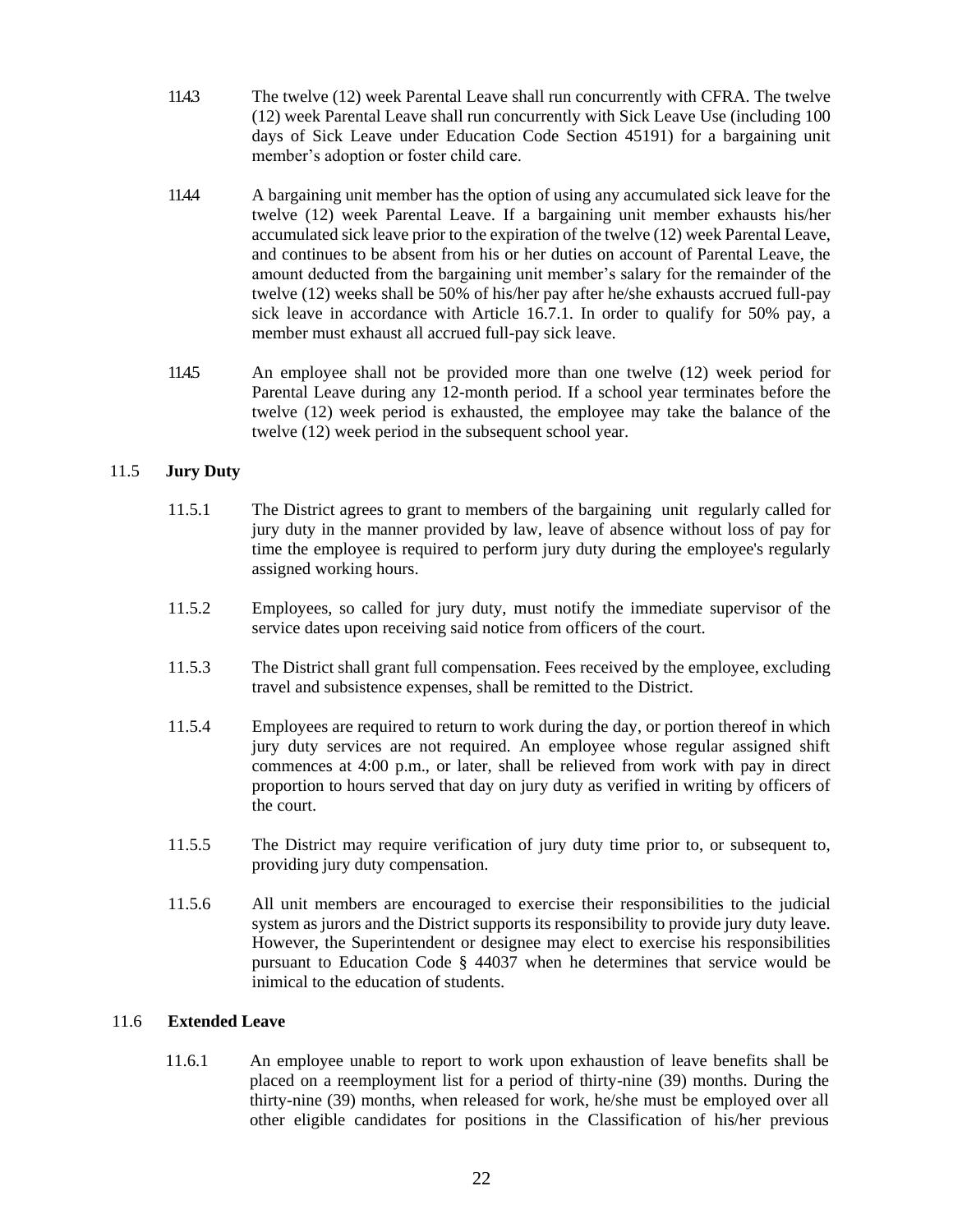11.4.3 The twelve (12) week Parental Leave shall run concurrently with CFRA. The twelve (12) week Parental Leave shall run concurrently with Sick Leave Use (including 100 days of Sick Leave under Education Code Section 45191) for a bargaining unit member's adoption or foster child care.

11.4.4 A bargaining unit member has the option of using any accumulated sick leave for the twelve (12) week Parental Leave. If a bargaining unit member exhausts his/her accumulated sick leave prior to the expiration of the twelve (12) week Parental Leave, and continues to be absent from his or her duties on account of Parental Leave, the amount deducted from the bargaining unit member's salary for the remainder of the twelve (12) weeks shall be 50% of his/her pay after he/she exhausts accrued full-pay sick leave in accordance with Article 16.7.1. In order to qualify for 50% pay, a member must exhaust all accrued full-pay sick leave.

11.4.5 An employee shall not be provided more than one twelve (12) week period for Parental Leave during any 12-month period. If a school year terminates before the twelve (12) week period is exhausted, the employee may take the balance of the twelve (12) week period in the subsequent school year.

## 11.5 **Jury Duty**

11.5.1 The District agrees to grant to members of the bargaining unit regularly called for jury duty in the manner provided by law, leave of absence without loss of pay for time the employee is required to perform jury duty during the employee's regularly assigned working hours.

11.5.2 Employees, so called for jury duty, must notify the immediate supervisor of the service dates upon receiving said notice from officers of the court.

11.5.3 The District shall grant full compensation. Fees received by the employee, excluding travel and subsistence expenses, shall be remitted to the District.

11.5.4 Employees are required to return to work during the day, or portion thereof in which jury duty services are not required. An employee whose regular assigned shift commences at 4:00 p.m., or later, shall be relieved from work with pay in direct proportion to hours served that day on jury duty as verified in writing by officers of the court.

11.5.5 The District may require verification of jury duty time prior to, or subsequent to, providing jury duty compensation.

11.5.6 All unit members are encouraged to exercise their responsibilities to the judicial system as jurors and the District supports its responsibility to provide jury duty leave. However, the Superintendent or designee may elect to exercise his responsibilities pursuant to Education Code § 44037 when he determines that service would be inimical to the education of students.

## 11.6 **Extended Leave**

11.6.1 An employee unable to report to work upon exhaustion of leave benefits shall be placed on a reemployment list for a period of thirty-nine (39) months. During the thirty-nine (39) months, when released for work, he/she must be employed over all other eligible candidates for positions in the Classification of his/her previous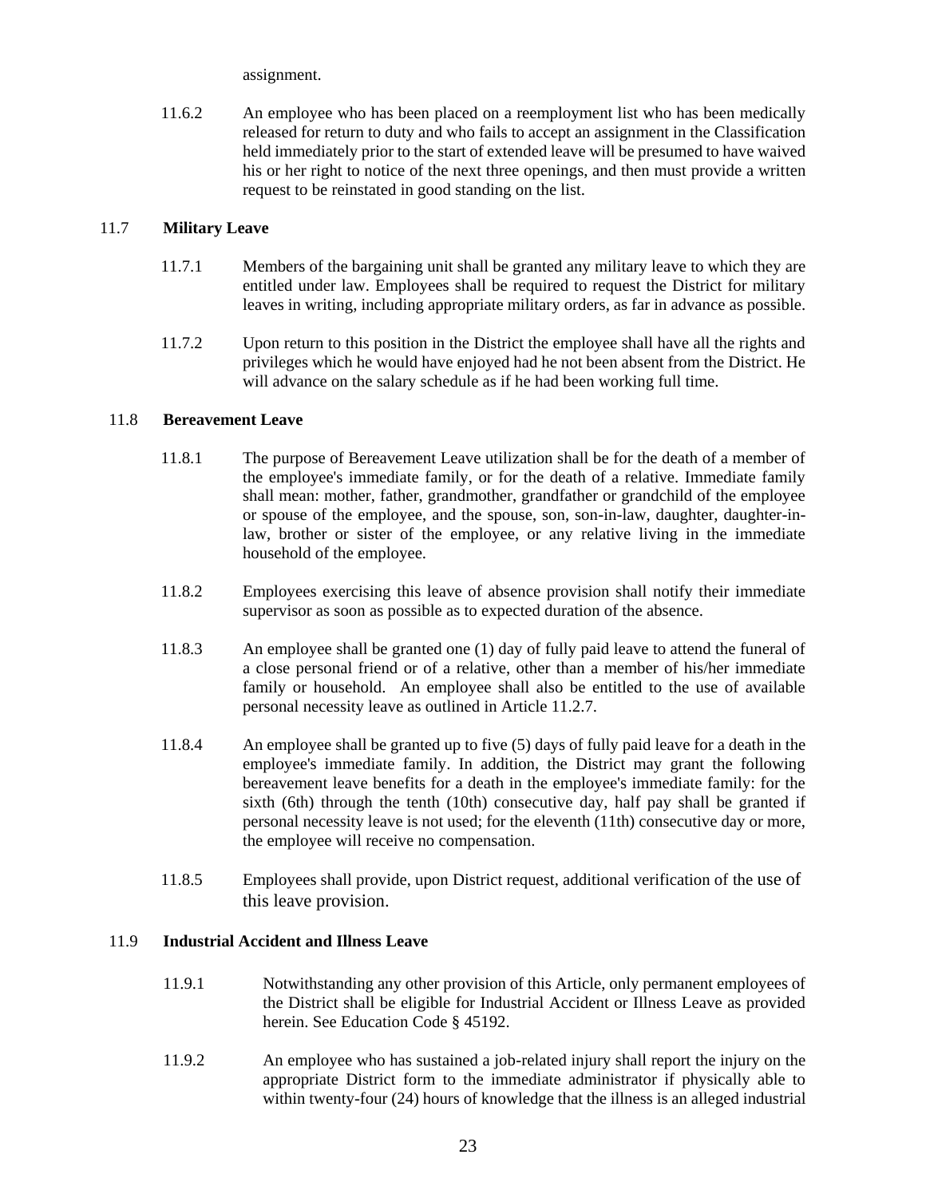assignment.

11.6.2 An employee who has been placed on a reemployment list who has been medically released for return to duty and who fails to accept an assignment in the Classification held immediately prior to the start of extended leave will be presumed to have waived his or her right to notice of the next three openings, and then must provide a written request to be reinstated in good standing on the list.

## 11.7 Military Leave

11.7.1 Members of the bargaining unit shall be granted any military leave to which they are entitled under law. Employees shall be required to request the District for military leaves in writing, including appropriate military orders, as far in advance as possible.

11.7.2 Upon return to this position in the District the employee shall have all the rights and privileges which he would have enjoyed had he not been absent from the District. He will advance on the salary schedule as if he had been working full time.

## 11.8 Bereavement Leave

11.8.1 The purpose of Bereavement Leave utilization shall be for the death of a member of the employee's immediate family, or for the death of a relative. Immediate family shall mean: mother, father, grandmother, grandfather or grandchild of the employee or spouse of the employee, and the spouse, son, son-in-law, daughter, daughter-in-law, brother or sister of the employee, or any relative living in the immediate household of the employee.

11.8.2 Employees exercising this leave of absence provision shall notify their immediate supervisor as soon as possible as to expected duration of the absence.

11.8.3 An employee shall be granted one (1) day of fully paid leave to attend the funeral of a close personal friend or of a relative, other than a member of his/her immediate family or household. An employee shall also be entitled to the use of available personal necessity leave as outlined in Article 11.2.7.

11.8.4 An employee shall be granted up to five (5) days of fully paid leave for a death in the employee's immediate family. In addition, the District may grant the following bereavement leave benefits for a death in the employee's immediate family: for the sixth (6th) through the tenth (10th) consecutive day, half pay shall be granted if personal necessity leave is not used; for the eleventh (11th) consecutive day or more, the employee will receive no compensation.

11.8.5 Employees shall provide, upon District request, additional verification of the use of this leave provision.

## 11.9 Industrial Accident and Illness Leave

11.9.1 Notwithstanding any other provision of this Article, only permanent employees of the District shall be eligible for Industrial Accident or Illness Leave as provided herein. See Education Code § 45192.

11.9.2 An employee who has sustained a job-related injury shall report the injury on the appropriate District form to the immediate administrator if physically able to within twenty-four (24) hours of knowledge that the illness is an alleged industrial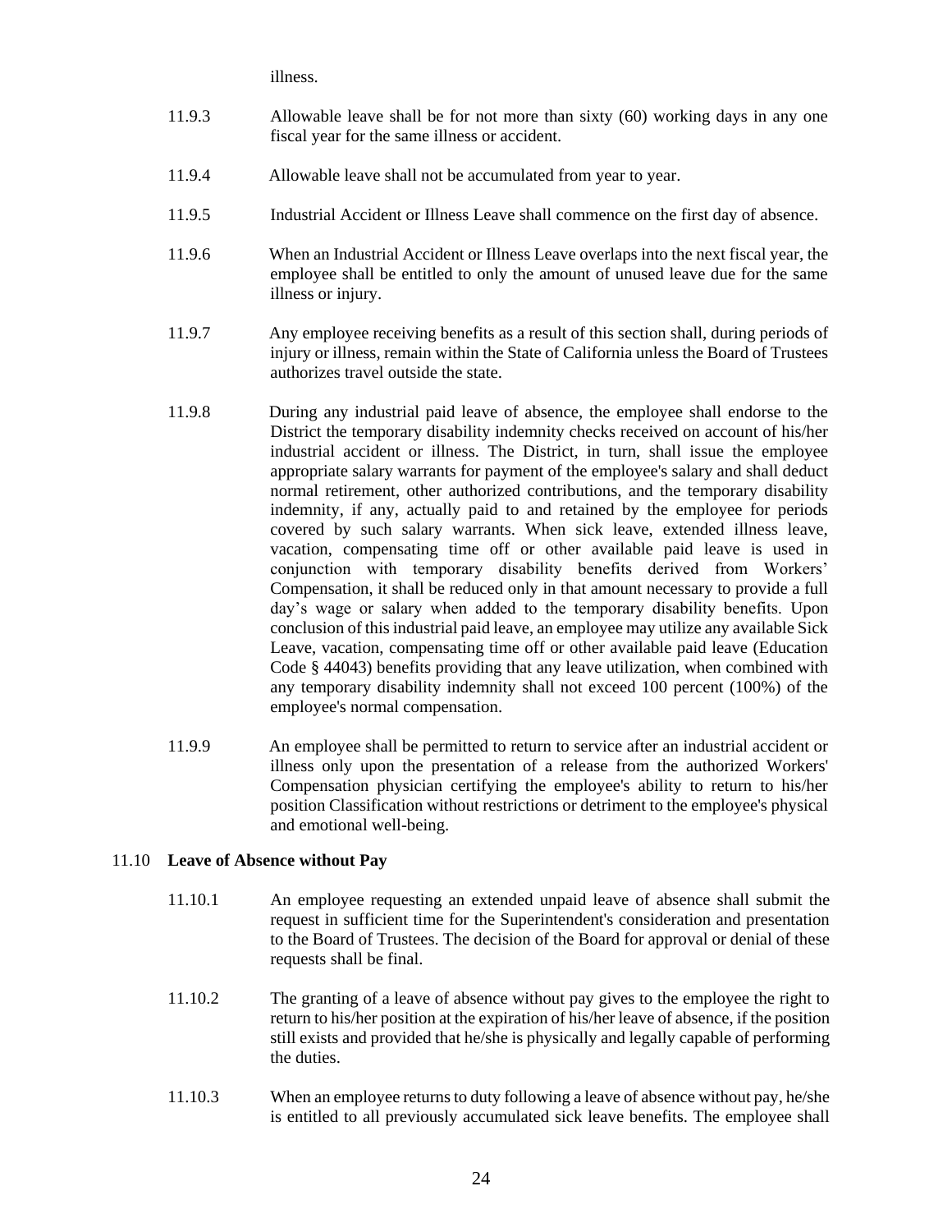illness.

11.9.3 Allowable leave shall be for not more than sixty (60) working days in any one fiscal year for the same illness or accident.

11.9.4 Allowable leave shall not be accumulated from year to year.

11.9.5 Industrial Accident or Illness Leave shall commence on the first day of absence.

11.9.6 When an Industrial Accident or Illness Leave overlaps into the next fiscal year, the employee shall be entitled to only the amount of unused leave due for the same illness or injury.

11.9.7 Any employee receiving benefits as a result of this section shall, during periods of injury or illness, remain within the State of California unless the Board of Trustees authorizes travel outside the state.

11.9.8 During any industrial paid leave of absence, the employee shall endorse to the District the temporary disability indemnity checks received on account of his/her industrial accident or illness. The District, in turn, shall issue the employee appropriate salary warrants for payment of the employee's salary and shall deduct normal retirement, other authorized contributions, and the temporary disability indemnity, if any, actually paid to and retained by the employee for periods covered by such salary warrants. When sick leave, extended illness leave, vacation, compensating time off or other available paid leave is used in conjunction with temporary disability benefits derived from Workers' Compensation, it shall be reduced only in that amount necessary to provide a full day's wage or salary when added to the temporary disability benefits. Upon conclusion of this industrial paid leave, an employee may utilize any available Sick Leave, vacation, compensating time off or other available paid leave (Education Code § 44043) benefits providing that any leave utilization, when combined with any temporary disability indemnity shall not exceed 100 percent (100%) of the employee's normal compensation.

11.9.9 An employee shall be permitted to return to service after an industrial accident or illness only upon the presentation of a release from the authorized Workers' Compensation physician certifying the employee's ability to return to his/her position Classification without restrictions or detriment to the employee's physical and emotional well-being.

11.10 **Leave of Absence without Pay**

11.10.1 An employee requesting an extended unpaid leave of absence shall submit the request in sufficient time for the Superintendent's consideration and presentation to the Board of Trustees. The decision of the Board for approval or denial of these requests shall be final.

11.10.2 The granting of a leave of absence without pay gives to the employee the right to return to his/her position at the expiration of his/her leave of absence, if the position still exists and provided that he/she is physically and legally capable of performing the duties.

11.10.3 When an employee returns to duty following a leave of absence without pay, he/she is entitled to all previously accumulated sick leave benefits. The employee shall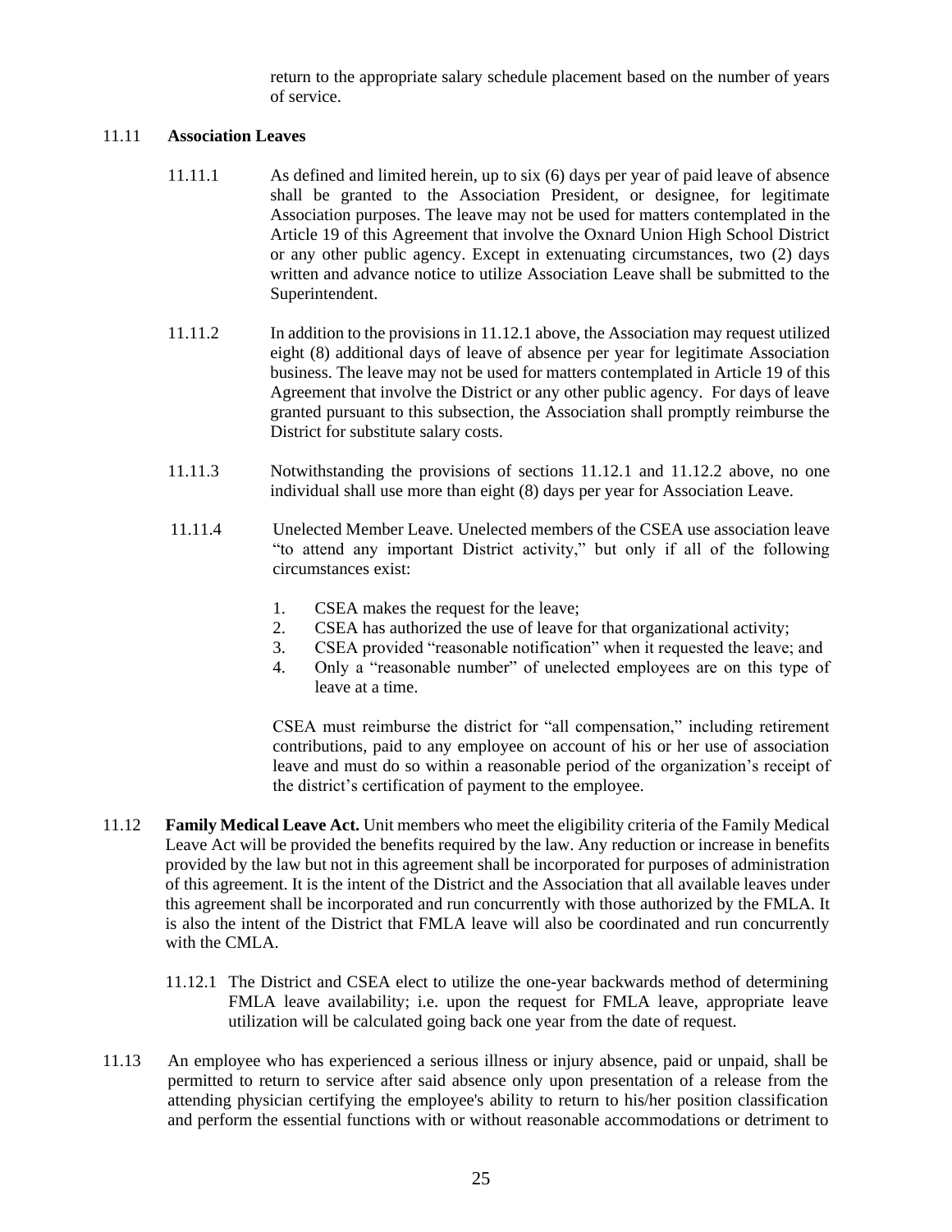return to the appropriate salary schedule placement based on the number of years of service.

11.11 **Association Leaves**

11.11.1 As defined and limited herein, up to six (6) days per year of paid leave of absence shall be granted to the Association President, or designee, for legitimate Association purposes. The leave may not be used for matters contemplated in the Article 19 of this Agreement that involve the Oxnard Union High School District or any other public agency. Except in extenuating circumstances, two (2) days written and advance notice to utilize Association Leave shall be submitted to the Superintendent.

11.11.2 In addition to the provisions in 11.12.1 above, the Association may request utilized eight (8) additional days of leave of absence per year for legitimate Association business. The leave may not be used for matters contemplated in Article 19 of this Agreement that involve the District or any other public agency. For days of leave granted pursuant to this subsection, the Association shall promptly reimburse the District for substitute salary costs.

11.11.3 Notwithstanding the provisions of sections 11.12.1 and 11.12.2 above, no one individual shall use more than eight (8) days per year for Association Leave.

11.11.4 Unelected Member Leave. Unelected members of the CSEA use association leave "to attend any important District activity," but only if all of the following circumstances exist:

1. CSEA makes the request for the leave;
2. CSEA has authorized the use of leave for that organizational activity;
3. CSEA provided "reasonable notification" when it requested the leave; and
4. Only a "reasonable number" of unelected employees are on this type of leave at a time.

CSEA must reimburse the district for "all compensation," including retirement contributions, paid to any employee on account of his or her use of association leave and must do so within a reasonable period of the organization's receipt of the district's certification of payment to the employee.

11.12 **Family Medical Leave Act.** Unit members who meet the eligibility criteria of the Family Medical Leave Act will be provided the benefits required by the law. Any reduction or increase in benefits provided by the law but not in this agreement shall be incorporated for purposes of administration of this agreement. It is the intent of the District and the Association that all available leaves under this agreement shall be incorporated and run concurrently with those authorized by the FMLA. It is also the intent of the District that FMLA leave will also be coordinated and run concurrently with the CMLA.

11.12.1 The District and CSEA elect to utilize the one-year backwards method of determining FMLA leave availability; i.e. upon the request for FMLA leave, appropriate leave utilization will be calculated going back one year from the date of request.

11.13 An employee who has experienced a serious illness or injury absence, paid or unpaid, shall be permitted to return to service after said absence only upon presentation of a release from the attending physician certifying the employee's ability to return to his/her position classification and perform the essential functions with or without reasonable accommodations or detriment to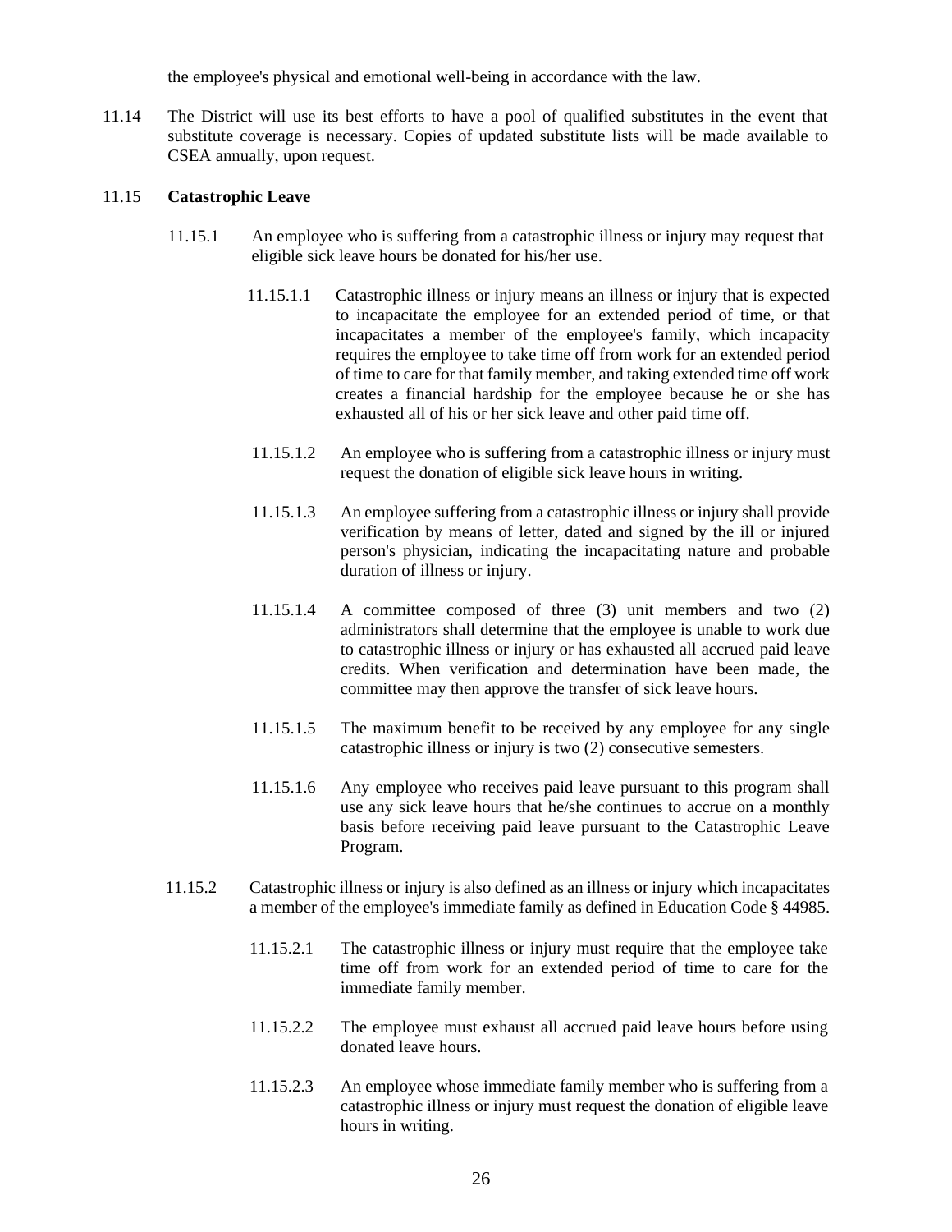the employee's physical and emotional well-being in accordance with the law.

11.14 The District will use its best efforts to have a pool of qualified substitutes in the event that substitute coverage is necessary. Copies of updated substitute lists will be made available to CSEA annually, upon request.

11.15 **Catastrophic Leave**

11.15.1 An employee who is suffering from a catastrophic illness or injury may request that eligible sick leave hours be donated for his/her use.

11.15.1.1 Catastrophic illness or injury means an illness or injury that is expected to incapacitate the employee for an extended period of time, or that incapacitates a member of the employee's family, which incapacity requires the employee to take time off from work for an extended period of time to care for that family member, and taking extended time off work creates a financial hardship for the employee because he or she has exhausted all of his or her sick leave and other paid time off.

11.15.1.2 An employee who is suffering from a catastrophic illness or injury must request the donation of eligible sick leave hours in writing.

11.15.1.3 An employee suffering from a catastrophic illness or injury shall provide verification by means of letter, dated and signed by the ill or injured person's physician, indicating the incapacitating nature and probable duration of illness or injury.

11.15.1.4 A committee composed of three (3) unit members and two (2) administrators shall determine that the employee is unable to work due to catastrophic illness or injury or has exhausted all accrued paid leave credits. When verification and determination have been made, the committee may then approve the transfer of sick leave hours.

11.15.1.5 The maximum benefit to be received by any employee for any single catastrophic illness or injury is two (2) consecutive semesters.

11.15.1.6 Any employee who receives paid leave pursuant to this program shall use any sick leave hours that he/she continues to accrue on a monthly basis before receiving paid leave pursuant to the Catastrophic Leave Program.

11.15.2 Catastrophic illness or injury is also defined as an illness or injury which incapacitates a member of the employee's immediate family as defined in Education Code § 44985.

11.15.2.1 The catastrophic illness or injury must require that the employee take time off from work for an extended period of time to care for the immediate family member.

11.15.2.2 The employee must exhaust all accrued paid leave hours before using donated leave hours.

11.15.2.3 An employee whose immediate family member who is suffering from a catastrophic illness or injury must request the donation of eligible leave hours in writing.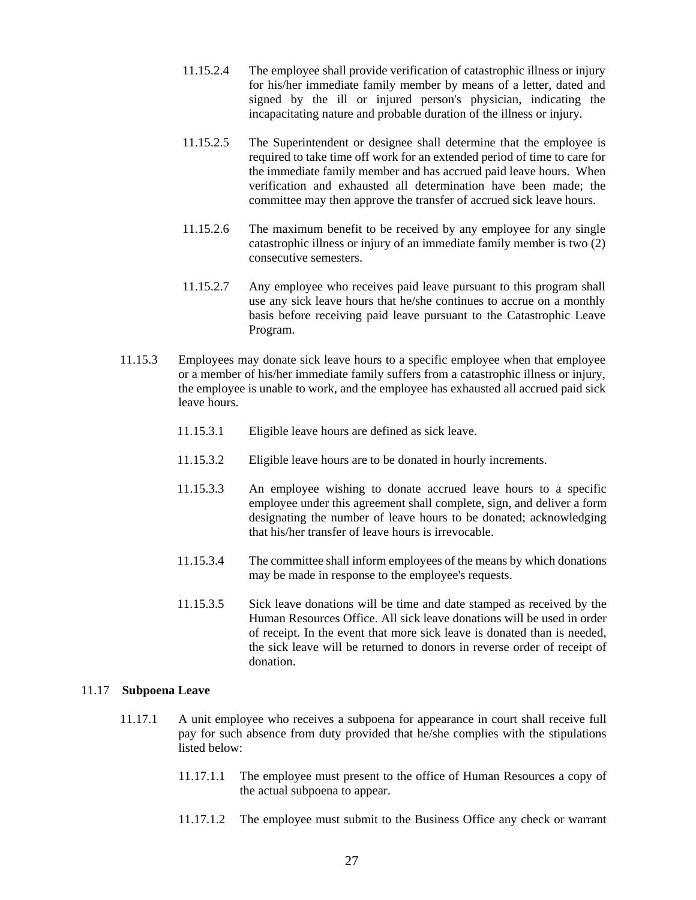11.15.2.4 The employee shall provide verification of catastrophic illness or injury for his/her immediate family member by means of a letter, dated and signed by the ill or injured person's physician, indicating the incapacitating nature and probable duration of the illness or injury.

11.15.2.5 The Superintendent or designee shall determine that the employee is required to take time off work for an extended period of time to care for the immediate family member and has accrued paid leave hours. When verification and exhausted all determination have been made; the committee may then approve the transfer of accrued sick leave hours.

11.15.2.6 The maximum benefit to be received by any employee for any single catastrophic illness or injury of an immediate family member is two (2) consecutive semesters.

11.15.2.7 Any employee who receives paid leave pursuant to this program shall use any sick leave hours that he/she continues to accrue on a monthly basis before receiving paid leave pursuant to the Catastrophic Leave Program.

11.15.3 Employees may donate sick leave hours to a specific employee when that employee or a member of his/her immediate family suffers from a catastrophic illness or injury, the employee is unable to work, and the employee has exhausted all accrued paid sick leave hours.

11.15.3.1 Eligible leave hours are defined as sick leave.

11.15.3.2 Eligible leave hours are to be donated in hourly increments.

11.15.3.3 An employee wishing to donate accrued leave hours to a specific employee under this agreement shall complete, sign, and deliver a form designating the number of leave hours to be donated; acknowledging that his/her transfer of leave hours is irrevocable.

11.15.3.4 The committee shall inform employees of the means by which donations may be made in response to the employee's requests.

11.15.3.5 Sick leave donations will be time and date stamped as received by the Human Resources Office. All sick leave donations will be used in order of receipt. In the event that more sick leave is donated than is needed, the sick leave will be returned to donors in reverse order of receipt of donation.

## 11.17 Subpoena Leave

11.17.1 A unit employee who receives a subpoena for appearance in court shall receive full pay for such absence from duty provided that he/she complies with the stipulations listed below:

11.17.1.1 The employee must present to the office of Human Resources a copy of the actual subpoena to appear.

11.17.1.2 The employee must submit to the Business Office any check or warrant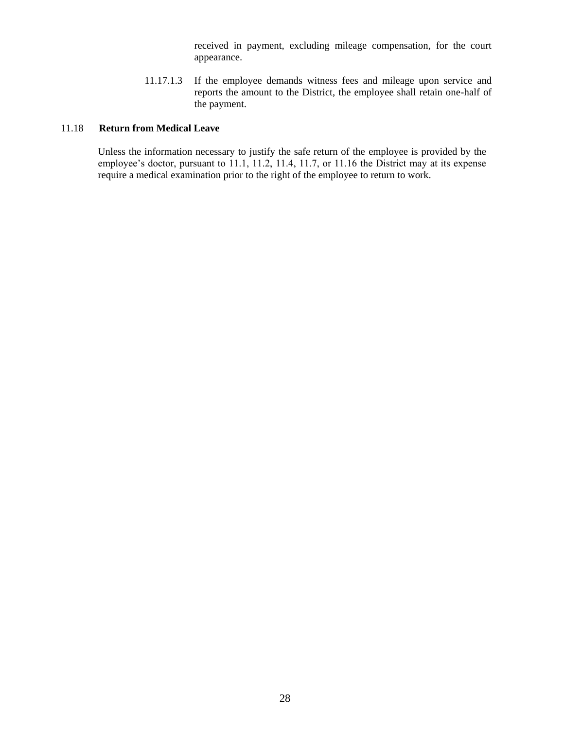received in payment, excluding mileage compensation, for the court appearance.

11.17.1.3 If the employee demands witness fees and mileage upon service and reports the amount to the District, the employee shall retain one-half of the payment.

### 11.18 Return from Medical Leave

Unless the information necessary to justify the safe return of the employee is provided by the employee's doctor, pursuant to 11.1, 11.2, 11.4, 11.7, or 11.16 the District may at its expense require a medical examination prior to the right of the employee to return to work.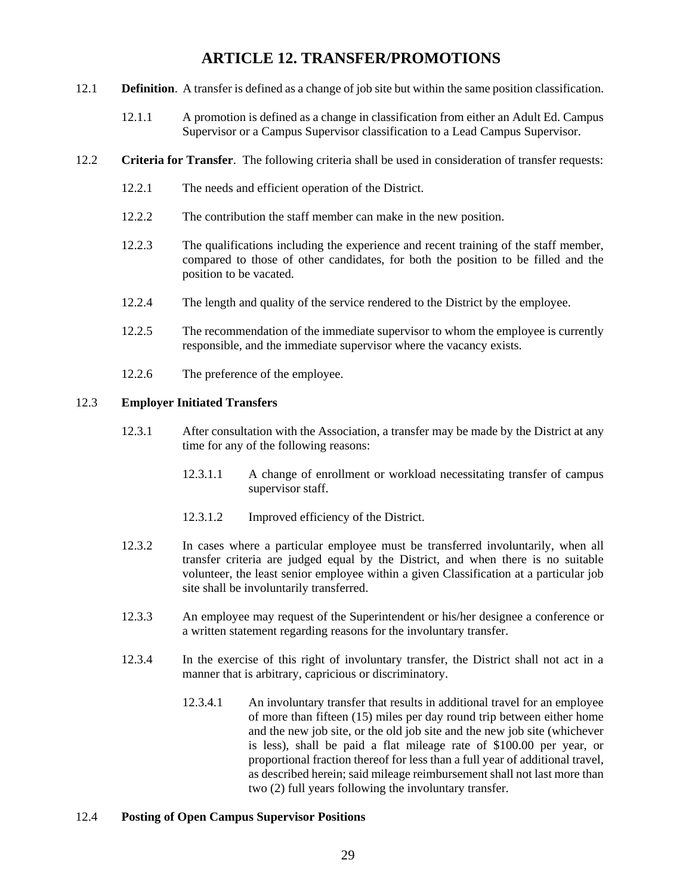# ARTICLE 12. TRANSFER/PROMOTIONS

12.1 **Definition**. A transfer is defined as a change of job site but within the same position classification.

12.1.1 A promotion is defined as a change in classification from either an Adult Ed. Campus Supervisor or a Campus Supervisor classification to a Lead Campus Supervisor.

12.2 **Criteria for Transfer**. The following criteria shall be used in consideration of transfer requests:

12.2.1 The needs and efficient operation of the District.

12.2.2 The contribution the staff member can make in the new position.

12.2.3 The qualifications including the experience and recent training of the staff member, compared to those of other candidates, for both the position to be filled and the position to be vacated.

12.2.4 The length and quality of the service rendered to the District by the employee.

12.2.5 The recommendation of the immediate supervisor to whom the employee is currently responsible, and the immediate supervisor where the vacancy exists.

12.2.6 The preference of the employee.

12.3 **Employer Initiated Transfers**

12.3.1 After consultation with the Association, a transfer may be made by the District at any time for any of the following reasons:

12.3.1.1 A change of enrollment or workload necessitating transfer of campus supervisor staff.

12.3.1.2 Improved efficiency of the District.

12.3.2 In cases where a particular employee must be transferred involuntarily, when all transfer criteria are judged equal by the District, and when there is no suitable volunteer, the least senior employee within a given Classification at a particular job site shall be involuntarily transferred.

12.3.3 An employee may request of the Superintendent or his/her designee a conference or a written statement regarding reasons for the involuntary transfer.

12.3.4 In the exercise of this right of involuntary transfer, the District shall not act in a manner that is arbitrary, capricious or discriminatory.

12.3.4.1 An involuntary transfer that results in additional travel for an employee of more than fifteen (15) miles per day round trip between either home and the new job site, or the old job site and the new job site (whichever is less), shall be paid a flat mileage rate of $100.00 per year, or proportional fraction thereof for less than a full year of additional travel, as described herein; said mileage reimbursement shall not last more than two (2) full years following the involuntary transfer.

12.4 **Posting of Open Campus Supervisor Positions**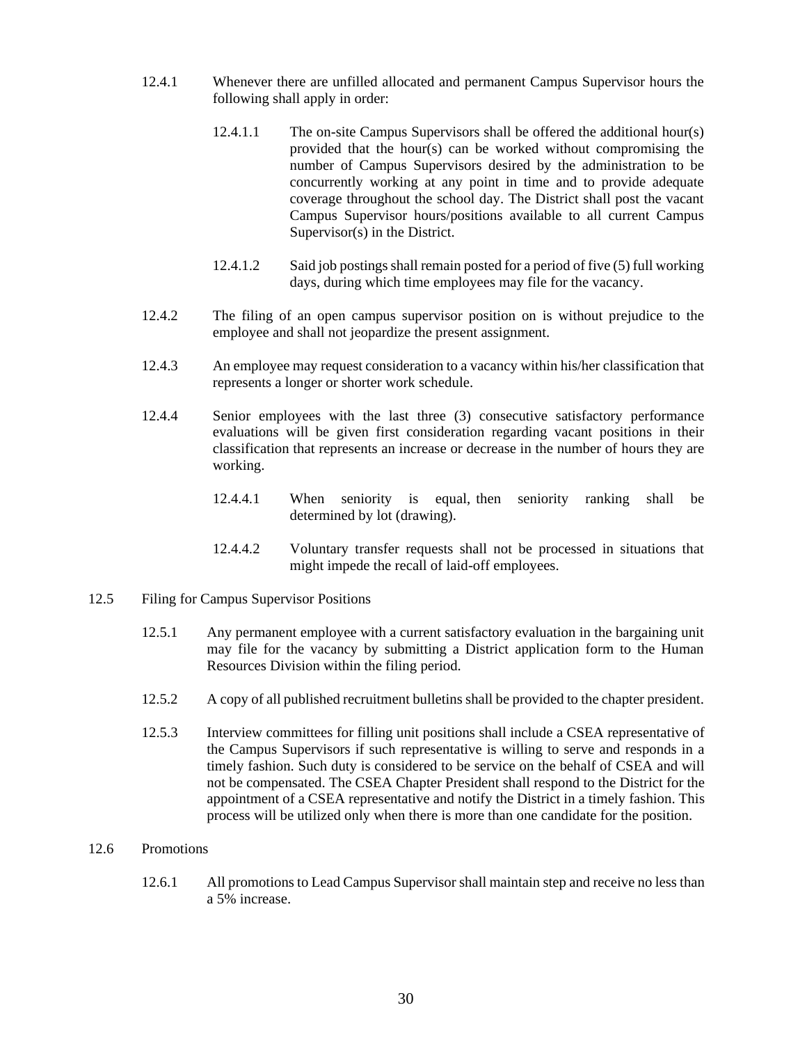12.4.1 Whenever there are unfilled allocated and permanent Campus Supervisor hours the following shall apply in order:

12.4.1.1 The on-site Campus Supervisors shall be offered the additional hour(s) provided that the hour(s) can be worked without compromising the number of Campus Supervisors desired by the administration to be concurrently working at any point in time and to provide adequate coverage throughout the school day. The District shall post the vacant Campus Supervisor hours/positions available to all current Campus Supervisor(s) in the District.

12.4.1.2 Said job postings shall remain posted for a period of five (5) full working days, during which time employees may file for the vacancy.

12.4.2 The filing of an open campus supervisor position on is without prejudice to the employee and shall not jeopardize the present assignment.

12.4.3 An employee may request consideration to a vacancy within his/her classification that represents a longer or shorter work schedule.

12.4.4 Senior employees with the last three (3) consecutive satisfactory performance evaluations will be given first consideration regarding vacant positions in their classification that represents an increase or decrease in the number of hours they are working.

12.4.4.1 When seniority is equal, then seniority ranking shall be determined by lot (drawing).

12.4.4.2 Voluntary transfer requests shall not be processed in situations that might impede the recall of laid-off employees.

12.5 Filing for Campus Supervisor Positions

12.5.1 Any permanent employee with a current satisfactory evaluation in the bargaining unit may file for the vacancy by submitting a District application form to the Human Resources Division within the filing period.

12.5.2 A copy of all published recruitment bulletins shall be provided to the chapter president.

12.5.3 Interview committees for filling unit positions shall include a CSEA representative of the Campus Supervisors if such representative is willing to serve and responds in a timely fashion. Such duty is considered to be service on the behalf of CSEA and will not be compensated. The CSEA Chapter President shall respond to the District for the appointment of a CSEA representative and notify the District in a timely fashion. This process will be utilized only when there is more than one candidate for the position.

12.6 Promotions

12.6.1 All promotions to Lead Campus Supervisor shall maintain step and receive no less than a 5% increase.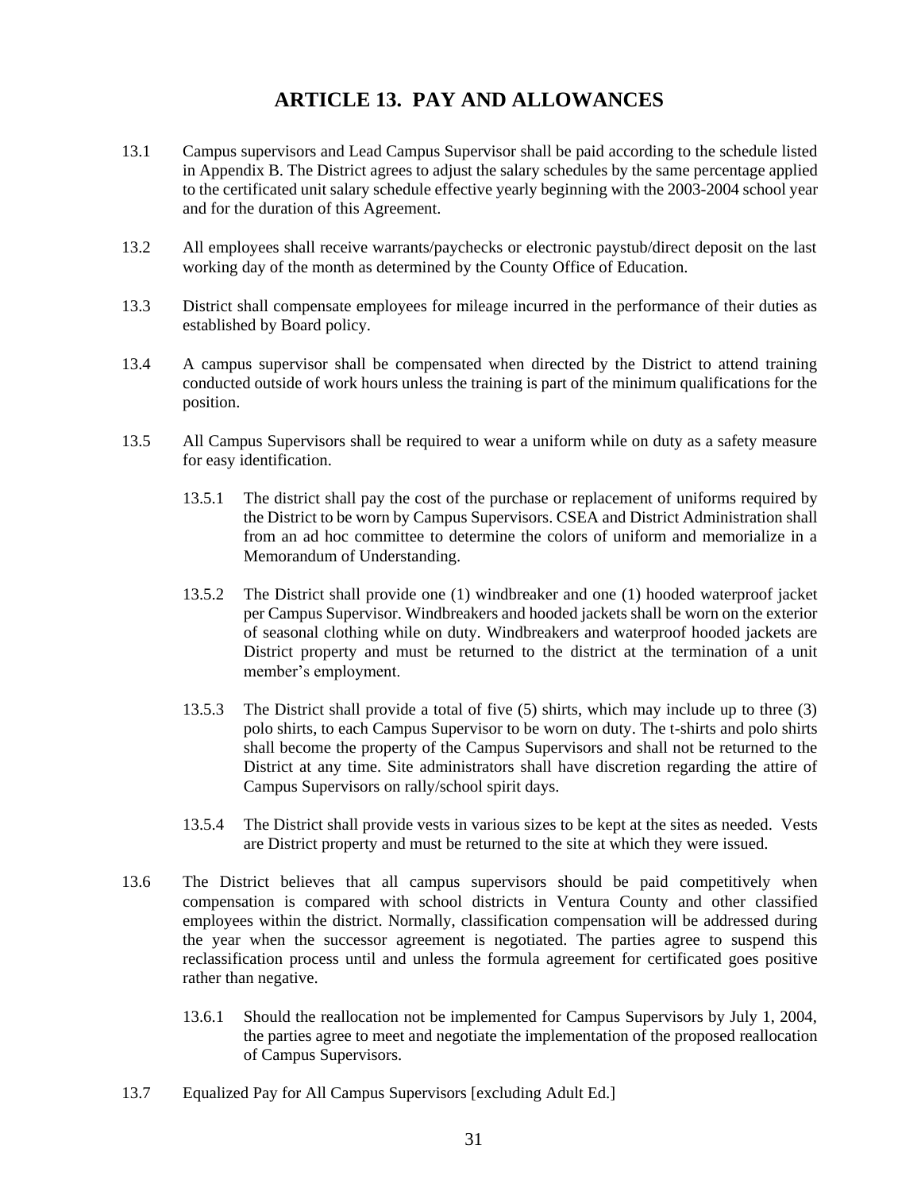# ARTICLE 13. PAY AND ALLOWANCES

13.1 Campus supervisors and Lead Campus Supervisor shall be paid according to the schedule listed in Appendix B. The District agrees to adjust the salary schedules by the same percentage applied to the certificated unit salary schedule effective yearly beginning with the 2003-2004 school year and for the duration of this Agreement.

13.2 All employees shall receive warrants/paychecks or electronic paystub/direct deposit on the last working day of the month as determined by the County Office of Education.

13.3 District shall compensate employees for mileage incurred in the performance of their duties as established by Board policy.

13.4 A campus supervisor shall be compensated when directed by the District to attend training conducted outside of work hours unless the training is part of the minimum qualifications for the position.

13.5 All Campus Supervisors shall be required to wear a uniform while on duty as a safety measure for easy identification.

13.5.1 The district shall pay the cost of the purchase or replacement of uniforms required by the District to be worn by Campus Supervisors. CSEA and District Administration shall from an ad hoc committee to determine the colors of uniform and memorialize in a Memorandum of Understanding.

13.5.2 The District shall provide one (1) windbreaker and one (1) hooded waterproof jacket per Campus Supervisor. Windbreakers and hooded jackets shall be worn on the exterior of seasonal clothing while on duty. Windbreakers and waterproof hooded jackets are District property and must be returned to the district at the termination of a unit member's employment.

13.5.3 The District shall provide a total of five (5) shirts, which may include up to three (3) polo shirts, to each Campus Supervisor to be worn on duty. The t-shirts and polo shirts shall become the property of the Campus Supervisors and shall not be returned to the District at any time. Site administrators shall have discretion regarding the attire of Campus Supervisors on rally/school spirit days.

13.5.4 The District shall provide vests in various sizes to be kept at the sites as needed. Vests are District property and must be returned to the site at which they were issued.

13.6 The District believes that all campus supervisors should be paid competitively when compensation is compared with school districts in Ventura County and other classified employees within the district. Normally, classification compensation will be addressed during the year when the successor agreement is negotiated. The parties agree to suspend this reclassification process until and unless the formula agreement for certificated goes positive rather than negative.

13.6.1 Should the reallocation not be implemented for Campus Supervisors by July 1, 2004, the parties agree to meet and negotiate the implementation of the proposed reallocation of Campus Supervisors.

13.7 Equalized Pay for All Campus Supervisors [excluding Adult Ed.]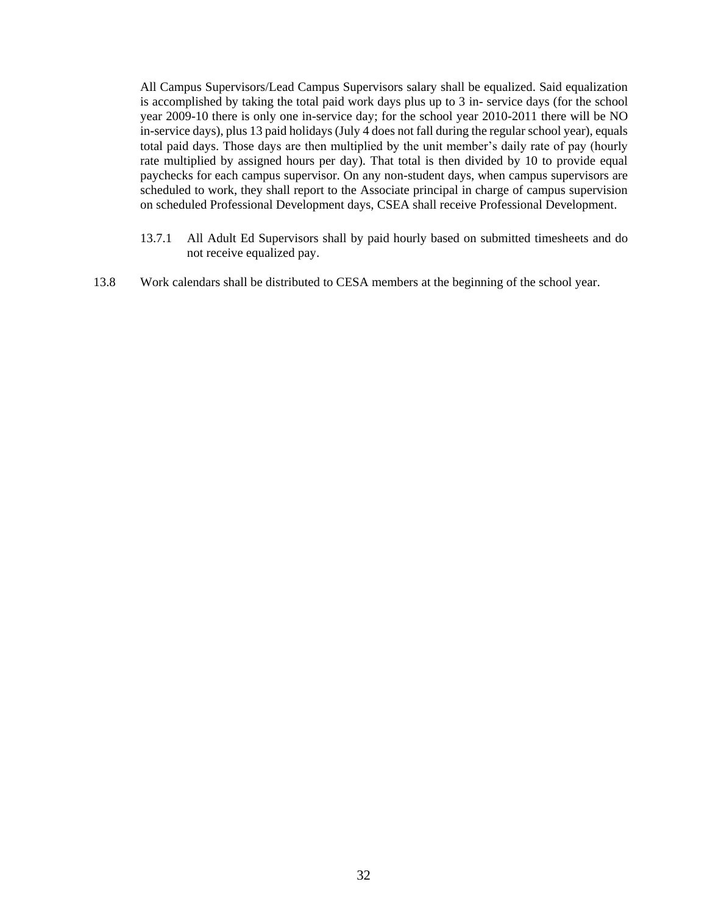All Campus Supervisors/Lead Campus Supervisors salary shall be equalized. Said equalization is accomplished by taking the total paid work days plus up to 3 in- service days (for the school year 2009-10 there is only one in-service day; for the school year 2010-2011 there will be NO in-service days), plus 13 paid holidays (July 4 does not fall during the regular school year), equals total paid days. Those days are then multiplied by the unit member's daily rate of pay (hourly rate multiplied by assigned hours per day). That total is then divided by 10 to provide equal paychecks for each campus supervisor. On any non-student days, when campus supervisors are scheduled to work, they shall report to the Associate principal in charge of campus supervision on scheduled Professional Development days, CSEA shall receive Professional Development.

13.7.1 All Adult Ed Supervisors shall by paid hourly based on submitted timesheets and do not receive equalized pay.

13.8 Work calendars shall be distributed to CESA members at the beginning of the school year.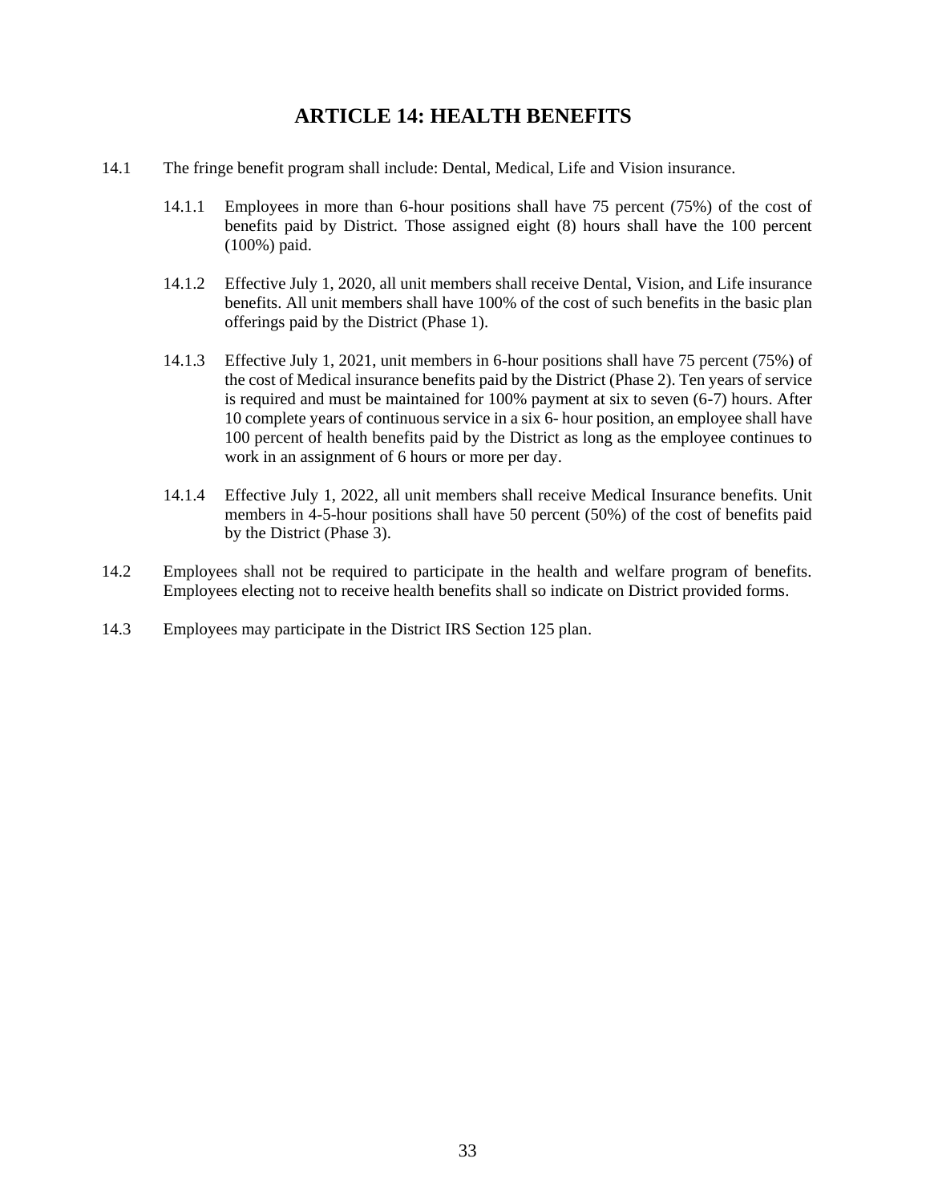# ARTICLE 14: HEALTH BENEFITS

14.1 The fringe benefit program shall include: Dental, Medical, Life and Vision insurance.

> 14.1.1 Employees in more than 6-hour positions shall have 75 percent (75%) of the cost of benefits paid by District. Those assigned eight (8) hours shall have the 100 percent (100%) paid.
>
> 14.1.2 Effective July 1, 2020, all unit members shall receive Dental, Vision, and Life insurance benefits. All unit members shall have 100% of the cost of such benefits in the basic plan offerings paid by the District (Phase 1).
>
> 14.1.3 Effective July 1, 2021, unit members in 6-hour positions shall have 75 percent (75%) of the cost of Medical insurance benefits paid by the District (Phase 2). Ten years of service is required and must be maintained for 100% payment at six to seven (6-7) hours. After 10 complete years of continuous service in a six 6- hour position, an employee shall have 100 percent of health benefits paid by the District as long as the employee continues to work in an assignment of 6 hours or more per day.
>
> 14.1.4 Effective July 1, 2022, all unit members shall receive Medical Insurance benefits. Unit members in 4-5-hour positions shall have 50 percent (50%) of the cost of benefits paid by the District (Phase 3).

14.2 Employees shall not be required to participate in the health and welfare program of benefits. Employees electing not to receive health benefits shall so indicate on District provided forms.

14.3 Employees may participate in the District IRS Section 125 plan.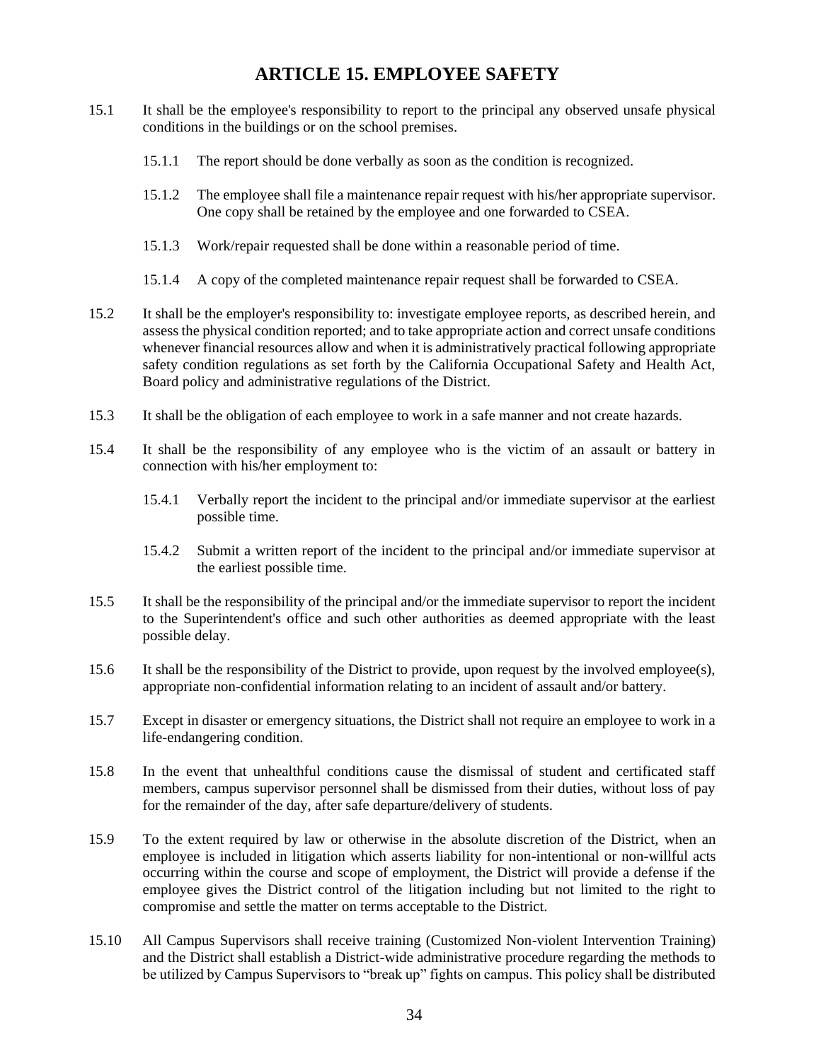# ARTICLE 15. EMPLOYEE SAFETY

15.1 It shall be the employee's responsibility to report to the principal any observed unsafe physical conditions in the buildings or on the school premises.

> 15.1.1 The report should be done verbally as soon as the condition is recognized.
>
> 15.1.2 The employee shall file a maintenance repair request with his/her appropriate supervisor. One copy shall be retained by the employee and one forwarded to CSEA.
>
> 15.1.3 Work/repair requested shall be done within a reasonable period of time.
>
> 15.1.4 A copy of the completed maintenance repair request shall be forwarded to CSEA.

15.2 It shall be the employer's responsibility to: investigate employee reports, as described herein, and assess the physical condition reported; and to take appropriate action and correct unsafe conditions whenever financial resources allow and when it is administratively practical following appropriate safety condition regulations as set forth by the California Occupational Safety and Health Act, Board policy and administrative regulations of the District.

15.3 It shall be the obligation of each employee to work in a safe manner and not create hazards.

15.4 It shall be the responsibility of any employee who is the victim of an assault or battery in connection with his/her employment to:

> 15.4.1 Verbally report the incident to the principal and/or immediate supervisor at the earliest possible time.
>
> 15.4.2 Submit a written report of the incident to the principal and/or immediate supervisor at the earliest possible time.

15.5 It shall be the responsibility of the principal and/or the immediate supervisor to report the incident to the Superintendent's office and such other authorities as deemed appropriate with the least possible delay.

15.6 It shall be the responsibility of the District to provide, upon request by the involved employee(s), appropriate non-confidential information relating to an incident of assault and/or battery.

15.7 Except in disaster or emergency situations, the District shall not require an employee to work in a life-endangering condition.

15.8 In the event that unhealthful conditions cause the dismissal of student and certificated staff members, campus supervisor personnel shall be dismissed from their duties, without loss of pay for the remainder of the day, after safe departure/delivery of students.

15.9 To the extent required by law or otherwise in the absolute discretion of the District, when an employee is included in litigation which asserts liability for non-intentional or non-willful acts occurring within the course and scope of employment, the District will provide a defense if the employee gives the District control of the litigation including but not limited to the right to compromise and settle the matter on terms acceptable to the District.

15.10 All Campus Supervisors shall receive training (Customized Non-violent Intervention Training) and the District shall establish a District-wide administrative procedure regarding the methods to be utilized by Campus Supervisors to "break up" fights on campus. This policy shall be distributed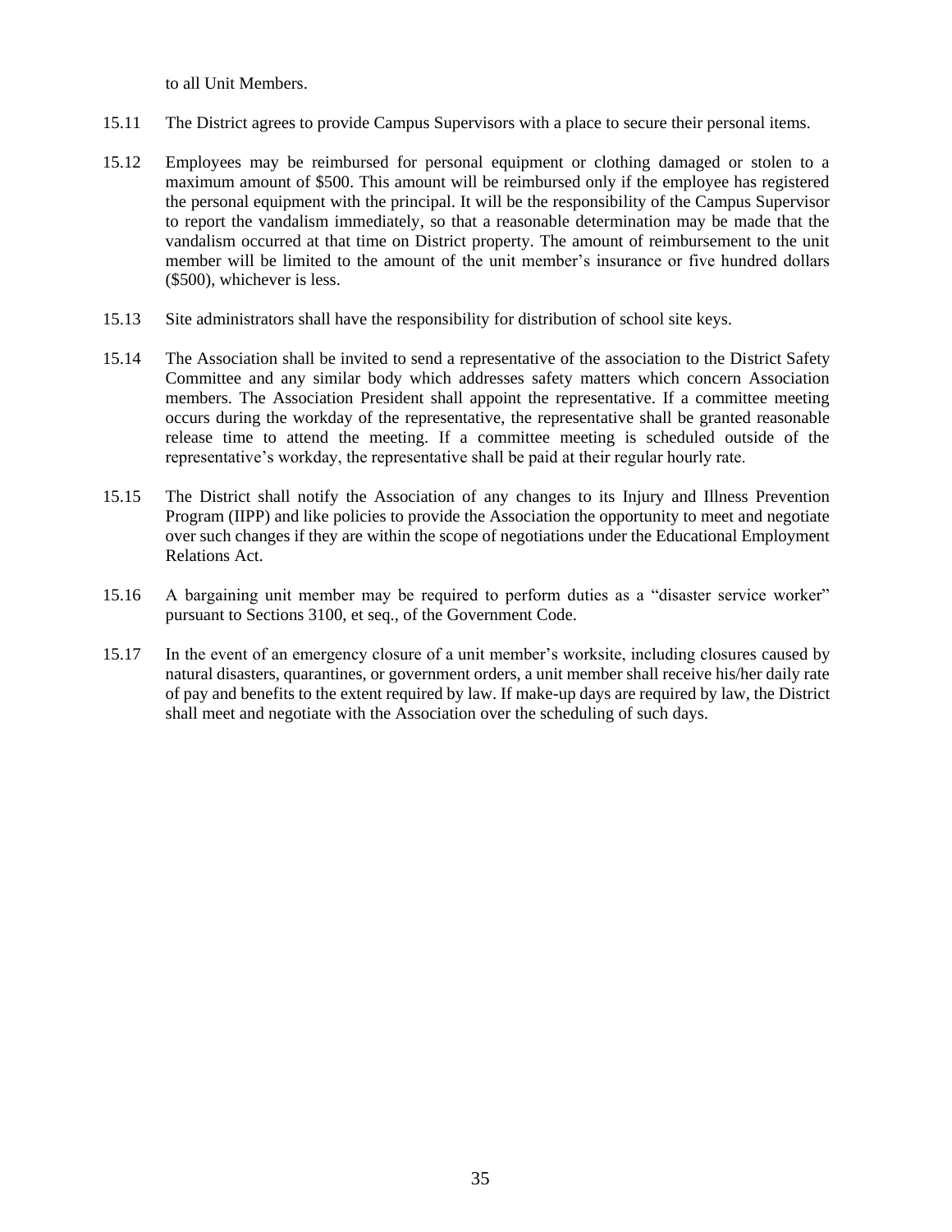to all Unit Members.

15.11 The District agrees to provide Campus Supervisors with a place to secure their personal items.

15.12 Employees may be reimbursed for personal equipment or clothing damaged or stolen to a maximum amount of $500. This amount will be reimbursed only if the employee has registered the personal equipment with the principal. It will be the responsibility of the Campus Supervisor to report the vandalism immediately, so that a reasonable determination may be made that the vandalism occurred at that time on District property. The amount of reimbursement to the unit member will be limited to the amount of the unit member's insurance or five hundred dollars ($500), whichever is less.

15.13 Site administrators shall have the responsibility for distribution of school site keys.

15.14 The Association shall be invited to send a representative of the association to the District Safety Committee and any similar body which addresses safety matters which concern Association members. The Association President shall appoint the representative. If a committee meeting occurs during the workday of the representative, the representative shall be granted reasonable release time to attend the meeting. If a committee meeting is scheduled outside of the representative's workday, the representative shall be paid at their regular hourly rate.

15.15 The District shall notify the Association of any changes to its Injury and Illness Prevention Program (IIPP) and like policies to provide the Association the opportunity to meet and negotiate over such changes if they are within the scope of negotiations under the Educational Employment Relations Act.

15.16 A bargaining unit member may be required to perform duties as a "disaster service worker" pursuant to Sections 3100, et seq., of the Government Code.

15.17 In the event of an emergency closure of a unit member's worksite, including closures caused by natural disasters, quarantines, or government orders, a unit member shall receive his/her daily rate of pay and benefits to the extent required by law. If make-up days are required by law, the District shall meet and negotiate with the Association over the scheduling of such days.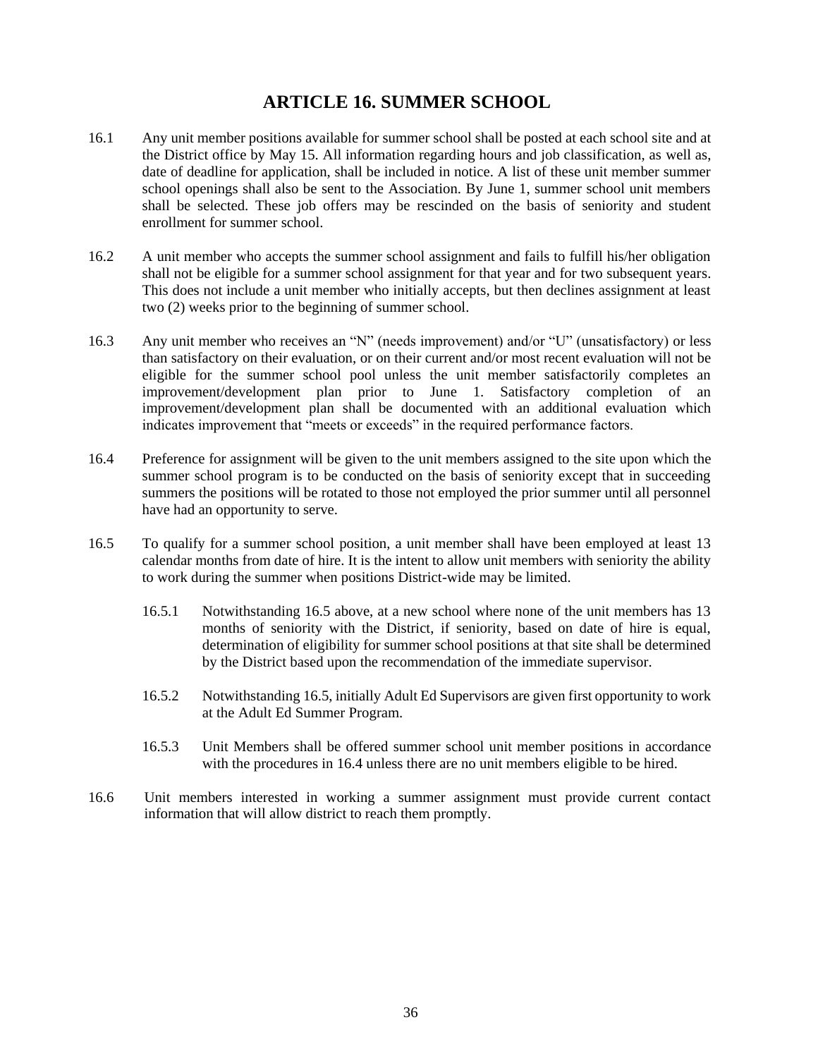# ARTICLE 16. SUMMER SCHOOL

16.1 Any unit member positions available for summer school shall be posted at each school site and at the District office by May 15. All information regarding hours and job classification, as well as, date of deadline for application, shall be included in notice. A list of these unit member summer school openings shall also be sent to the Association. By June 1, summer school unit members shall be selected. These job offers may be rescinded on the basis of seniority and student enrollment for summer school.

16.2 A unit member who accepts the summer school assignment and fails to fulfill his/her obligation shall not be eligible for a summer school assignment for that year and for two subsequent years. This does not include a unit member who initially accepts, but then declines assignment at least two (2) weeks prior to the beginning of summer school.

16.3 Any unit member who receives an "N" (needs improvement) and/or "U" (unsatisfactory) or less than satisfactory on their evaluation, or on their current and/or most recent evaluation will not be eligible for the summer school pool unless the unit member satisfactorily completes an improvement/development plan prior to June 1. Satisfactory completion of an improvement/development plan shall be documented with an additional evaluation which indicates improvement that "meets or exceeds" in the required performance factors.

16.4 Preference for assignment will be given to the unit members assigned to the site upon which the summer school program is to be conducted on the basis of seniority except that in succeeding summers the positions will be rotated to those not employed the prior summer until all personnel have had an opportunity to serve.

16.5 To qualify for a summer school position, a unit member shall have been employed at least 13 calendar months from date of hire. It is the intent to allow unit members with seniority the ability to work during the summer when positions District-wide may be limited.

16.5.1 Notwithstanding 16.5 above, at a new school where none of the unit members has 13 months of seniority with the District, if seniority, based on date of hire is equal, determination of eligibility for summer school positions at that site shall be determined by the District based upon the recommendation of the immediate supervisor.

16.5.2 Notwithstanding 16.5, initially Adult Ed Supervisors are given first opportunity to work at the Adult Ed Summer Program.

16.5.3 Unit Members shall be offered summer school unit member positions in accordance with the procedures in 16.4 unless there are no unit members eligible to be hired.

16.6 Unit members interested in working a summer assignment must provide current contact information that will allow district to reach them promptly.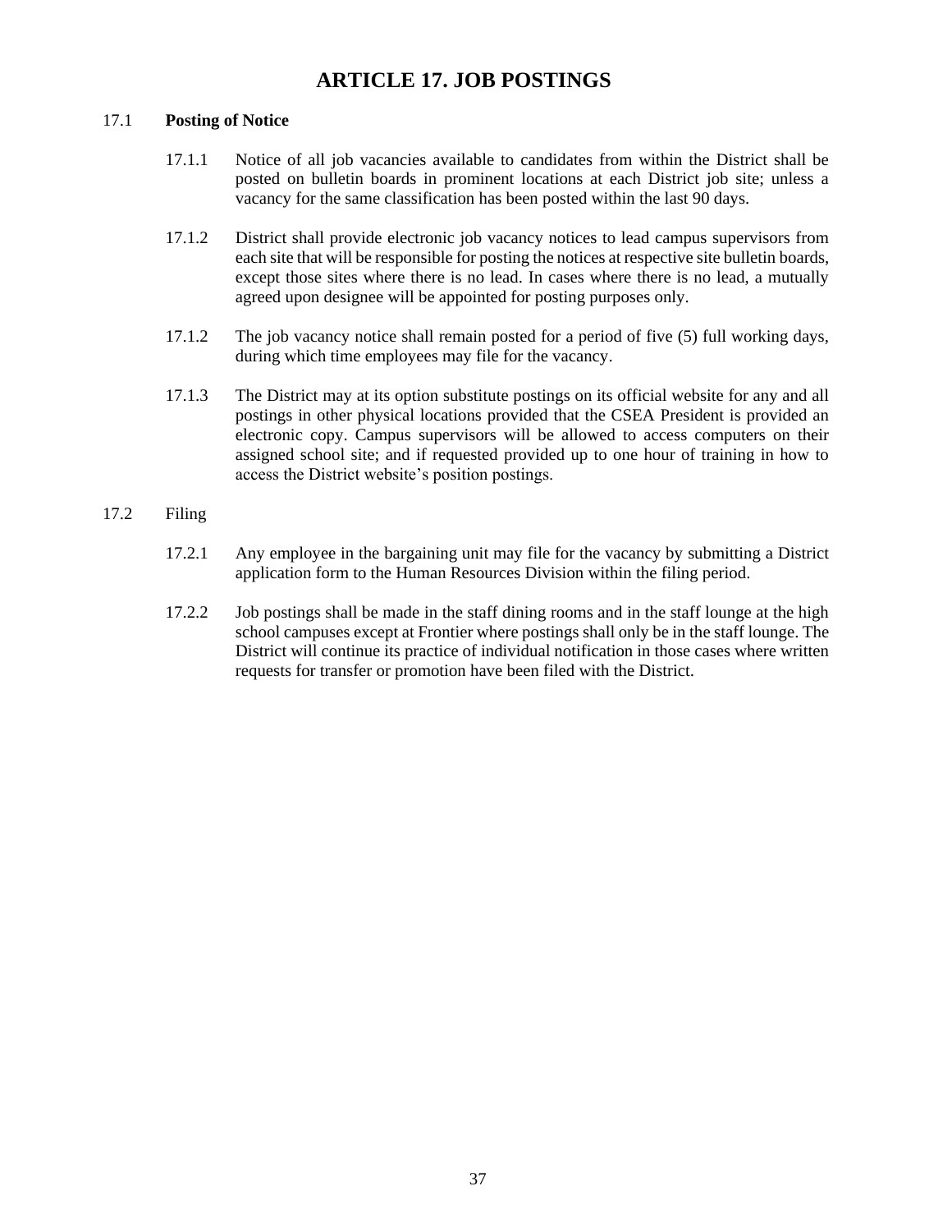# ARTICLE 17. JOB POSTINGS

17.1 **Posting of Notice**

17.1.1 Notice of all job vacancies available to candidates from within the District shall be posted on bulletin boards in prominent locations at each District job site; unless a vacancy for the same classification has been posted within the last 90 days.

17.1.2 District shall provide electronic job vacancy notices to lead campus supervisors from each site that will be responsible for posting the notices at respective site bulletin boards, except those sites where there is no lead. In cases where there is no lead, a mutually agreed upon designee will be appointed for posting purposes only.

17.1.2 The job vacancy notice shall remain posted for a period of five (5) full working days, during which time employees may file for the vacancy.

17.1.3 The District may at its option substitute postings on its official website for any and all postings in other physical locations provided that the CSEA President is provided an electronic copy. Campus supervisors will be allowed to access computers on their assigned school site; and if requested provided up to one hour of training in how to access the District website's position postings.

17.2 Filing

17.2.1 Any employee in the bargaining unit may file for the vacancy by submitting a District application form to the Human Resources Division within the filing period.

17.2.2 Job postings shall be made in the staff dining rooms and in the staff lounge at the high school campuses except at Frontier where postings shall only be in the staff lounge. The District will continue its practice of individual notification in those cases where written requests for transfer or promotion have been filed with the District.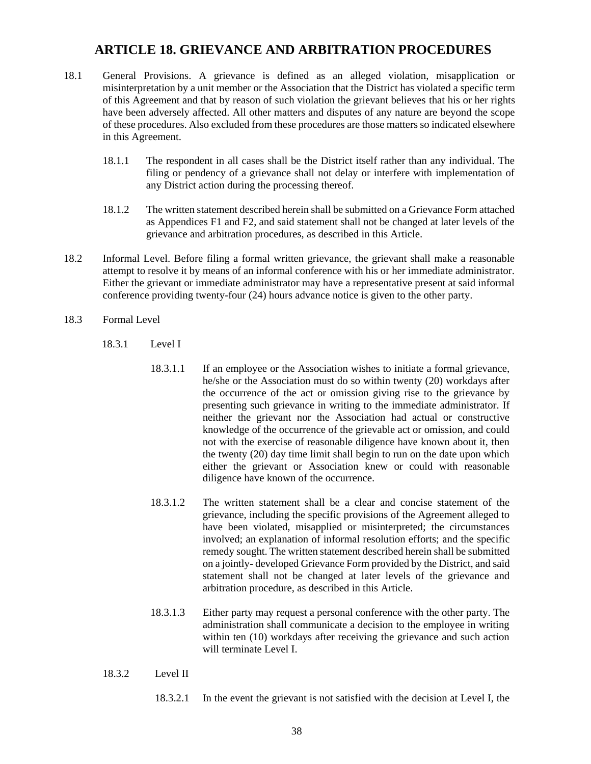# ARTICLE 18. GRIEVANCE AND ARBITRATION PROCEDURES

18.1 General Provisions. A grievance is defined as an alleged violation, misapplication or misinterpretation by a unit member or the Association that the District has violated a specific term of this Agreement and that by reason of such violation the grievant believes that his or her rights have been adversely affected. All other matters and disputes of any nature are beyond the scope of these procedures. Also excluded from these procedures are those matters so indicated elsewhere in this Agreement.

18.1.1 The respondent in all cases shall be the District itself rather than any individual. The filing or pendency of a grievance shall not delay or interfere with implementation of any District action during the processing thereof.

18.1.2 The written statement described herein shall be submitted on a Grievance Form attached as Appendices F1 and F2, and said statement shall not be changed at later levels of the grievance and arbitration procedures, as described in this Article.

18.2 Informal Level. Before filing a formal written grievance, the grievant shall make a reasonable attempt to resolve it by means of an informal conference with his or her immediate administrator. Either the grievant or immediate administrator may have a representative present at said informal conference providing twenty-four (24) hours advance notice is given to the other party.

18.3 Formal Level

18.3.1 Level I

18.3.1.1 If an employee or the Association wishes to initiate a formal grievance, he/she or the Association must do so within twenty (20) workdays after the occurrence of the act or omission giving rise to the grievance by presenting such grievance in writing to the immediate administrator. If neither the grievant nor the Association had actual or constructive knowledge of the occurrence of the grievable act or omission, and could not with the exercise of reasonable diligence have known about it, then the twenty (20) day time limit shall begin to run on the date upon which either the grievant or Association knew or could with reasonable diligence have known of the occurrence.

18.3.1.2 The written statement shall be a clear and concise statement of the grievance, including the specific provisions of the Agreement alleged to have been violated, misapplied or misinterpreted; the circumstances involved; an explanation of informal resolution efforts; and the specific remedy sought. The written statement described herein shall be submitted on a jointly- developed Grievance Form provided by the District, and said statement shall not be changed at later levels of the grievance and arbitration procedure, as described in this Article.

18.3.1.3 Either party may request a personal conference with the other party. The administration shall communicate a decision to the employee in writing within ten (10) workdays after receiving the grievance and such action will terminate Level I.

18.3.2 Level II

18.3.2.1 In the event the grievant is not satisfied with the decision at Level I, the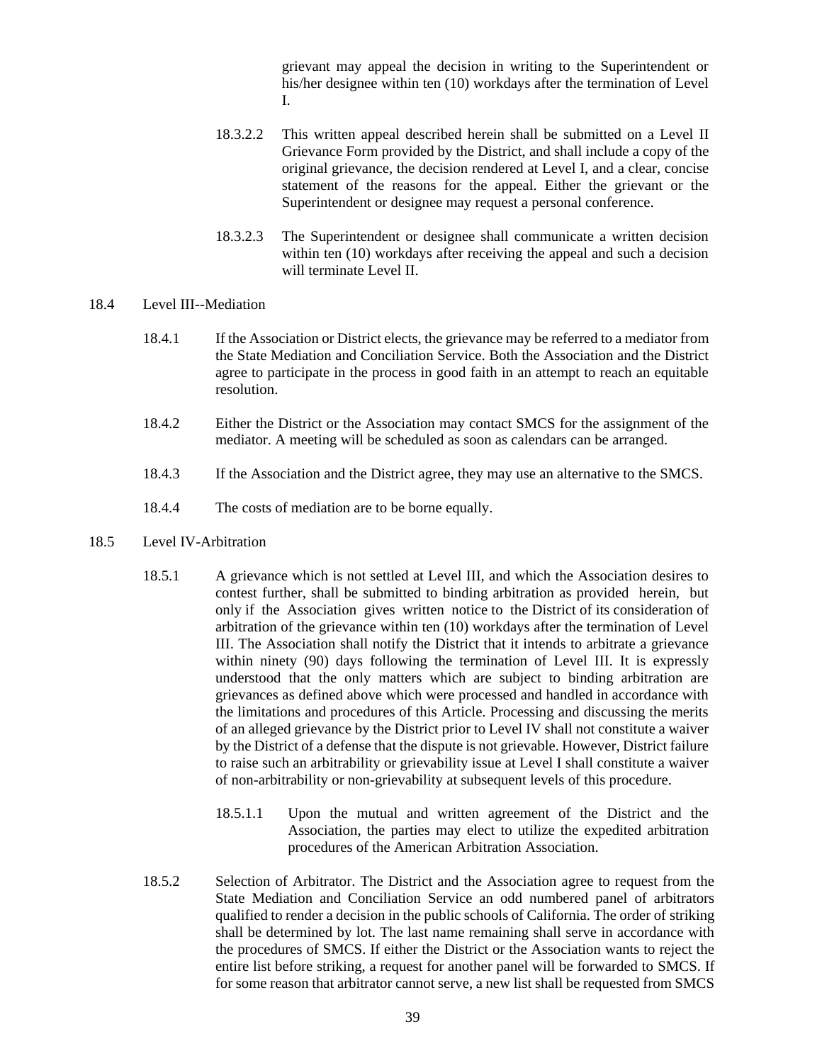grievant may appeal the decision in writing to the Superintendent or his/her designee within ten (10) workdays after the termination of Level I.

18.3.2.2 This written appeal described herein shall be submitted on a Level II Grievance Form provided by the District, and shall include a copy of the original grievance, the decision rendered at Level I, and a clear, concise statement of the reasons for the appeal. Either the grievant or the Superintendent or designee may request a personal conference.

18.3.2.3 The Superintendent or designee shall communicate a written decision within ten (10) workdays after receiving the appeal and such a decision will terminate Level II.

18.4 Level III--Mediation

18.4.1 If the Association or District elects, the grievance may be referred to a mediator from the State Mediation and Conciliation Service. Both the Association and the District agree to participate in the process in good faith in an attempt to reach an equitable resolution.

18.4.2 Either the District or the Association may contact SMCS for the assignment of the mediator. A meeting will be scheduled as soon as calendars can be arranged.

18.4.3 If the Association and the District agree, they may use an alternative to the SMCS.

18.4.4 The costs of mediation are to be borne equally.

18.5 Level IV-Arbitration

18.5.1 A grievance which is not settled at Level III, and which the Association desires to contest further, shall be submitted to binding arbitration as provided herein, but only if the Association gives written notice to the District of its consideration of arbitration of the grievance within ten (10) workdays after the termination of Level III. The Association shall notify the District that it intends to arbitrate a grievance within ninety (90) days following the termination of Level III. It is expressly understood that the only matters which are subject to binding arbitration are grievances as defined above which were processed and handled in accordance with the limitations and procedures of this Article. Processing and discussing the merits of an alleged grievance by the District prior to Level IV shall not constitute a waiver by the District of a defense that the dispute is not grievable. However, District failure to raise such an arbitrability or grievability issue at Level I shall constitute a waiver of non-arbitrability or non-grievability at subsequent levels of this procedure.

18.5.1.1 Upon the mutual and written agreement of the District and the Association, the parties may elect to utilize the expedited arbitration procedures of the American Arbitration Association.

18.5.2 Selection of Arbitrator. The District and the Association agree to request from the State Mediation and Conciliation Service an odd numbered panel of arbitrators qualified to render a decision in the public schools of California. The order of striking shall be determined by lot. The last name remaining shall serve in accordance with the procedures of SMCS. If either the District or the Association wants to reject the entire list before striking, a request for another panel will be forwarded to SMCS. If for some reason that arbitrator cannot serve, a new list shall be requested from SMCS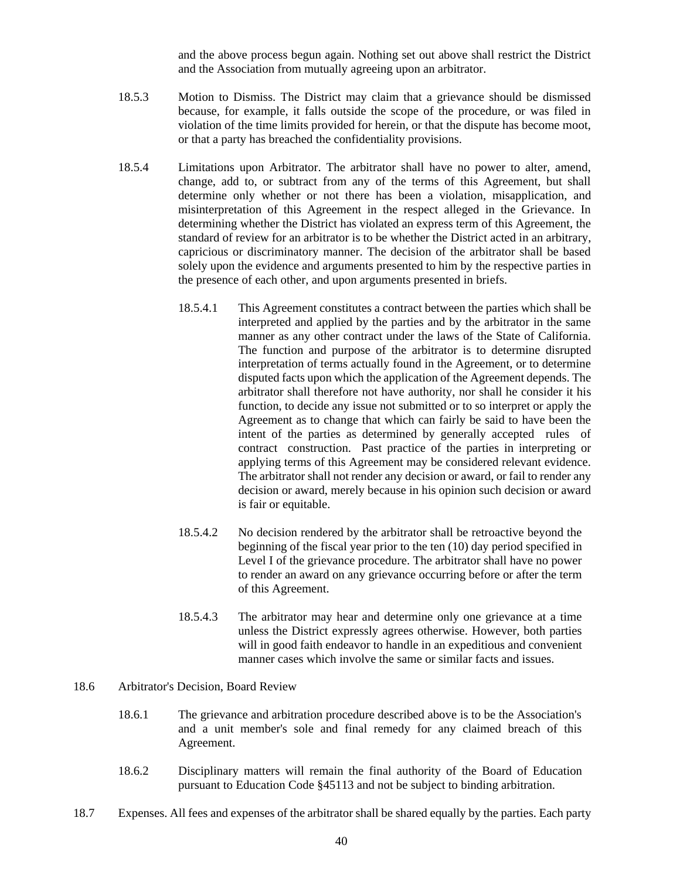and the above process begun again. Nothing set out above shall restrict the District and the Association from mutually agreeing upon an arbitrator.

18.5.3 Motion to Dismiss. The District may claim that a grievance should be dismissed because, for example, it falls outside the scope of the procedure, or was filed in violation of the time limits provided for herein, or that the dispute has become moot, or that a party has breached the confidentiality provisions.

18.5.4 Limitations upon Arbitrator. The arbitrator shall have no power to alter, amend, change, add to, or subtract from any of the terms of this Agreement, but shall determine only whether or not there has been a violation, misapplication, and misinterpretation of this Agreement in the respect alleged in the Grievance. In determining whether the District has violated an express term of this Agreement, the standard of review for an arbitrator is to be whether the District acted in an arbitrary, capricious or discriminatory manner. The decision of the arbitrator shall be based solely upon the evidence and arguments presented to him by the respective parties in the presence of each other, and upon arguments presented in briefs.

18.5.4.1 This Agreement constitutes a contract between the parties which shall be interpreted and applied by the parties and by the arbitrator in the same manner as any other contract under the laws of the State of California. The function and purpose of the arbitrator is to determine disrupted interpretation of terms actually found in the Agreement, or to determine disputed facts upon which the application of the Agreement depends. The arbitrator shall therefore not have authority, nor shall he consider it his function, to decide any issue not submitted or to so interpret or apply the Agreement as to change that which can fairly be said to have been the intent of the parties as determined by generally accepted rules of contract construction. Past practice of the parties in interpreting or applying terms of this Agreement may be considered relevant evidence. The arbitrator shall not render any decision or award, or fail to render any decision or award, merely because in his opinion such decision or award is fair or equitable.

18.5.4.2 No decision rendered by the arbitrator shall be retroactive beyond the beginning of the fiscal year prior to the ten (10) day period specified in Level I of the grievance procedure. The arbitrator shall have no power to render an award on any grievance occurring before or after the term of this Agreement.

18.5.4.3 The arbitrator may hear and determine only one grievance at a time unless the District expressly agrees otherwise. However, both parties will in good faith endeavor to handle in an expeditious and convenient manner cases which involve the same or similar facts and issues.

18.6 Arbitrator's Decision, Board Review

18.6.1 The grievance and arbitration procedure described above is to be the Association's and a unit member's sole and final remedy for any claimed breach of this Agreement.

18.6.2 Disciplinary matters will remain the final authority of the Board of Education pursuant to Education Code §45113 and not be subject to binding arbitration.

18.7 Expenses. All fees and expenses of the arbitrator shall be shared equally by the parties. Each party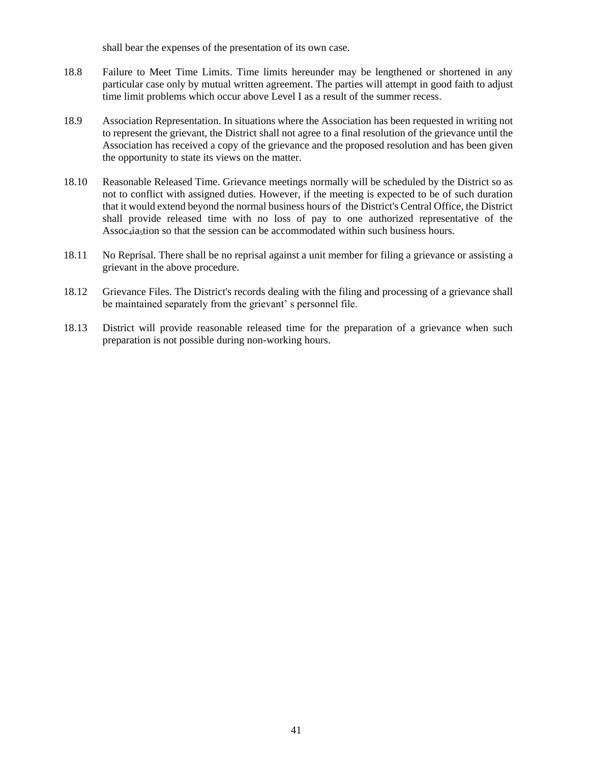shall bear the expenses of the presentation of its own case.

18.8 Failure to Meet Time Limits. Time limits hereunder may be lengthened or shortened in any particular case only by mutual written agreement. The parties will attempt in good faith to adjust time limit problems which occur above Level I as a result of the summer recess.

18.9 Association Representation. In situations where the Association has been requested in writing not to represent the grievant, the District shall not agree to a final resolution of the grievance until the Association has received a copy of the grievance and the proposed resolution and has been given the opportunity to state its views on the matter.

18.10 Reasonable Released Time. Grievance meetings normally will be scheduled by the District so as not to conflict with assigned duties. However, if the meeting is expected to be of such duration that it would extend beyond the normal business hours of the District's Central Office, the District shall provide released time with no loss of pay to one authorized representative of the Assoc4ia5tion so that the session can be accommodated within such business hours.

18.11 No Reprisal. There shall be no reprisal against a unit member for filing a grievance or assisting a grievant in the above procedure.

18.12 Grievance Files. The District's records dealing with the filing and processing of a grievance shall be maintained separately from the grievant' s personnel file.

18.13 District will provide reasonable released time for the preparation of a grievance when such preparation is not possible during non-working hours.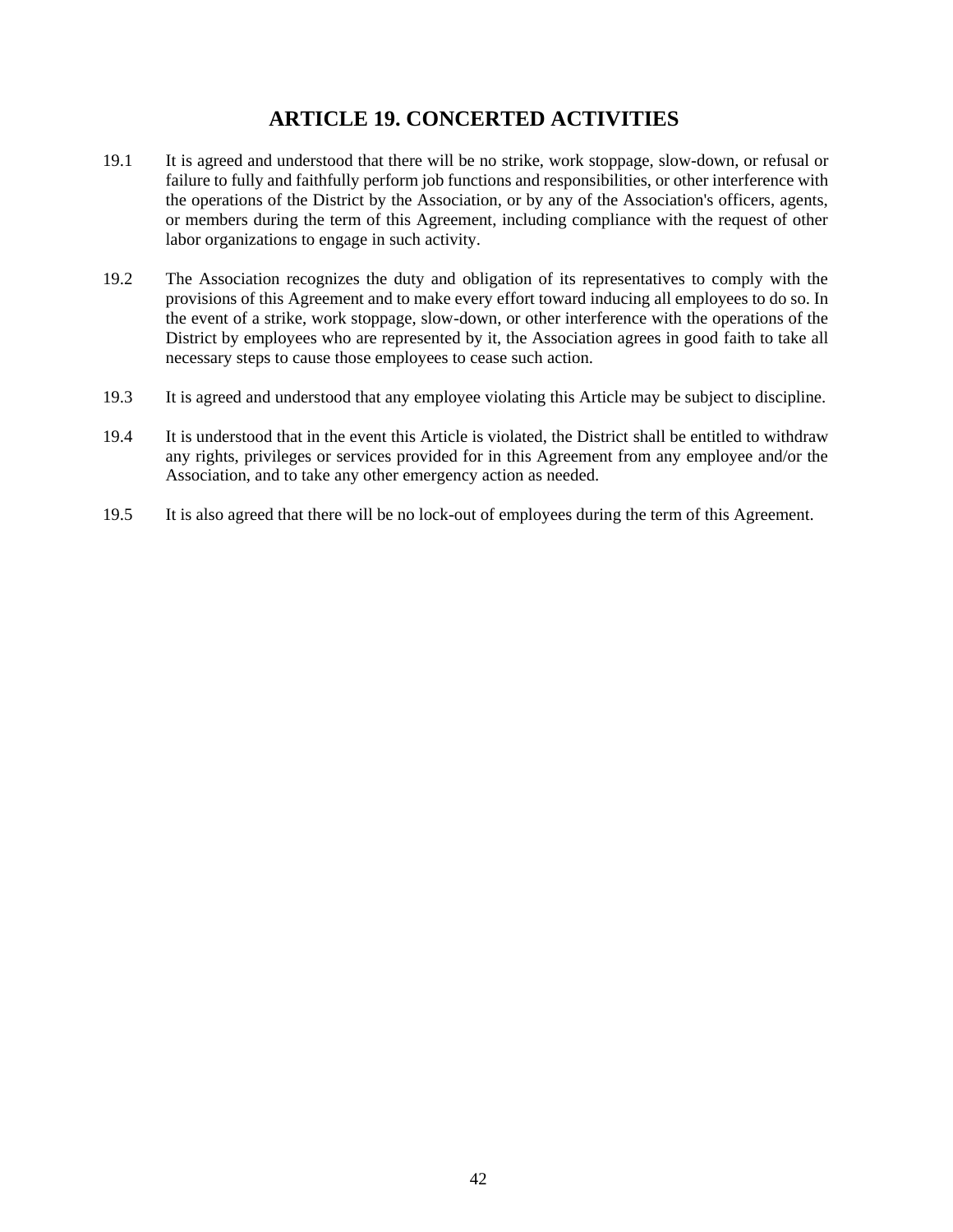# ARTICLE 19. CONCERTED ACTIVITIES

19.1 It is agreed and understood that there will be no strike, work stoppage, slow-down, or refusal or failure to fully and faithfully perform job functions and responsibilities, or other interference with the operations of the District by the Association, or by any of the Association's officers, agents, or members during the term of this Agreement, including compliance with the request of other labor organizations to engage in such activity.

19.2 The Association recognizes the duty and obligation of its representatives to comply with the provisions of this Agreement and to make every effort toward inducing all employees to do so. In the event of a strike, work stoppage, slow-down, or other interference with the operations of the District by employees who are represented by it, the Association agrees in good faith to take all necessary steps to cause those employees to cease such action.

19.3 It is agreed and understood that any employee violating this Article may be subject to discipline.

19.4 It is understood that in the event this Article is violated, the District shall be entitled to withdraw any rights, privileges or services provided for in this Agreement from any employee and/or the Association, and to take any other emergency action as needed.

19.5 It is also agreed that there will be no lock-out of employees during the term of this Agreement.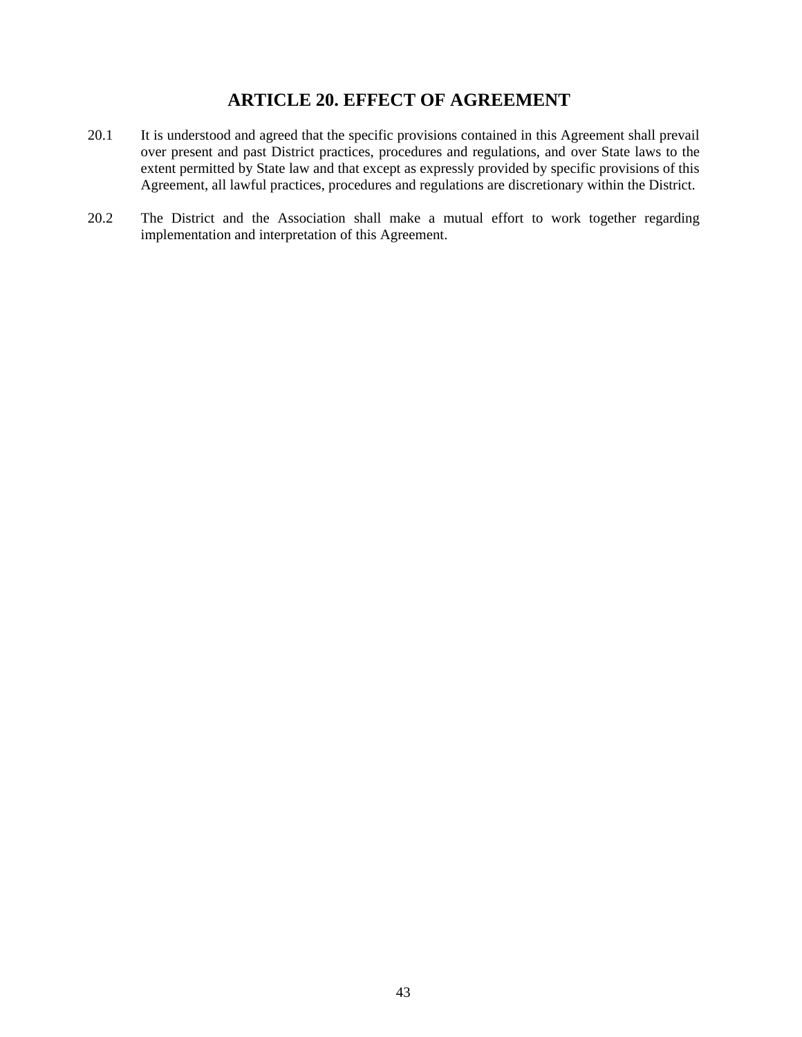# ARTICLE 20. EFFECT OF AGREEMENT

20.1 It is understood and agreed that the specific provisions contained in this Agreement shall prevail over present and past District practices, procedures and regulations, and over State laws to the extent permitted by State law and that except as expressly provided by specific provisions of this Agreement, all lawful practices, procedures and regulations are discretionary within the District.

20.2 The District and the Association shall make a mutual effort to work together regarding implementation and interpretation of this Agreement.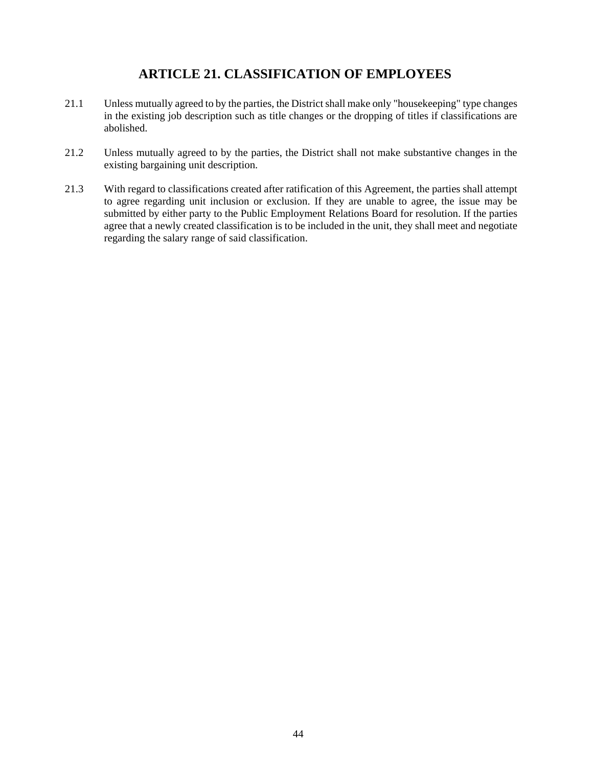# ARTICLE 21. CLASSIFICATION OF EMPLOYEES

21.1 Unless mutually agreed to by the parties, the District shall make only "housekeeping" type changes in the existing job description such as title changes or the dropping of titles if classifications are abolished.

21.2 Unless mutually agreed to by the parties, the District shall not make substantive changes in the existing bargaining unit description.

21.3 With regard to classifications created after ratification of this Agreement, the parties shall attempt to agree regarding unit inclusion or exclusion. If they are unable to agree, the issue may be submitted by either party to the Public Employment Relations Board for resolution. If the parties agree that a newly created classification is to be included in the unit, they shall meet and negotiate regarding the salary range of said classification.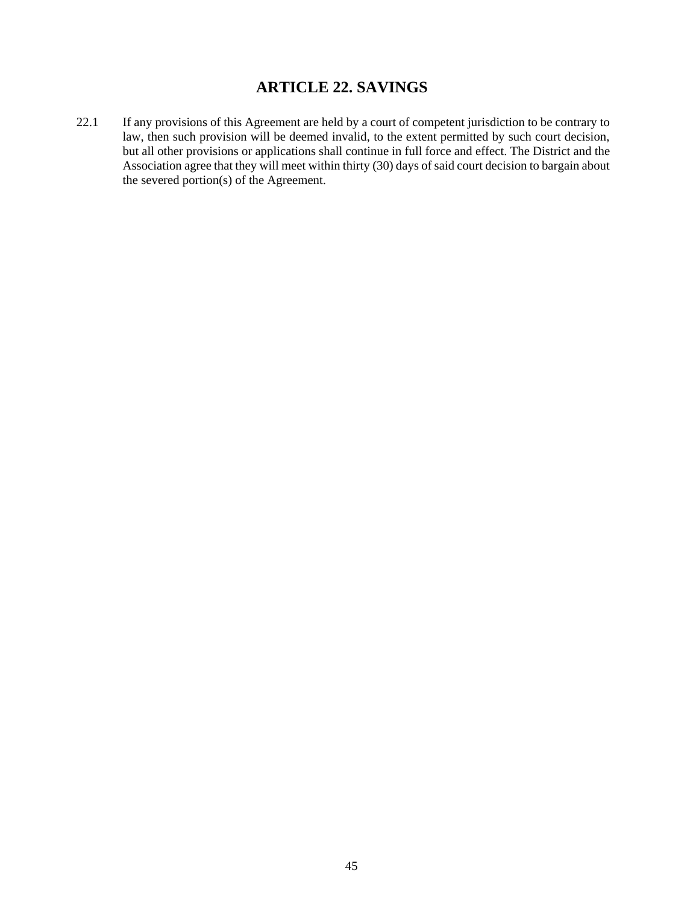## ARTICLE 22. SAVINGS

22.1 If any provisions of this Agreement are held by a court of competent jurisdiction to be contrary to law, then such provision will be deemed invalid, to the extent permitted by such court decision, but all other provisions or applications shall continue in full force and effect. The District and the Association agree that they will meet within thirty (30) days of said court decision to bargain about the severed portion(s) of the Agreement.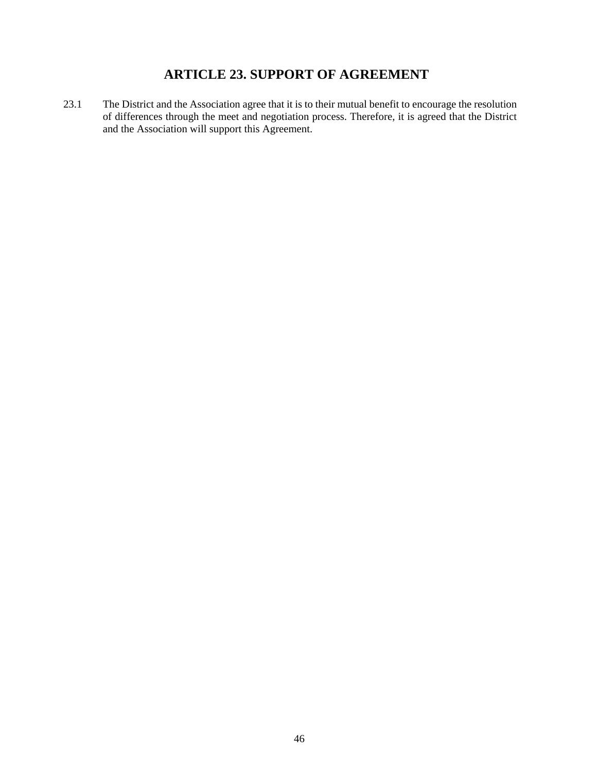# ARTICLE 23. SUPPORT OF AGREEMENT

23.1 The District and the Association agree that it is to their mutual benefit to encourage the resolution of differences through the meet and negotiation process. Therefore, it is agreed that the District and the Association will support this Agreement.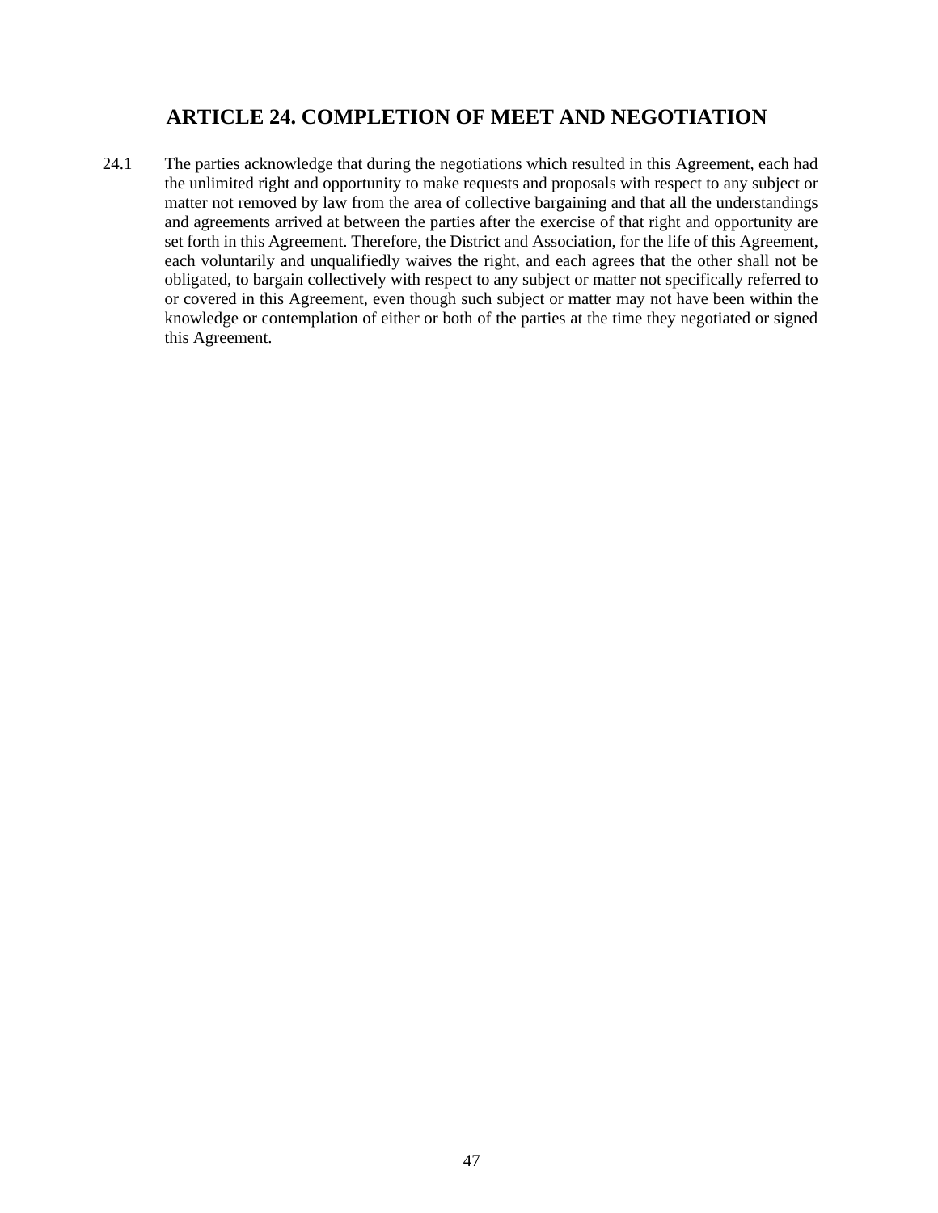# ARTICLE 24. COMPLETION OF MEET AND NEGOTIATION

24.1 The parties acknowledge that during the negotiations which resulted in this Agreement, each had the unlimited right and opportunity to make requests and proposals with respect to any subject or matter not removed by law from the area of collective bargaining and that all the understandings and agreements arrived at between the parties after the exercise of that right and opportunity are set forth in this Agreement. Therefore, the District and Association, for the life of this Agreement, each voluntarily and unqualifiedly waives the right, and each agrees that the other shall not be obligated, to bargain collectively with respect to any subject or matter not specifically referred to or covered in this Agreement, even though such subject or matter may not have been within the knowledge or contemplation of either or both of the parties at the time they negotiated or signed this Agreement.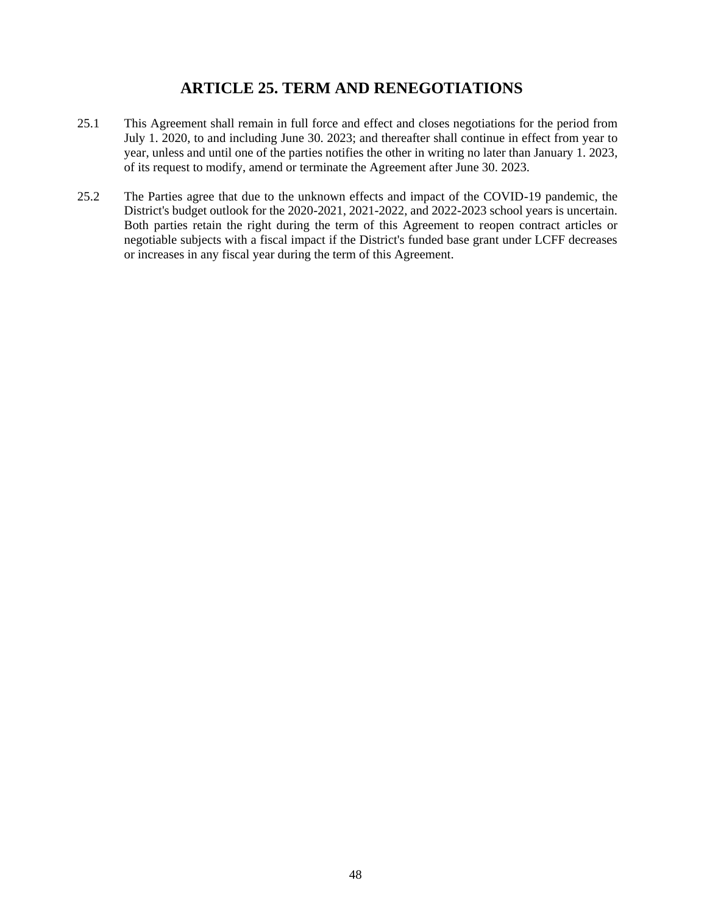# ARTICLE 25. TERM AND RENEGOTIATIONS

25.1 This Agreement shall remain in full force and effect and closes negotiations for the period from July 1. 2020, to and including June 30. 2023; and thereafter shall continue in effect from year to year, unless and until one of the parties notifies the other in writing no later than January 1. 2023, of its request to modify, amend or terminate the Agreement after June 30. 2023.

25.2 The Parties agree that due to the unknown effects and impact of the COVID-19 pandemic, the District's budget outlook for the 2020-2021, 2021-2022, and 2022-2023 school years is uncertain. Both parties retain the right during the term of this Agreement to reopen contract articles or negotiable subjects with a fiscal impact if the District's funded base grant under LCFF decreases or increases in any fiscal year during the term of this Agreement.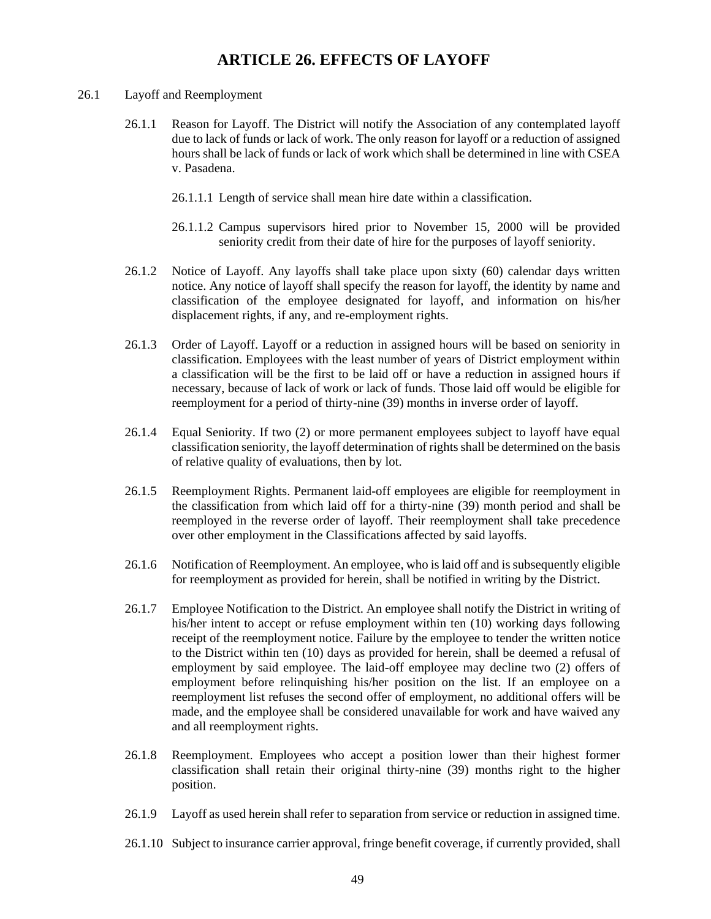# ARTICLE 26. EFFECTS OF LAYOFF

26.1 Layoff and Reemployment

26.1.1 Reason for Layoff. The District will notify the Association of any contemplated layoff due to lack of funds or lack of work. The only reason for layoff or a reduction of assigned hours shall be lack of funds or lack of work which shall be determined in line with CSEA v. Pasadena.

26.1.1.1 Length of service shall mean hire date within a classification.

26.1.1.2 Campus supervisors hired prior to November 15, 2000 will be provided seniority credit from their date of hire for the purposes of layoff seniority.

26.1.2 Notice of Layoff. Any layoffs shall take place upon sixty (60) calendar days written notice. Any notice of layoff shall specify the reason for layoff, the identity by name and classification of the employee designated for layoff, and information on his/her displacement rights, if any, and re-employment rights.

26.1.3 Order of Layoff. Layoff or a reduction in assigned hours will be based on seniority in classification. Employees with the least number of years of District employment within a classification will be the first to be laid off or have a reduction in assigned hours if necessary, because of lack of work or lack of funds. Those laid off would be eligible for reemployment for a period of thirty-nine (39) months in inverse order of layoff.

26.1.4 Equal Seniority. If two (2) or more permanent employees subject to layoff have equal classification seniority, the layoff determination of rights shall be determined on the basis of relative quality of evaluations, then by lot.

26.1.5 Reemployment Rights. Permanent laid-off employees are eligible for reemployment in the classification from which laid off for a thirty-nine (39) month period and shall be reemployed in the reverse order of layoff. Their reemployment shall take precedence over other employment in the Classifications affected by said layoffs.

26.1.6 Notification of Reemployment. An employee, who is laid off and is subsequently eligible for reemployment as provided for herein, shall be notified in writing by the District.

26.1.7 Employee Notification to the District. An employee shall notify the District in writing of his/her intent to accept or refuse employment within ten (10) working days following receipt of the reemployment notice. Failure by the employee to tender the written notice to the District within ten (10) days as provided for herein, shall be deemed a refusal of employment by said employee. The laid-off employee may decline two (2) offers of employment before relinquishing his/her position on the list. If an employee on a reemployment list refuses the second offer of employment, no additional offers will be made, and the employee shall be considered unavailable for work and have waived any and all reemployment rights.

26.1.8 Reemployment. Employees who accept a position lower than their highest former classification shall retain their original thirty-nine (39) months right to the higher position.

26.1.9 Layoff as used herein shall refer to separation from service or reduction in assigned time.

26.1.10 Subject to insurance carrier approval, fringe benefit coverage, if currently provided, shall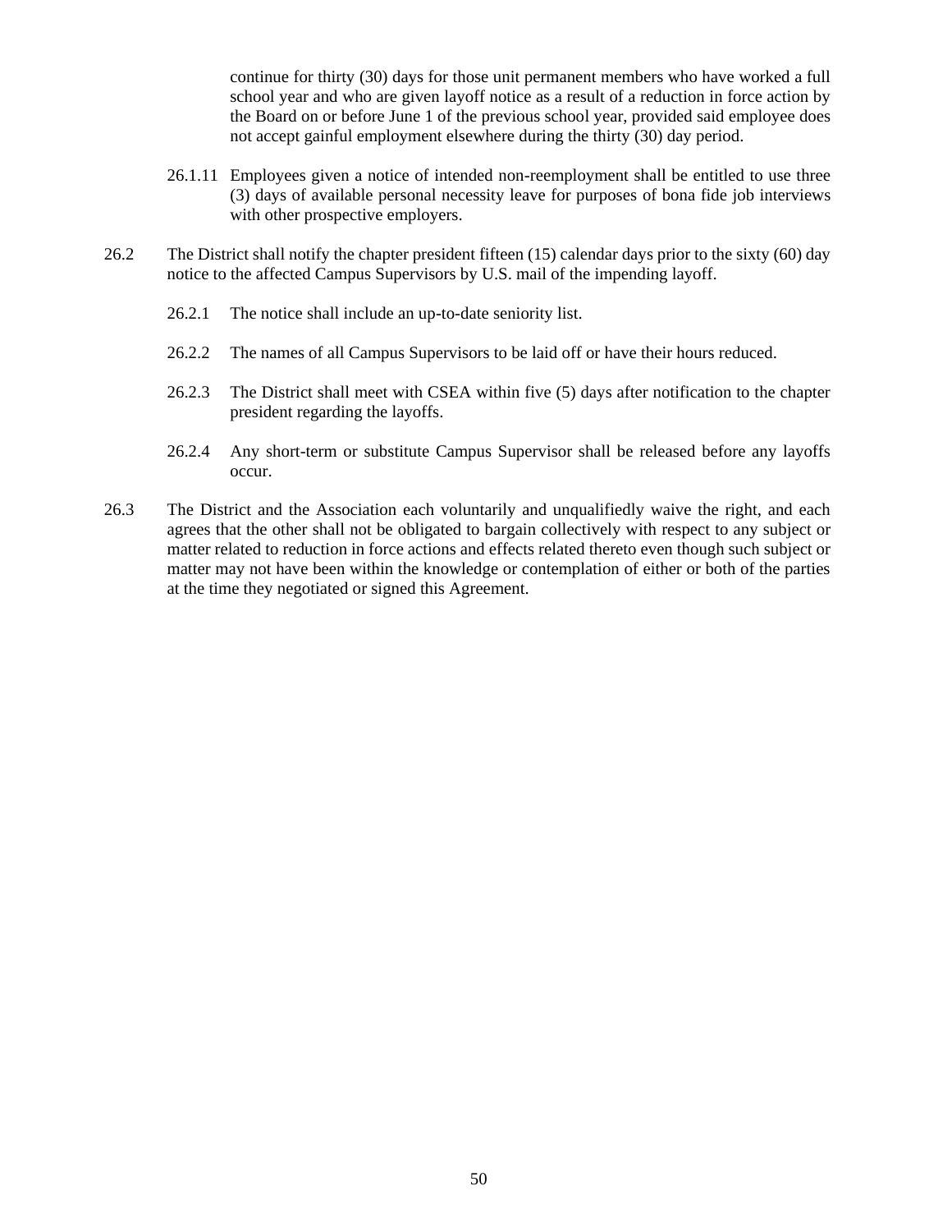continue for thirty (30) days for those unit permanent members who have worked a full school year and who are given layoff notice as a result of a reduction in force action by the Board on or before June 1 of the previous school year, provided said employee does not accept gainful employment elsewhere during the thirty (30) day period.

26.1.11 Employees given a notice of intended non-reemployment shall be entitled to use three (3) days of available personal necessity leave for purposes of bona fide job interviews with other prospective employers.

26.2 The District shall notify the chapter president fifteen (15) calendar days prior to the sixty (60) day notice to the affected Campus Supervisors by U.S. mail of the impending layoff.

26.2.1 The notice shall include an up-to-date seniority list.

26.2.2 The names of all Campus Supervisors to be laid off or have their hours reduced.

26.2.3 The District shall meet with CSEA within five (5) days after notification to the chapter president regarding the layoffs.

26.2.4 Any short-term or substitute Campus Supervisor shall be released before any layoffs occur.

26.3 The District and the Association each voluntarily and unqualifiedly waive the right, and each agrees that the other shall not be obligated to bargain collectively with respect to any subject or matter related to reduction in force actions and effects related thereto even though such subject or matter may not have been within the knowledge or contemplation of either or both of the parties at the time they negotiated or signed this Agreement.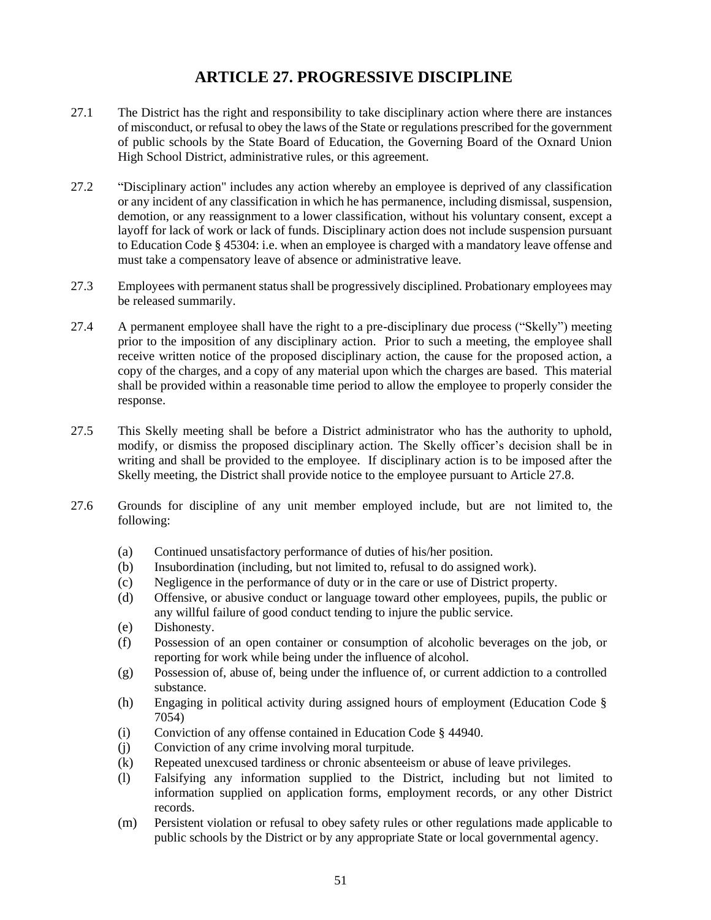# ARTICLE 27. PROGRESSIVE DISCIPLINE

27.1 The District has the right and responsibility to take disciplinary action where there are instances of misconduct, or refusal to obey the laws of the State or regulations prescribed for the government of public schools by the State Board of Education, the Governing Board of the Oxnard Union High School District, administrative rules, or this agreement.

27.2 "Disciplinary action" includes any action whereby an employee is deprived of any classification or any incident of any classification in which he has permanence, including dismissal, suspension, demotion, or any reassignment to a lower classification, without his voluntary consent, except a layoff for lack of work or lack of funds. Disciplinary action does not include suspension pursuant to Education Code § 45304: i.e. when an employee is charged with a mandatory leave offense and must take a compensatory leave of absence or administrative leave.

27.3 Employees with permanent status shall be progressively disciplined. Probationary employees may be released summarily.

27.4 A permanent employee shall have the right to a pre-disciplinary due process ("Skelly") meeting prior to the imposition of any disciplinary action. Prior to such a meeting, the employee shall receive written notice of the proposed disciplinary action, the cause for the proposed action, a copy of the charges, and a copy of any material upon which the charges are based. This material shall be provided within a reasonable time period to allow the employee to properly consider the response.

27.5 This Skelly meeting shall be before a District administrator who has the authority to uphold, modify, or dismiss the proposed disciplinary action. The Skelly officer's decision shall be in writing and shall be provided to the employee. If disciplinary action is to be imposed after the Skelly meeting, the District shall provide notice to the employee pursuant to Article 27.8.

27.6 Grounds for discipline of any unit member employed include, but are not limited to, the following:

(a) Continued unsatisfactory performance of duties of his/her position.
(b) Insubordination (including, but not limited to, refusal to do assigned work).
(c) Negligence in the performance of duty or in the care or use of District property.
(d) Offensive, or abusive conduct or language toward other employees, pupils, the public or any willful failure of good conduct tending to injure the public service.
(e) Dishonesty.
(f) Possession of an open container or consumption of alcoholic beverages on the job, or reporting for work while being under the influence of alcohol.
(g) Possession of, abuse of, being under the influence of, or current addiction to a controlled substance.
(h) Engaging in political activity during assigned hours of employment (Education Code § 7054)
(i) Conviction of any offense contained in Education Code § 44940.
(j) Conviction of any crime involving moral turpitude.
(k) Repeated unexcused tardiness or chronic absenteeism or abuse of leave privileges.
(l) Falsifying any information supplied to the District, including but not limited to information supplied on application forms, employment records, or any other District records.
(m) Persistent violation or refusal to obey safety rules or other regulations made applicable to public schools by the District or by any appropriate State or local governmental agency.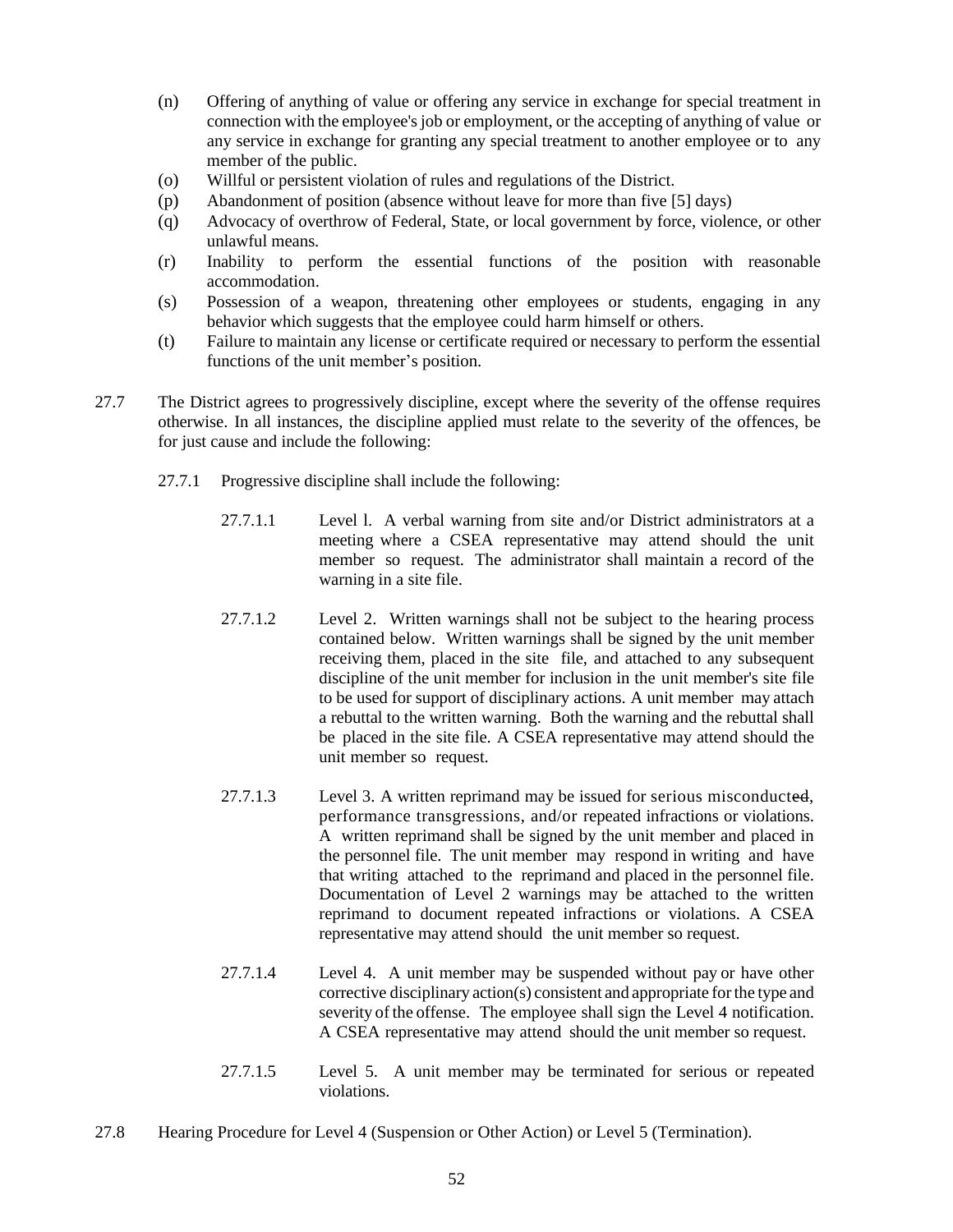(n) Offering of anything of value or offering any service in exchange for special treatment in connection with the employee's job or employment, or the accepting of anything of value or any service in exchange for granting any special treatment to another employee or to any member of the public.

(o) Willful or persistent violation of rules and regulations of the District.

(p) Abandonment of position (absence without leave for more than five [5] days)

(q) Advocacy of overthrow of Federal, State, or local government by force, violence, or other unlawful means.

(r) Inability to perform the essential functions of the position with reasonable accommodation.

(s) Possession of a weapon, threatening other employees or students, engaging in any behavior which suggests that the employee could harm himself or others.

(t) Failure to maintain any license or certificate required or necessary to perform the essential functions of the unit member's position.

27.7 The District agrees to progressively discipline, except where the severity of the offense requires otherwise. In all instances, the discipline applied must relate to the severity of the offences, be for just cause and include the following:

27.7.1 Progressive discipline shall include the following:

27.7.1.1 Level l. A verbal warning from site and/or District administrators at a meeting where a CSEA representative may attend should the unit member so request. The administrator shall maintain a record of the warning in a site file.

27.7.1.2 Level 2. Written warnings shall not be subject to the hearing process contained below. Written warnings shall be signed by the unit member receiving them, placed in the site file, and attached to any subsequent discipline of the unit member for inclusion in the unit member's site file to be used for support of disciplinary actions. A unit member may attach a rebuttal to the written warning. Both the warning and the rebuttal shall be placed in the site file. A CSEA representative may attend should the unit member so request.

27.7.1.3 Level 3. A written reprimand may be issued for serious misconducted, performance transgressions, and/or repeated infractions or violations. A written reprimand shall be signed by the unit member and placed in the personnel file. The unit member may respond in writing and have that writing attached to the reprimand and placed in the personnel file. Documentation of Level 2 warnings may be attached to the written reprimand to document repeated infractions or violations. A CSEA representative may attend should the unit member so request.

27.7.1.4 Level 4. A unit member may be suspended without pay or have other corrective disciplinary action(s) consistent and appropriate for the type and severity of the offense. The employee shall sign the Level 4 notification. A CSEA representative may attend should the unit member so request.

27.7.1.5 Level 5. A unit member may be terminated for serious or repeated violations.

27.8 Hearing Procedure for Level 4 (Suspension or Other Action) or Level 5 (Termination).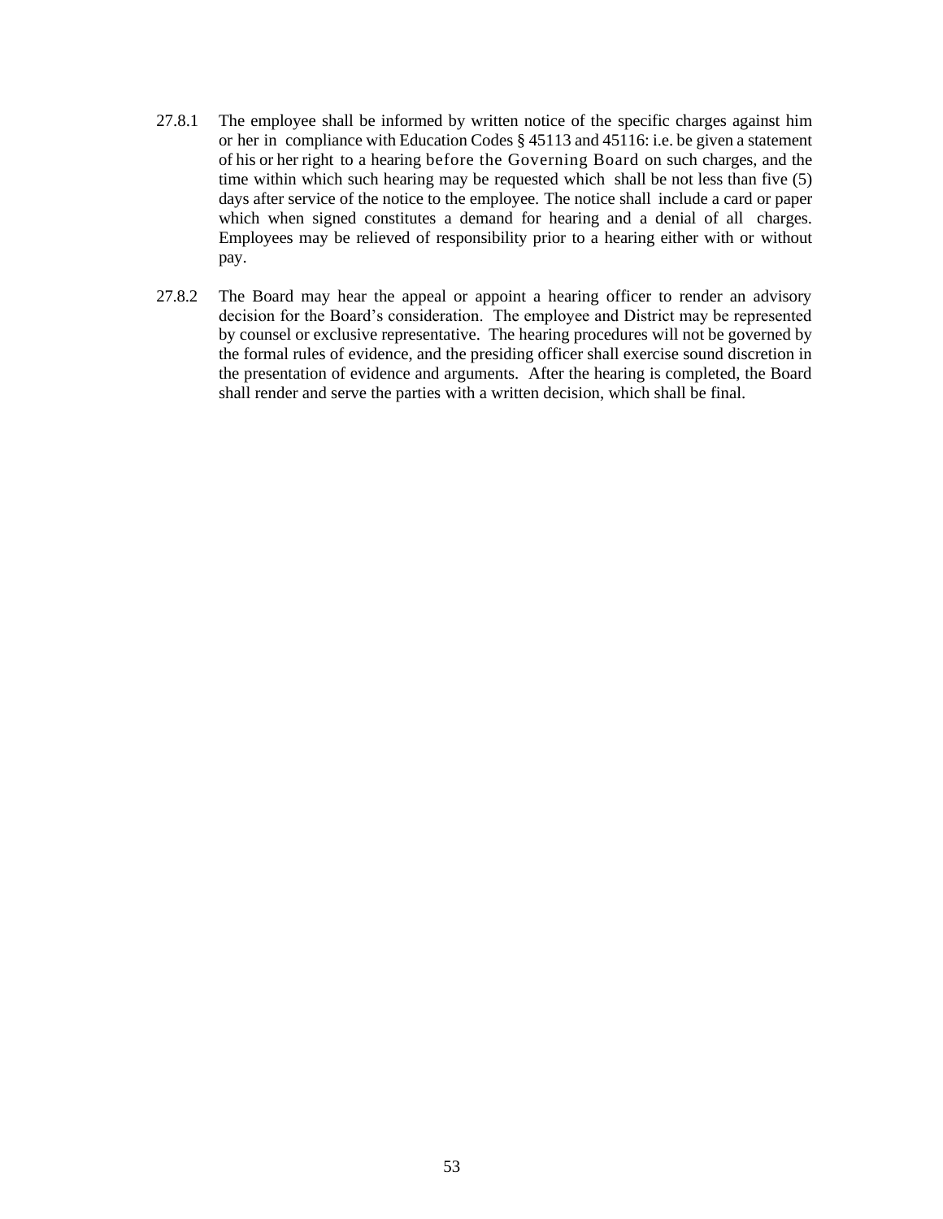27.8.1 The employee shall be informed by written notice of the specific charges against him or her in compliance with Education Codes § 45113 and 45116: i.e. be given a statement of his or her right to a hearing before the Governing Board on such charges, and the time within which such hearing may be requested which shall be not less than five (5) days after service of the notice to the employee. The notice shall include a card or paper which when signed constitutes a demand for hearing and a denial of all charges. Employees may be relieved of responsibility prior to a hearing either with or without pay.

27.8.2 The Board may hear the appeal or appoint a hearing officer to render an advisory decision for the Board's consideration. The employee and District may be represented by counsel or exclusive representative. The hearing procedures will not be governed by the formal rules of evidence, and the presiding officer shall exercise sound discretion in the presentation of evidence and arguments. After the hearing is completed, the Board shall render and serve the parties with a written decision, which shall be final.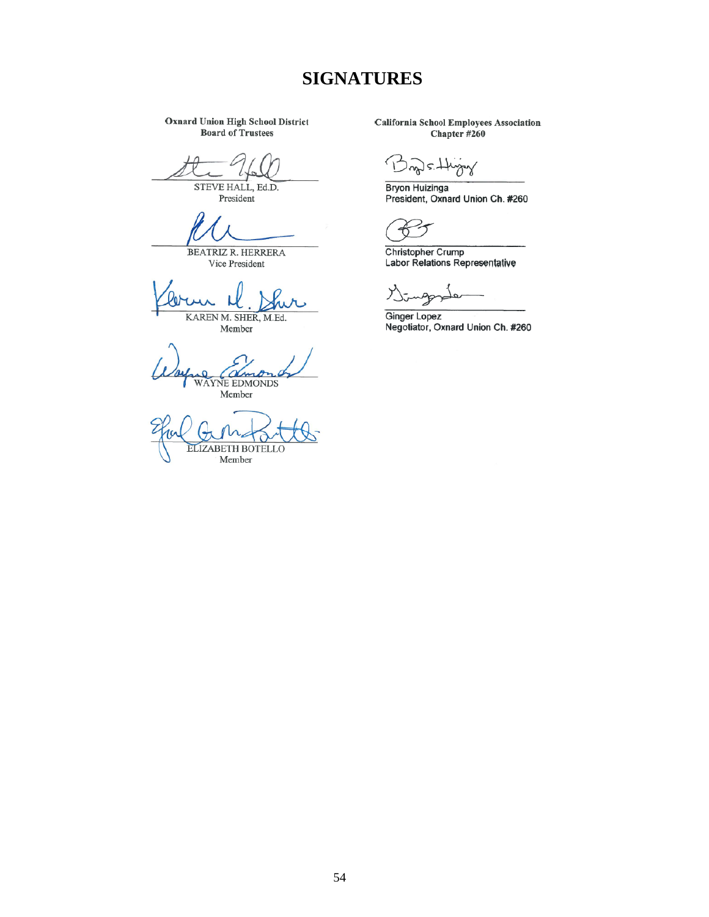# SIGNATURES

**Oxnard Union High School District**
**Board of Trustees**

STEVE HALL, Ed.D.
President

BEATRIZ R. HERRERA
Vice President

KAREN M. SHER, M.Ed.
Member

WAYNE EDMONDS
Member

ELIZABETH BOTELLO
Member

**California School Employees Association**
**Chapter #260**

Bryon Huizinga
President, Oxnard Union Ch. #260

Christopher Crump
Labor Relations Representative

Ginger Lopez
Negotiator, Oxnard Union Ch. #260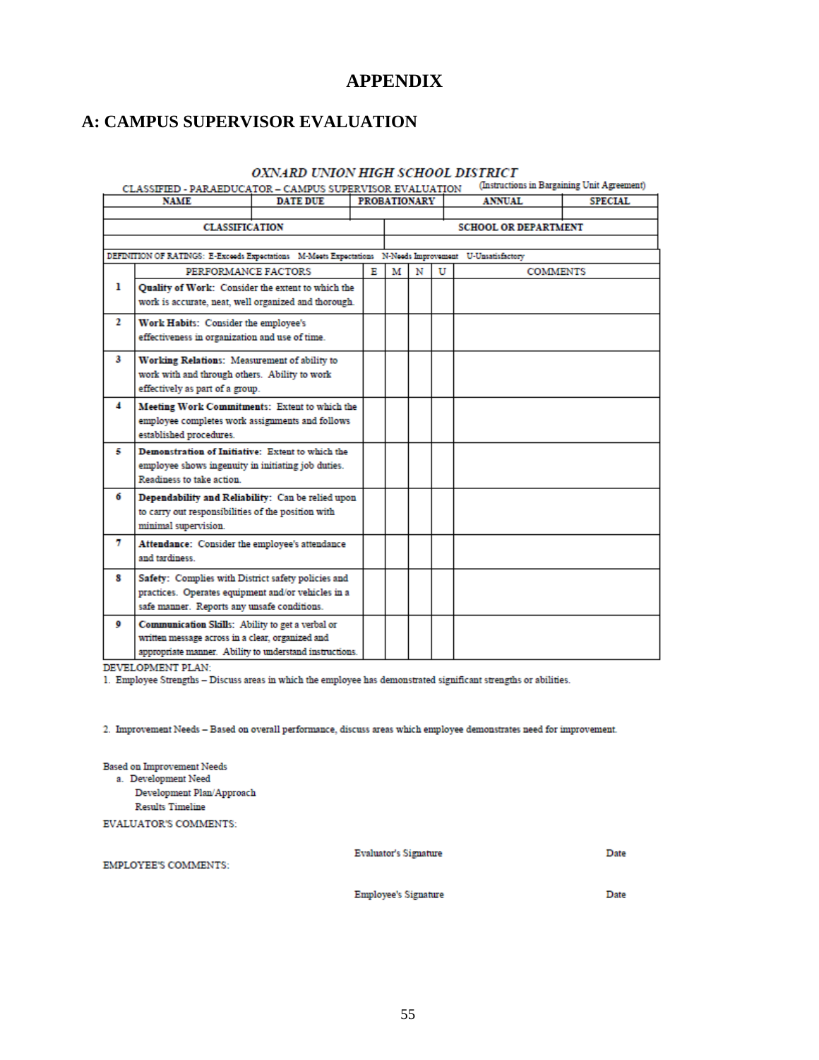# APPENDIX

## A: CAMPUS SUPERVISOR EVALUATION

***OXNARD UNION HIGH SCHOOL DISTRICT***

CLASSIFIED - PARAEDUCATOR – CAMPUS SUPERVISOR EVALUATION (Instructions in Bargaining Unit Agreement)

| NAME | DATE DUE | PROBATIONARY | ANNUAL | SPECIAL |
|---|---|---|---|---|
| | | | | |

| CLASSIFICATION | SCHOOL OR DEPARTMENT |
|---|---|
| | |

DEFINITION OF RATINGS: E-Exceeds Expectations M-Meets Expectations N-Needs Improvement U-Unsatisfactory

| | PERFORMANCE FACTORS | E | M | N | U | COMMENTS |
|---|---|---|---|---|---|---|
| 1 | **Quality of Work**: Consider the extent to which the work is accurate, neat, well organized and thorough. | | | | | |
| 2 | **Work Habits**: Consider the employee's effectiveness in organization and use of time. | | | | | |
| 3 | **Working Relations**: Measurement of ability to work with and through others. Ability to work effectively as part of a group. | | | | | |
| 4 | **Meeting Work Commitments**: Extent to which the employee completes work assignments and follows established procedures. | | | | | |
| 5 | **Demonstration of Initiative**: Extent to which the employee shows ingenuity in initiating job duties. Readiness to take action. | | | | | |
| 6 | **Dependability and Reliability**: Can be relied upon to carry out responsibilities of the position with minimal supervision. | | | | | |
| 7 | **Attendance**: Consider the employee's attendance and tardiness. | | | | | |
| 8 | **Safety**: Complies with District safety policies and practices. Operates equipment and/or vehicles in a safe manner. Reports any unsafe conditions. | | | | | |
| 9 | **Communication Skills**: Ability to get a verbal or written message across in a clear, organized and appropriate manner. Ability to understand instructions. | | | | | |

DEVELOPMENT PLAN:

1. Employee Strengths – Discuss areas in which the employee has demonstrated significant strengths or abilities.

2. Improvement Needs – Based on overall performance, discuss areas which employee demonstrates need for improvement.

Based on Improvement Needs

a. Development Need

Development Plan/Approach

Results Timeline

EVALUATOR'S COMMENTS:

Evaluator's Signature Date

EMPLOYEE'S COMMENTS:

Employee's Signature Date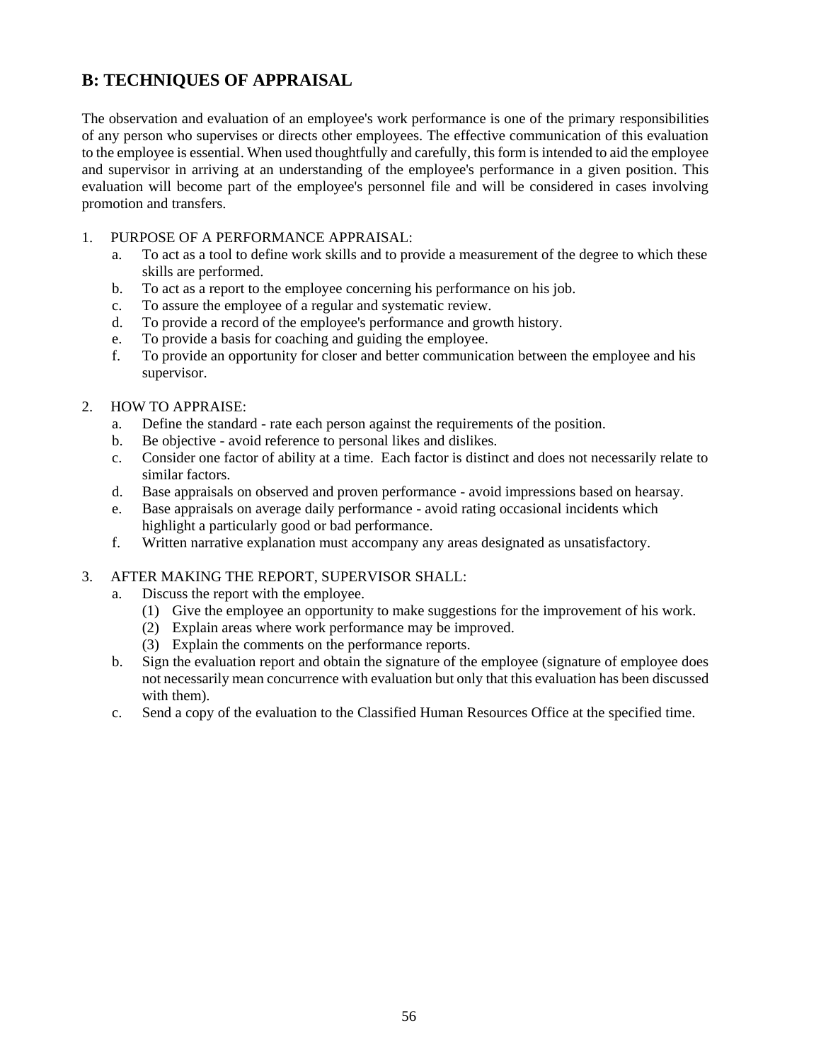## B: TECHNIQUES OF APPRAISAL

The observation and evaluation of an employee's work performance is one of the primary responsibilities of any person who supervises or directs other employees. The effective communication of this evaluation to the employee is essential. When used thoughtfully and carefully, this form is intended to aid the employee and supervisor in arriving at an understanding of the employee's performance in a given position. This evaluation will become part of the employee's personnel file and will be considered in cases involving promotion and transfers.

1. PURPOSE OF A PERFORMANCE APPRAISAL:
   a. To act as a tool to define work skills and to provide a measurement of the degree to which these skills are performed.
   b. To act as a report to the employee concerning his performance on his job.
   c. To assure the employee of a regular and systematic review.
   d. To provide a record of the employee's performance and growth history.
   e. To provide a basis for coaching and guiding the employee.
   f. To provide an opportunity for closer and better communication between the employee and his supervisor.

2. HOW TO APPRAISE:
   a. Define the standard - rate each person against the requirements of the position.
   b. Be objective - avoid reference to personal likes and dislikes.
   c. Consider one factor of ability at a time. Each factor is distinct and does not necessarily relate to similar factors.
   d. Base appraisals on observed and proven performance - avoid impressions based on hearsay.
   e. Base appraisals on average daily performance - avoid rating occasional incidents which highlight a particularly good or bad performance.
   f. Written narrative explanation must accompany any areas designated as unsatisfactory.

3. AFTER MAKING THE REPORT, SUPERVISOR SHALL:
   a. Discuss the report with the employee.
      (1) Give the employee an opportunity to make suggestions for the improvement of his work.
      (2) Explain areas where work performance may be improved.
      (3) Explain the comments on the performance reports.
   b. Sign the evaluation report and obtain the signature of the employee (signature of employee does not necessarily mean concurrence with evaluation but only that this evaluation has been discussed with them).
   c. Send a copy of the evaluation to the Classified Human Resources Office at the specified time.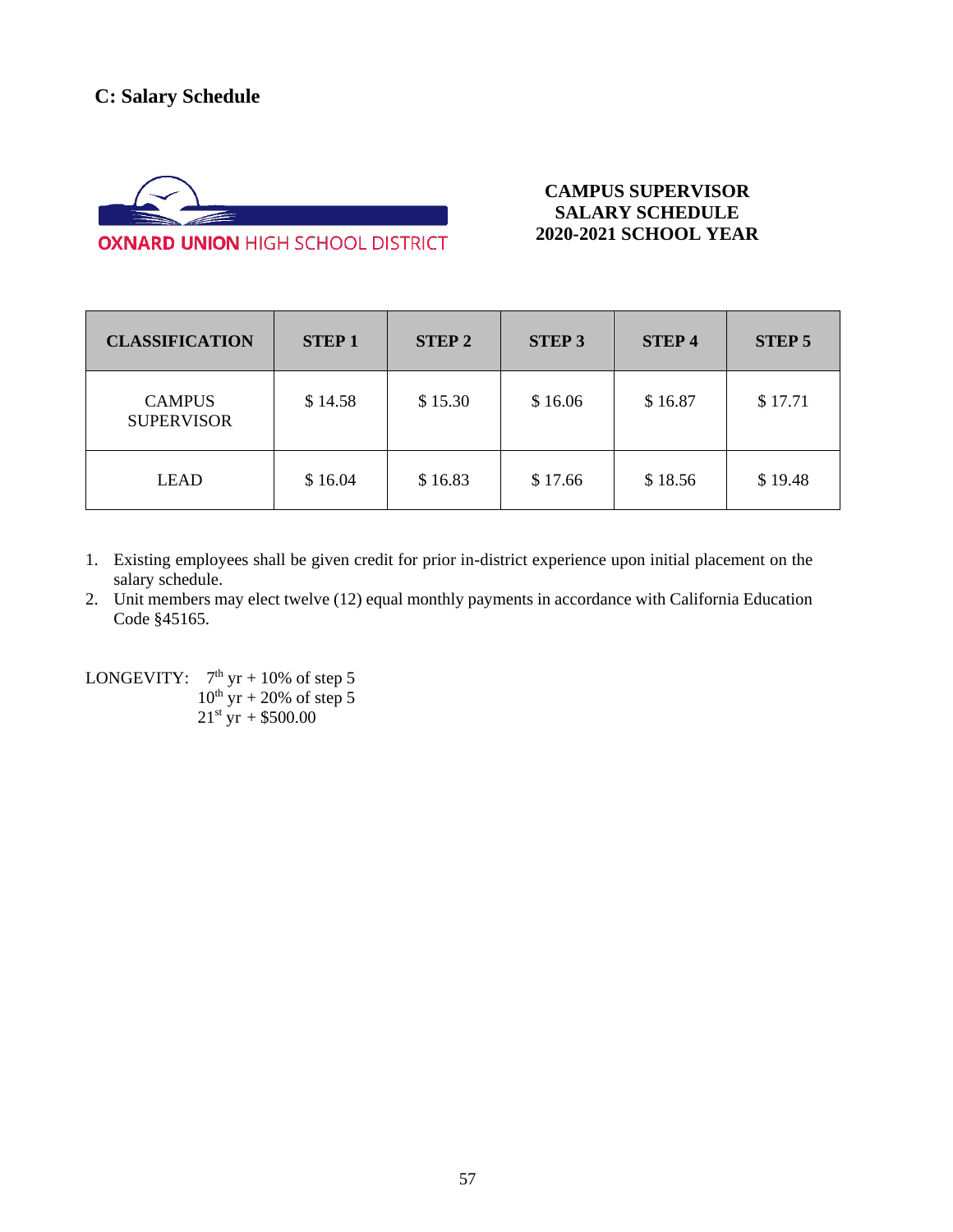## C: Salary Schedule

OXNARD UNION HIGH SCHOOL DISTRICT

**CAMPUS SUPERVISOR**
**SALARY SCHEDULE**
**2020-2021 SCHOOL YEAR**

| CLASSIFICATION | STEP 1 | STEP 2 | STEP 3 | STEP 4 | STEP 5 |
|---|---|---|---|---|---|
| CAMPUS SUPERVISOR | $ 14.58 | $ 15.30 | $ 16.06 | $ 16.87 | $ 17.71 |
| LEAD | $ 16.04 | $ 16.83 | $ 17.66 | $ 18.56 | $ 19.48 |

1. Existing employees shall be given credit for prior in-district experience upon initial placement on the salary schedule.
2. Unit members may elect twelve (12) equal monthly payments in accordance with California Education Code §45165.

LONGEVITY:
- 7th yr + 10% of step 5
- 10th yr + 20% of step 5
- 21st yr + $500.00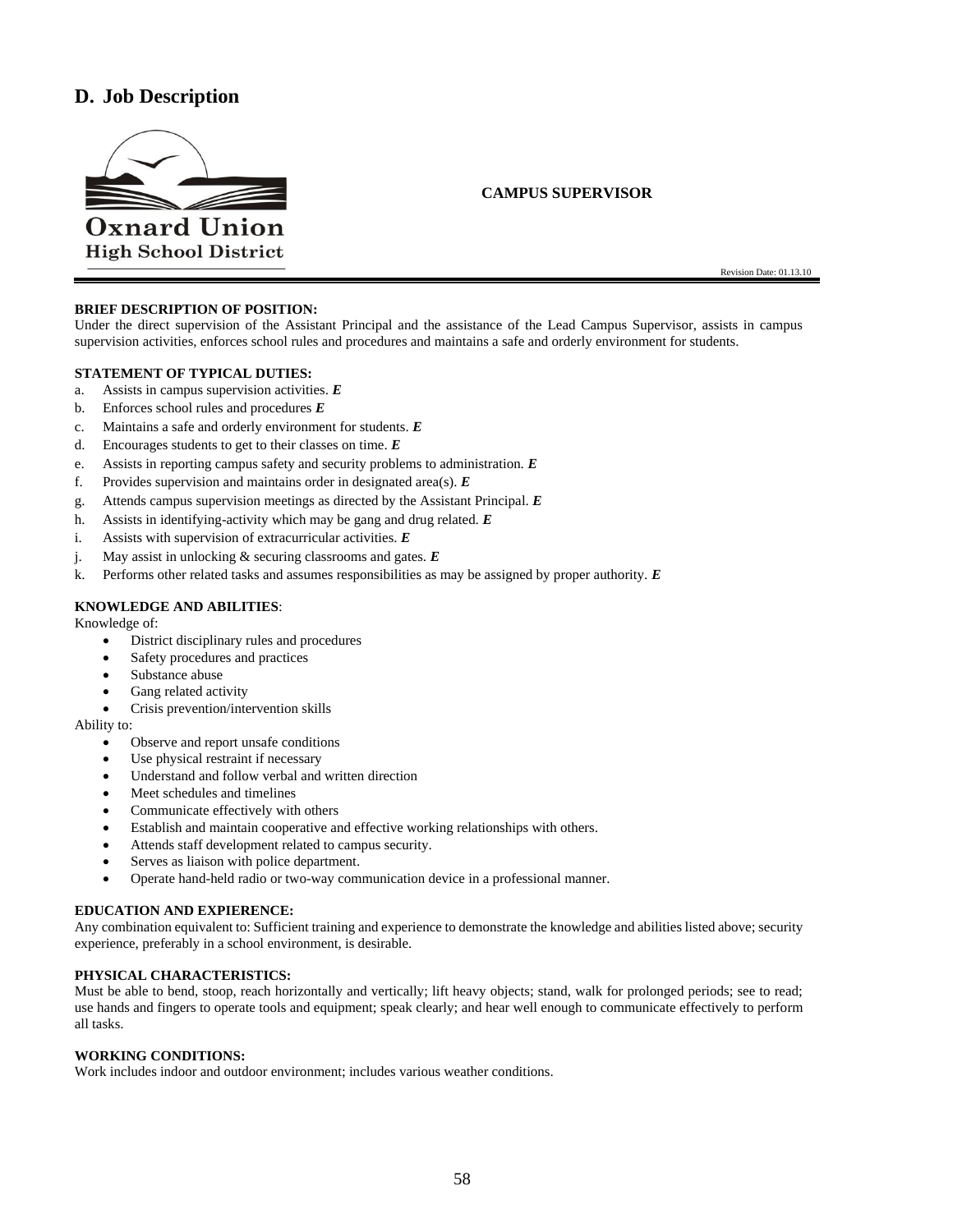## D. Job Description

Oxnard Union
High School District

**CAMPUS SUPERVISOR**

Revision Date: 01.13.10

**BRIEF DESCRIPTION OF POSITION:**
Under the direct supervision of the Assistant Principal and the assistance of the Lead Campus Supervisor, assists in campus supervision activities, enforces school rules and procedures and maintains a safe and orderly environment for students.

**STATEMENT OF TYPICAL DUTIES:**

a. Assists in campus supervision activities. ***E***
b. Enforces school rules and procedures ***E***
c. Maintains a safe and orderly environment for students. ***E***
d. Encourages students to get to their classes on time. ***E***
e. Assists in reporting campus safety and security problems to administration. ***E***
f. Provides supervision and maintains order in designated area(s). ***E***
g. Attends campus supervision meetings as directed by the Assistant Principal. ***E***
h. Assists in identifying-activity which may be gang and drug related. ***E***
i. Assists with supervision of extracurricular activities. ***E***
j. May assist in unlocking & securing classrooms and gates. ***E***
k. Performs other related tasks and assumes responsibilities as may be assigned by proper authority. ***E***

**KNOWLEDGE AND ABILITIES**:
Knowledge of:

- District disciplinary rules and procedures
- Safety procedures and practices
- Substance abuse
- Gang related activity
- Crisis prevention/intervention skills

Ability to:

- Observe and report unsafe conditions
- Use physical restraint if necessary
- Understand and follow verbal and written direction
- Meet schedules and timelines
- Communicate effectively with others
- Establish and maintain cooperative and effective working relationships with others.
- Attends staff development related to campus security.
- Serves as liaison with police department.
- Operate hand-held radio or two-way communication device in a professional manner.

**EDUCATION AND EXPIERENCE:**
Any combination equivalent to: Sufficient training and experience to demonstrate the knowledge and abilities listed above; security experience, preferably in a school environment, is desirable.

**PHYSICAL CHARACTERISTICS:**
Must be able to bend, stoop, reach horizontally and vertically; lift heavy objects; stand, walk for prolonged periods; see to read; use hands and fingers to operate tools and equipment; speak clearly; and hear well enough to communicate effectively to perform all tasks.

**WORKING CONDITIONS:**
Work includes indoor and outdoor environment; includes various weather conditions.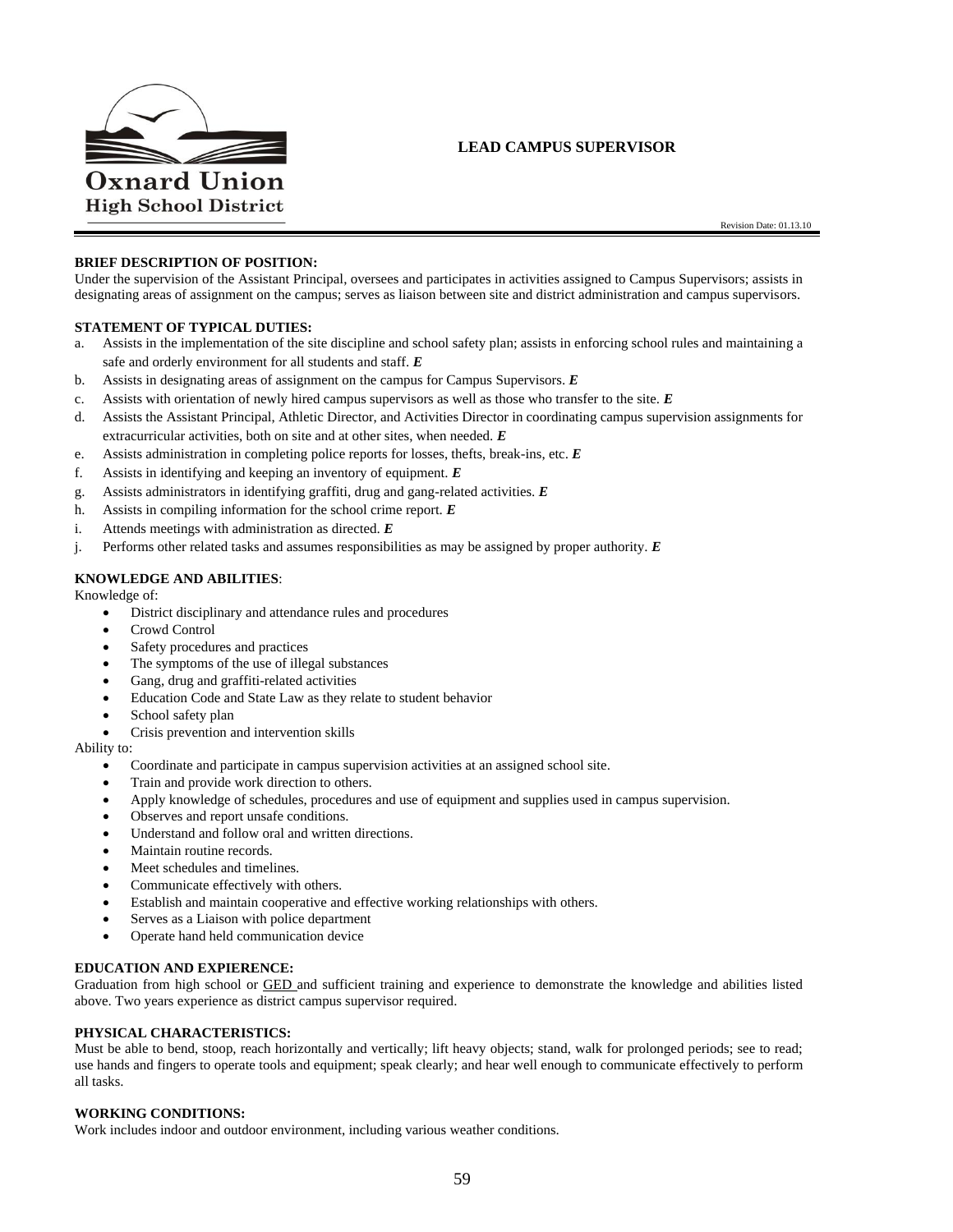Oxnard Union High School District

# LEAD CAMPUS SUPERVISOR

Revision Date: 01.13.10

**BRIEF DESCRIPTION OF POSITION:**

Under the supervision of the Assistant Principal, oversees and participates in activities assigned to Campus Supervisors; assists in designating areas of assignment on the campus; serves as liaison between site and district administration and campus supervisors.

**STATEMENT OF TYPICAL DUTIES:**

a. Assists in the implementation of the site discipline and school safety plan; assists in enforcing school rules and maintaining a safe and orderly environment for all students and staff. ***E***
b. Assists in designating areas of assignment on the campus for Campus Supervisors. ***E***
c. Assists with orientation of newly hired campus supervisors as well as those who transfer to the site. ***E***
d. Assists the Assistant Principal, Athletic Director, and Activities Director in coordinating campus supervision assignments for extracurricular activities, both on site and at other sites, when needed. ***E***
e. Assists administration in completing police reports for losses, thefts, break-ins, etc. ***E***
f. Assists in identifying and keeping an inventory of equipment. ***E***
g. Assists administrators in identifying graffiti, drug and gang-related activities. ***E***
h. Assists in compiling information for the school crime report. ***E***
i. Attends meetings with administration as directed. ***E***
j. Performs other related tasks and assumes responsibilities as may be assigned by proper authority. ***E***

**KNOWLEDGE AND ABILITIES**:

Knowledge of:

- District disciplinary and attendance rules and procedures
- Crowd Control
- Safety procedures and practices
- The symptoms of the use of illegal substances
- Gang, drug and graffiti-related activities
- Education Code and State Law as they relate to student behavior
- School safety plan
- Crisis prevention and intervention skills

Ability to:

- Coordinate and participate in campus supervision activities at an assigned school site.
- Train and provide work direction to others.
- Apply knowledge of schedules, procedures and use of equipment and supplies used in campus supervision.
- Observes and report unsafe conditions.
- Understand and follow oral and written directions.
- Maintain routine records.
- Meet schedules and timelines.
- Communicate effectively with others.
- Establish and maintain cooperative and effective working relationships with others.
- Serves as a Liaison with police department
- Operate hand held communication device

**EDUCATION AND EXPIERENCE:**

Graduation from high school or GED and sufficient training and experience to demonstrate the knowledge and abilities listed above. Two years experience as district campus supervisor required.

**PHYSICAL CHARACTERISTICS:**

Must be able to bend, stoop, reach horizontally and vertically; lift heavy objects; stand, walk for prolonged periods; see to read; use hands and fingers to operate tools and equipment; speak clearly; and hear well enough to communicate effectively to perform all tasks.

**WORKING CONDITIONS:**

Work includes indoor and outdoor environment, including various weather conditions.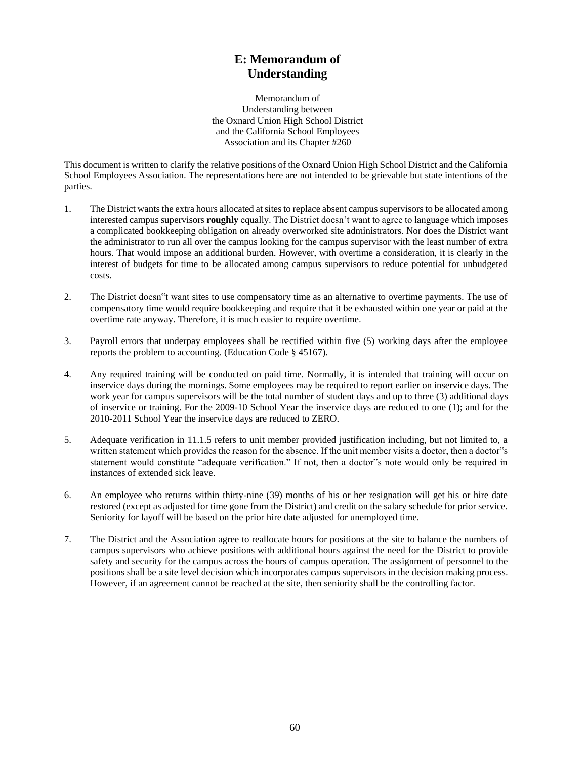# E: Memorandum of Understanding

Memorandum of
Understanding between
the Oxnard Union High School District
and the California School Employees
Association and its Chapter #260

This document is written to clarify the relative positions of the Oxnard Union High School District and the California School Employees Association. The representations here are not intended to be grievable but state intentions of the parties.

1. The District wants the extra hours allocated at sites to replace absent campus supervisors to be allocated among interested campus supervisors **roughly** equally. The District doesn't want to agree to language which imposes a complicated bookkeeping obligation on already overworked site administrators. Nor does the District want the administrator to run all over the campus looking for the campus supervisor with the least number of extra hours. That would impose an additional burden. However, with overtime a consideration, it is clearly in the interest of budgets for time to be allocated among campus supervisors to reduce potential for unbudgeted costs.

2. The District doesn"t want sites to use compensatory time as an alternative to overtime payments. The use of compensatory time would require bookkeeping and require that it be exhausted within one year or paid at the overtime rate anyway. Therefore, it is much easier to require overtime.

3. Payroll errors that underpay employees shall be rectified within five (5) working days after the employee reports the problem to accounting. (Education Code § 45167).

4. Any required training will be conducted on paid time. Normally, it is intended that training will occur on inservice days during the mornings. Some employees may be required to report earlier on inservice days. The work year for campus supervisors will be the total number of student days and up to three (3) additional days of inservice or training. For the 2009-10 School Year the inservice days are reduced to one (1); and for the 2010-2011 School Year the inservice days are reduced to ZERO.

5. Adequate verification in 11.1.5 refers to unit member provided justification including, but not limited to, a written statement which provides the reason for the absence. If the unit member visits a doctor, then a doctor"s statement would constitute "adequate verification." If not, then a doctor"s note would only be required in instances of extended sick leave.

6. An employee who returns within thirty-nine (39) months of his or her resignation will get his or hire date restored (except as adjusted for time gone from the District) and credit on the salary schedule for prior service. Seniority for layoff will be based on the prior hire date adjusted for unemployed time.

7. The District and the Association agree to reallocate hours for positions at the site to balance the numbers of campus supervisors who achieve positions with additional hours against the need for the District to provide safety and security for the campus across the hours of campus operation. The assignment of personnel to the positions shall be a site level decision which incorporates campus supervisors in the decision making process. However, if an agreement cannot be reached at the site, then seniority shall be the controlling factor.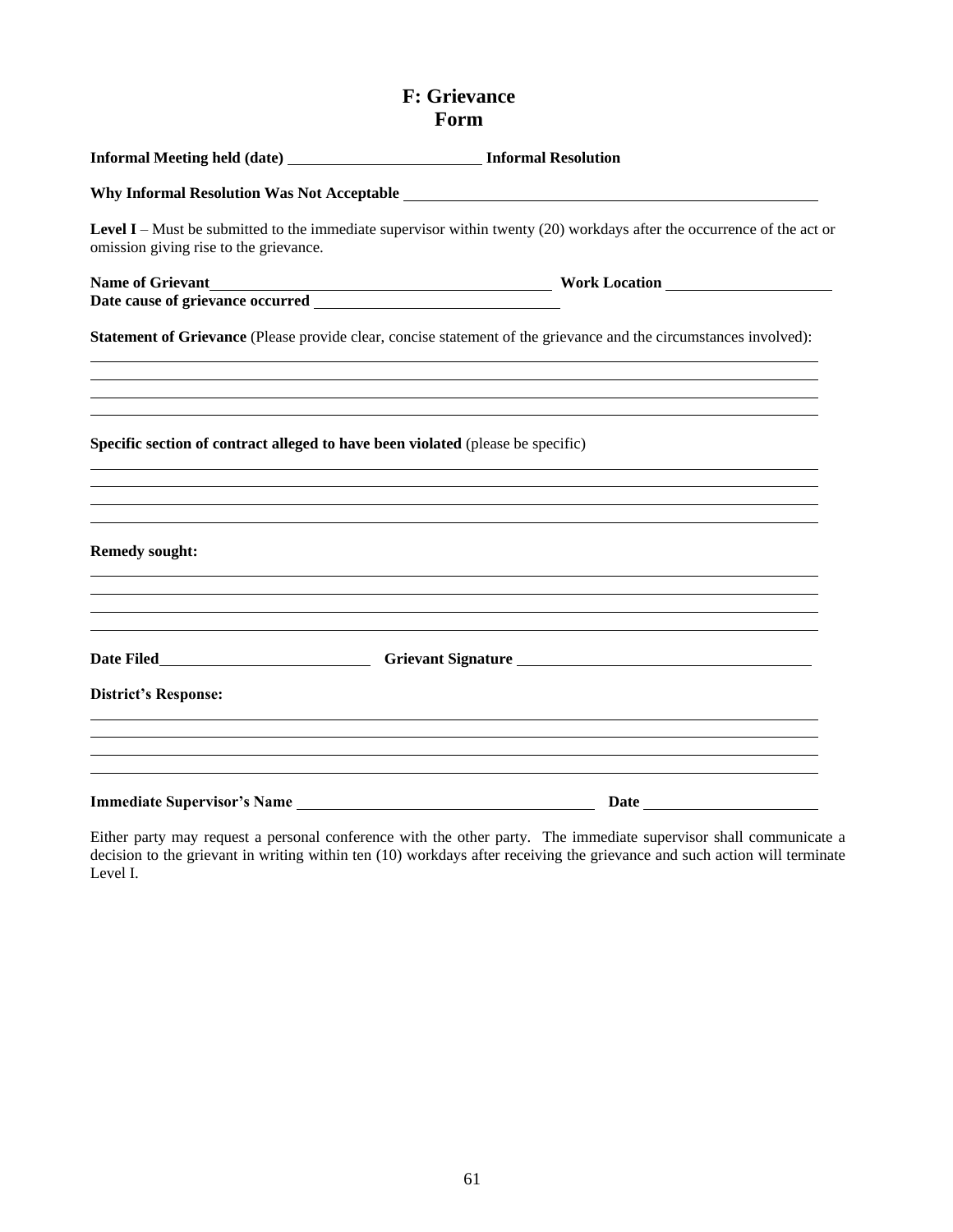# F: Grievance Form

**Informal Meeting held (date)** \_\_\_\_\_\_\_\_\_\_\_\_\_\_\_\_\_\_\_\_\_\_\_\_ **Informal Resolution**

**Why Informal Resolution Was Not Acceptable** \_\_\_\_\_\_\_\_\_\_\_\_\_\_\_\_\_\_\_\_\_\_\_\_\_\_\_\_\_\_\_\_\_\_\_\_\_\_\_\_\_\_\_\_\_\_\_\_\_\_

**Level I** – Must be submitted to the immediate supervisor within twenty (20) workdays after the occurrence of the act or omission giving rise to the grievance.

**Name of Grievant**\_\_\_\_\_\_\_\_\_\_\_\_\_\_\_\_\_\_\_\_\_\_\_\_\_\_\_\_\_\_\_\_\_\_\_\_\_\_\_\_ **Work Location** \_\_\_\_\_\_\_\_\_\_\_\_\_\_\_\_\_\_\_\_
**Date cause of grievance occurred** \_\_\_\_\_\_\_\_\_\_\_\_\_\_\_\_\_\_\_\_\_\_\_\_\_\_\_\_\_\_

**Statement of Grievance** (Please provide clear, concise statement of the grievance and the circumstances involved):

\_\_\_\_\_\_\_\_\_\_\_\_\_\_\_\_\_\_\_\_\_\_\_\_\_\_\_\_\_\_\_\_\_\_\_\_\_\_\_\_\_\_\_\_\_\_\_\_\_\_\_\_\_\_\_\_\_\_\_\_\_\_\_\_\_\_\_\_\_\_\_\_\_\_\_\_\_\_\_\_\_\_\_\_\_\_\_\_
\_\_\_\_\_\_\_\_\_\_\_\_\_\_\_\_\_\_\_\_\_\_\_\_\_\_\_\_\_\_\_\_\_\_\_\_\_\_\_\_\_\_\_\_\_\_\_\_\_\_\_\_\_\_\_\_\_\_\_\_\_\_\_\_\_\_\_\_\_\_\_\_\_\_\_\_\_\_\_\_\_\_\_\_\_\_\_\_
\_\_\_\_\_\_\_\_\_\_\_\_\_\_\_\_\_\_\_\_\_\_\_\_\_\_\_\_\_\_\_\_\_\_\_\_\_\_\_\_\_\_\_\_\_\_\_\_\_\_\_\_\_\_\_\_\_\_\_\_\_\_\_\_\_\_\_\_\_\_\_\_\_\_\_\_\_\_\_\_\_\_\_\_\_\_\_\_
\_\_\_\_\_\_\_\_\_\_\_\_\_\_\_\_\_\_\_\_\_\_\_\_\_\_\_\_\_\_\_\_\_\_\_\_\_\_\_\_\_\_\_\_\_\_\_\_\_\_\_\_\_\_\_\_\_\_\_\_\_\_\_\_\_\_\_\_\_\_\_\_\_\_\_\_\_\_\_\_\_\_\_\_\_\_\_\_

**Specific section of contract alleged to have been violated** (please be specific)

\_\_\_\_\_\_\_\_\_\_\_\_\_\_\_\_\_\_\_\_\_\_\_\_\_\_\_\_\_\_\_\_\_\_\_\_\_\_\_\_\_\_\_\_\_\_\_\_\_\_\_\_\_\_\_\_\_\_\_\_\_\_\_\_\_\_\_\_\_\_\_\_\_\_\_\_\_\_\_\_\_\_\_\_\_\_\_\_
\_\_\_\_\_\_\_\_\_\_\_\_\_\_\_\_\_\_\_\_\_\_\_\_\_\_\_\_\_\_\_\_\_\_\_\_\_\_\_\_\_\_\_\_\_\_\_\_\_\_\_\_\_\_\_\_\_\_\_\_\_\_\_\_\_\_\_\_\_\_\_\_\_\_\_\_\_\_\_\_\_\_\_\_\_\_\_\_
\_\_\_\_\_\_\_\_\_\_\_\_\_\_\_\_\_\_\_\_\_\_\_\_\_\_\_\_\_\_\_\_\_\_\_\_\_\_\_\_\_\_\_\_\_\_\_\_\_\_\_\_\_\_\_\_\_\_\_\_\_\_\_\_\_\_\_\_\_\_\_\_\_\_\_\_\_\_\_\_\_\_\_\_\_\_\_\_
\_\_\_\_\_\_\_\_\_\_\_\_\_\_\_\_\_\_\_\_\_\_\_\_\_\_\_\_\_\_\_\_\_\_\_\_\_\_\_\_\_\_\_\_\_\_\_\_\_\_\_\_\_\_\_\_\_\_\_\_\_\_\_\_\_\_\_\_\_\_\_\_\_\_\_\_\_\_\_\_\_\_\_\_\_\_\_\_

**Remedy sought:**

\_\_\_\_\_\_\_\_\_\_\_\_\_\_\_\_\_\_\_\_\_\_\_\_\_\_\_\_\_\_\_\_\_\_\_\_\_\_\_\_\_\_\_\_\_\_\_\_\_\_\_\_\_\_\_\_\_\_\_\_\_\_\_\_\_\_\_\_\_\_\_\_\_\_\_\_\_\_\_\_\_\_\_\_\_\_\_\_
\_\_\_\_\_\_\_\_\_\_\_\_\_\_\_\_\_\_\_\_\_\_\_\_\_\_\_\_\_\_\_\_\_\_\_\_\_\_\_\_\_\_\_\_\_\_\_\_\_\_\_\_\_\_\_\_\_\_\_\_\_\_\_\_\_\_\_\_\_\_\_\_\_\_\_\_\_\_\_\_\_\_\_\_\_\_\_\_
\_\_\_\_\_\_\_\_\_\_\_\_\_\_\_\_\_\_\_\_\_\_\_\_\_\_\_\_\_\_\_\_\_\_\_\_\_\_\_\_\_\_\_\_\_\_\_\_\_\_\_\_\_\_\_\_\_\_\_\_\_\_\_\_\_\_\_\_\_\_\_\_\_\_\_\_\_\_\_\_\_\_\_\_\_\_\_\_
\_\_\_\_\_\_\_\_\_\_\_\_\_\_\_\_\_\_\_\_\_\_\_\_\_\_\_\_\_\_\_\_\_\_\_\_\_\_\_\_\_\_\_\_\_\_\_\_\_\_\_\_\_\_\_\_\_\_\_\_\_\_\_\_\_\_\_\_\_\_\_\_\_\_\_\_\_\_\_\_\_\_\_\_\_\_\_\_

**Date Filed**\_\_\_\_\_\_\_\_\_\_\_\_\_\_\_\_\_\_\_\_\_\_\_\_\_ **Grievant Signature** \_\_\_\_\_\_\_\_\_\_\_\_\_\_\_\_\_\_\_\_\_\_\_\_\_\_\_\_\_\_\_\_\_\_\_\_

**District's Response:**

\_\_\_\_\_\_\_\_\_\_\_\_\_\_\_\_\_\_\_\_\_\_\_\_\_\_\_\_\_\_\_\_\_\_\_\_\_\_\_\_\_\_\_\_\_\_\_\_\_\_\_\_\_\_\_\_\_\_\_\_\_\_\_\_\_\_\_\_\_\_\_\_\_\_\_\_\_\_\_\_\_\_\_\_\_\_\_\_
\_\_\_\_\_\_\_\_\_\_\_\_\_\_\_\_\_\_\_\_\_\_\_\_\_\_\_\_\_\_\_\_\_\_\_\_\_\_\_\_\_\_\_\_\_\_\_\_\_\_\_\_\_\_\_\_\_\_\_\_\_\_\_\_\_\_\_\_\_\_\_\_\_\_\_\_\_\_\_\_\_\_\_\_\_\_\_\_
\_\_\_\_\_\_\_\_\_\_\_\_\_\_\_\_\_\_\_\_\_\_\_\_\_\_\_\_\_\_\_\_\_\_\_\_\_\_\_\_\_\_\_\_\_\_\_\_\_\_\_\_\_\_\_\_\_\_\_\_\_\_\_\_\_\_\_\_\_\_\_\_\_\_\_\_\_\_\_\_\_\_\_\_\_\_\_\_
\_\_\_\_\_\_\_\_\_\_\_\_\_\_\_\_\_\_\_\_\_\_\_\_\_\_\_\_\_\_\_\_\_\_\_\_\_\_\_\_\_\_\_\_\_\_\_\_\_\_\_\_\_\_\_\_\_\_\_\_\_\_\_\_\_\_\_\_\_\_\_\_\_\_\_\_\_\_\_\_\_\_\_\_\_\_\_\_

**Immediate Supervisor's Name** \_\_\_\_\_\_\_\_\_\_\_\_\_\_\_\_\_\_\_\_\_\_\_\_\_\_\_\_\_\_\_\_\_\_\_\_\_ **Date** \_\_\_\_\_\_\_\_\_\_\_\_\_\_\_\_\_\_\_\_\_

Either party may request a personal conference with the other party. The immediate supervisor shall communicate a decision to the grievant in writing within ten (10) workdays after receiving the grievance and such action will terminate Level I.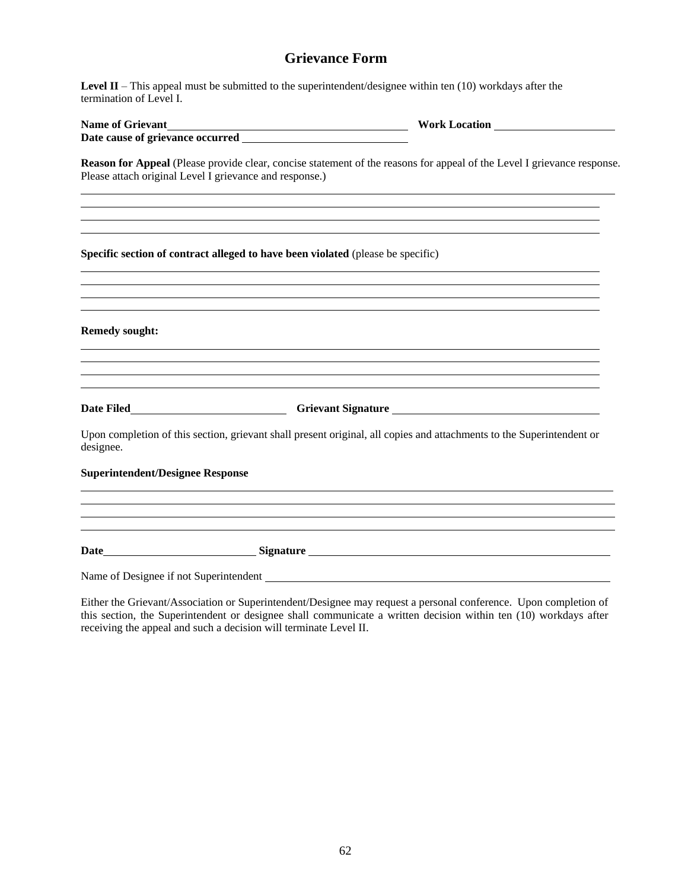# Grievance Form

**Level II** – This appeal must be submitted to the superintendent/designee within ten (10) workdays after the termination of Level I.

**Name of Grievant** ______________________________ **Work Location** ____________________

**Date cause of grievance occurred** ____________________

**Reason for Appeal** (Please provide clear, concise statement of the reasons for appeal of the Level I grievance response. Please attach original Level I grievance and response.)

______________________________________________________________________

______________________________________________________________________

______________________________________________________________________

______________________________________________________________________

**Specific section of contract alleged to have been violated** (please be specific)

______________________________________________________________________

______________________________________________________________________

______________________________________________________________________

______________________________________________________________________

**Remedy sought:**

______________________________________________________________________

______________________________________________________________________

______________________________________________________________________

______________________________________________________________________

**Date Filed** ____________________ **Grievant Signature** ______________________________

Upon completion of this section, grievant shall present original, all copies and attachments to the Superintendent or designee.

**Superintendent/Designee Response**

______________________________________________________________________

______________________________________________________________________

______________________________________________________________________

______________________________________________________________________

**Date** ____________________ **Signature** ______________________________

Name of Designee if not Superintendent ______________________________

Either the Grievant/Association or Superintendent/Designee may request a personal conference. Upon completion of this section, the Superintendent or designee shall communicate a written decision within ten (10) workdays after receiving the appeal and such a decision will terminate Level II.